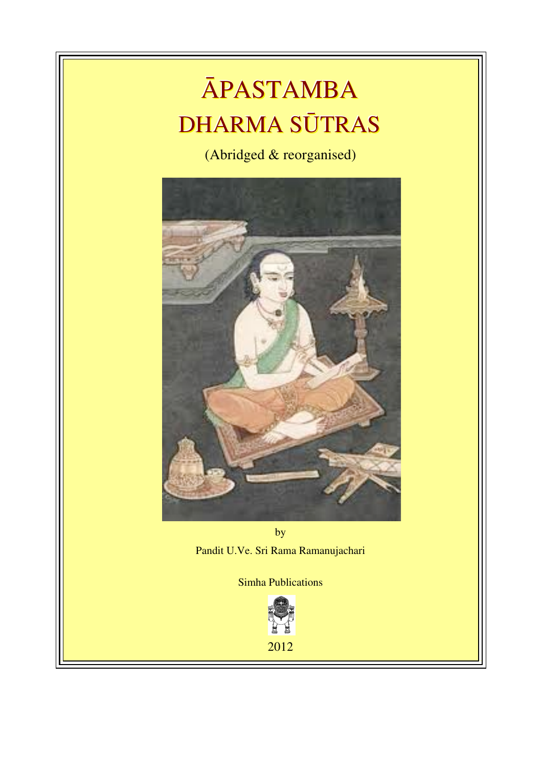# ĀPASTAMBA DHARMA SŪTRAS

(Abridged & reorganised)

by

Pandit U.Ve. Sri Rama Ramanujachari

Simha Publications

2012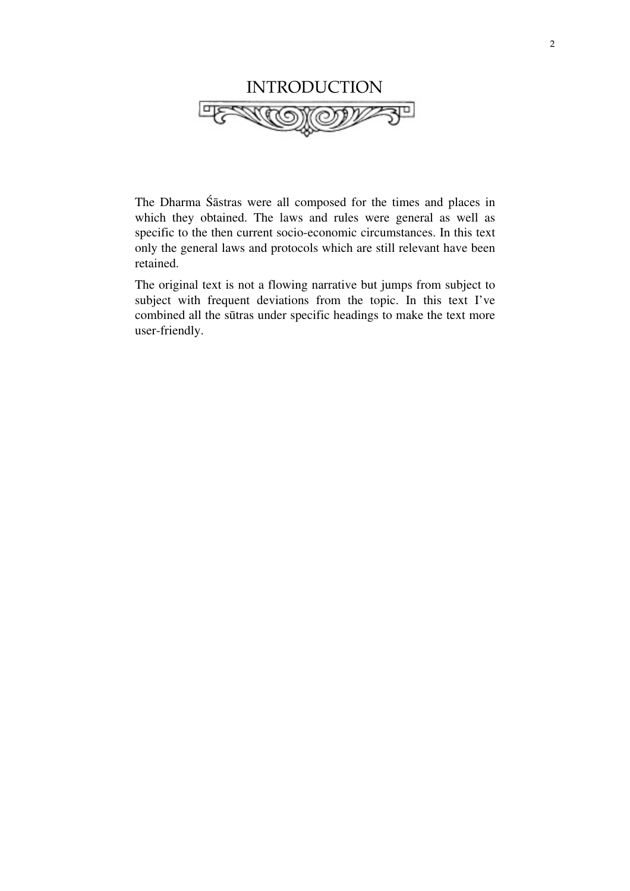# INTRODUCTION

The Dharma Śāstras were all composed for the times and places in which they obtained. The laws and rules were general as well as specific to the then current socio-economic circumstances. In this text only the general laws and protocols which are still relevant have been retained.

The original text is not a flowing narrative but jumps from subject to subject with frequent deviations from the topic. In this text I've combined all the sūtras under specific headings to make the text more user-friendly.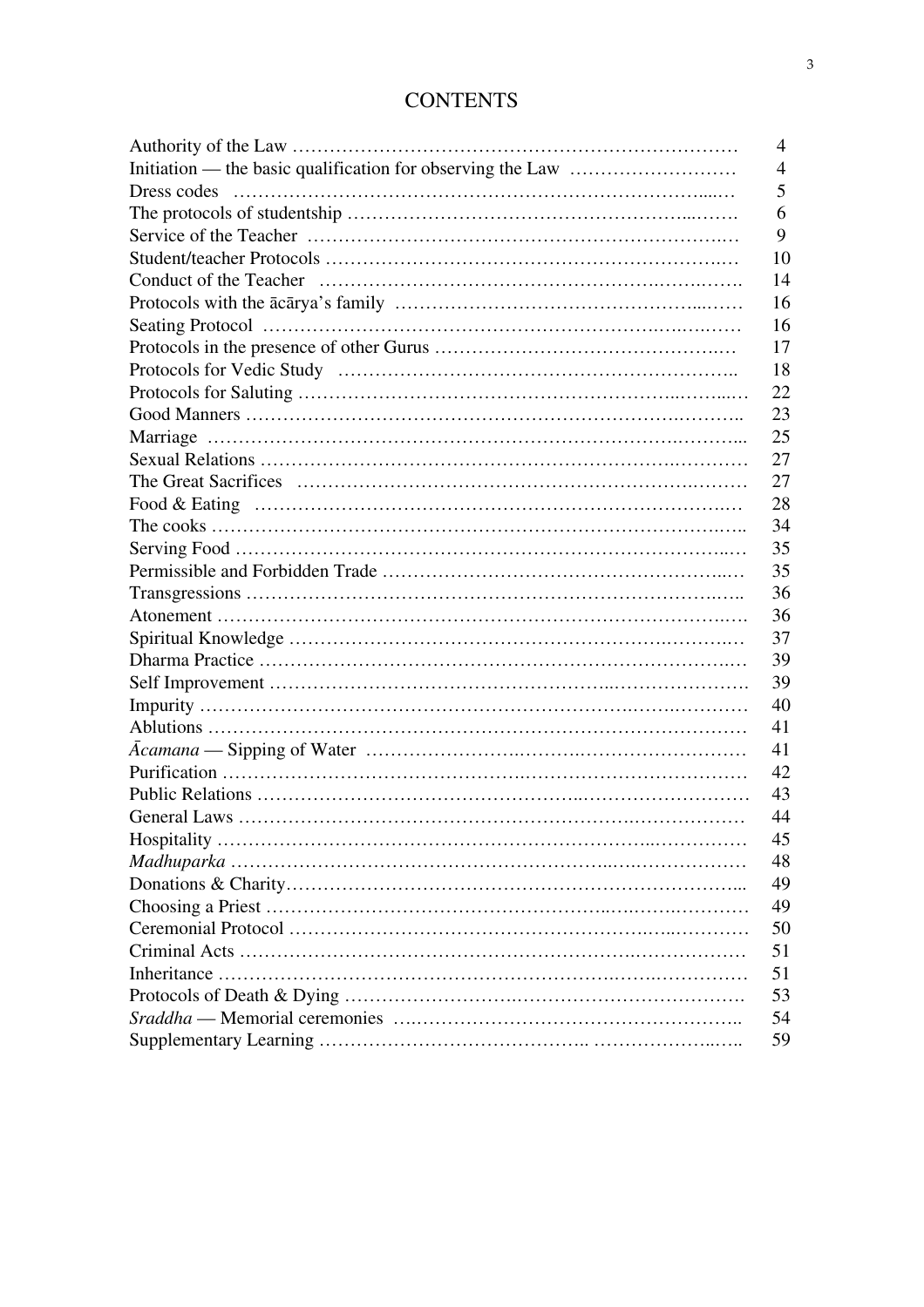# CONTENTS

| | |
|---|---|
| Authority of the Law | 4 |
| Initiation — the basic qualification for observing the Law | 4 |
| Dress codes | 5 |
| The protocols of studentship | 6 |
| Service of the Teacher | 9 |
| Student/teacher Protocols | 10 |
| Conduct of the Teacher | 14 |
| Protocols with the ācārya's family | 16 |
| Seating Protocol | 16 |
| Protocols in the presence of other Gurus | 17 |
| Protocols for Vedic Study | 18 |
| Protocols for Saluting | 22 |
| Good Manners | 23 |
| Marriage | 25 |
| Sexual Relations | 27 |
| The Great Sacrifices | 27 |
| Food & Eating | 28 |
| The cooks | 34 |
| Serving Food | 35 |
| Permissible and Forbidden Trade | 35 |
| Transgressions | 36 |
| Atonement | 36 |
| Spiritual Knowledge | 37 |
| Dharma Practice | 39 |
| Self Improvement | 39 |
| Impurity | 40 |
| Ablutions | 41 |
| *Ācamana* — Sipping of Water | 41 |
| Purification | 42 |
| Public Relations | 43 |
| General Laws | 44 |
| Hospitality | 45 |
| *Madhuparka* | 48 |
| Donations & Charity | 49 |
| Choosing a Priest | 49 |
| Ceremonial Protocol | 50 |
| Criminal Acts | 51 |
| Inheritance | 51 |
| Protocols of Death & Dying | 53 |
| *Sraddha* — Memorial ceremonies | 54 |
| Supplementary Learning | 59 |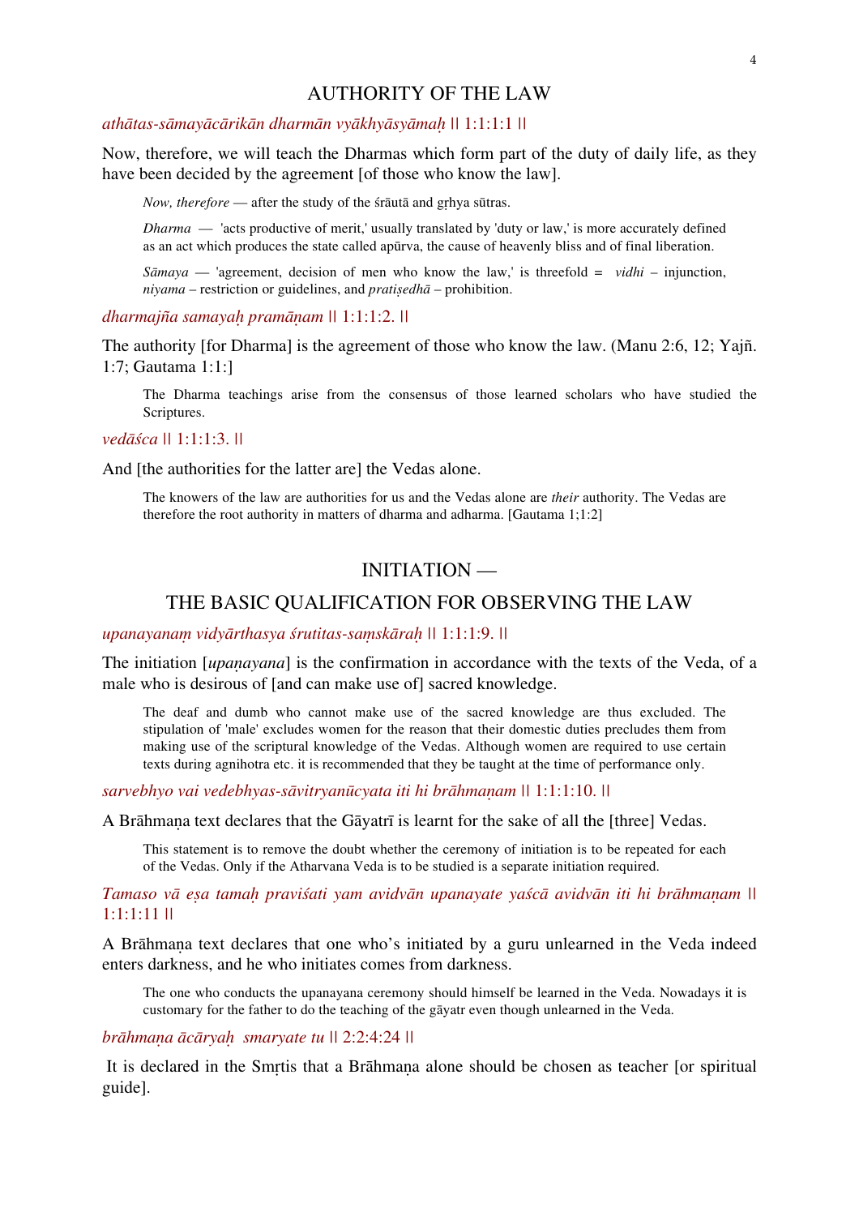## AUTHORITY OF THE LAW

*athātas-sāmayācārikān dharmān vyākhyāsyāmaḥ* || 1:1:1:1 ||

Now, therefore, we will teach the Dharmas which form part of the duty of daily life, as they have been decided by the agreement [of those who know the law].

> *Now, therefore* — after the study of the śrāutā and gṛhya sūtras.
>
> *Dharma* — 'acts productive of merit,' usually translated by 'duty or law,' is more accurately defined as an act which produces the state called apūrva, the cause of heavenly bliss and of final liberation.
>
> *Sāmaya* — 'agreement, decision of men who know the law,' is threefold = *vidhi* – injunction, *niyama* – restriction or guidelines, and *pratiṣedhā* – prohibition.

*dharmajña samayaḥ pramāṇam* || 1:1:1:2. ||

The authority [for Dharma] is the agreement of those who know the law. (Manu 2:6, 12; Yajñ. 1:7; Gautama 1:1:]

> The Dharma teachings arise from the consensus of those learned scholars who have studied the Scriptures.

*vedāśca* || 1:1:1:3. ||

And [the authorities for the latter are] the Vedas alone.

> The knowers of the law are authorities for us and the Vedas alone are *their* authority. The Vedas are therefore the root authority in matters of dharma and adharma. [Gautama 1;1:2]

## INITIATION —

## THE BASIC QUALIFICATION FOR OBSERVING THE LAW

*upanayanaṃ vidyārthasya śrutitas-saṃskāraḥ* || 1:1:1:9. ||

The initiation [*upaṇayana*] is the confirmation in accordance with the texts of the Veda, of a male who is desirous of [and can make use of] sacred knowledge.

> The deaf and dumb who cannot make use of the sacred knowledge are thus excluded. The stipulation of 'male' excludes women for the reason that their domestic duties precludes them from making use of the scriptural knowledge of the Vedas. Although women are required to use certain texts during agnihotra etc. it is recommended that they be taught at the time of performance only.

*sarvebhyo vai vedebhyas-sāvitryanūcyata iti hi brāhmaṇam* || 1:1:1:10. ||

A Brāhmaṇa text declares that the Gāyatrī is learnt for the sake of all the [three] Vedas.

> This statement is to remove the doubt whether the ceremony of initiation is to be repeated for each of the Vedas. Only if the Atharvana Veda is to be studied is a separate initiation required.

*Tamaso vā eṣa tamaḥ praviśati yam avidvān upanayate yaścā avidvān iti hi brāhmaṇam* || 1:1:1:11 ||

A Brāhmaṇa text declares that one who's initiated by a guru unlearned in the Veda indeed enters darkness, and he who initiates comes from darkness.

> The one who conducts the upanayana ceremony should himself be learned in the Veda. Nowadays it is customary for the father to do the teaching of the gāyatr even though unlearned in the Veda.

*brāhmaṇa ācāryaḥ smaryate tu* || 2:2:4:24 ||

It is declared in the Smṛtis that a Brāhmaṇa alone should be chosen as teacher [or spiritual guide].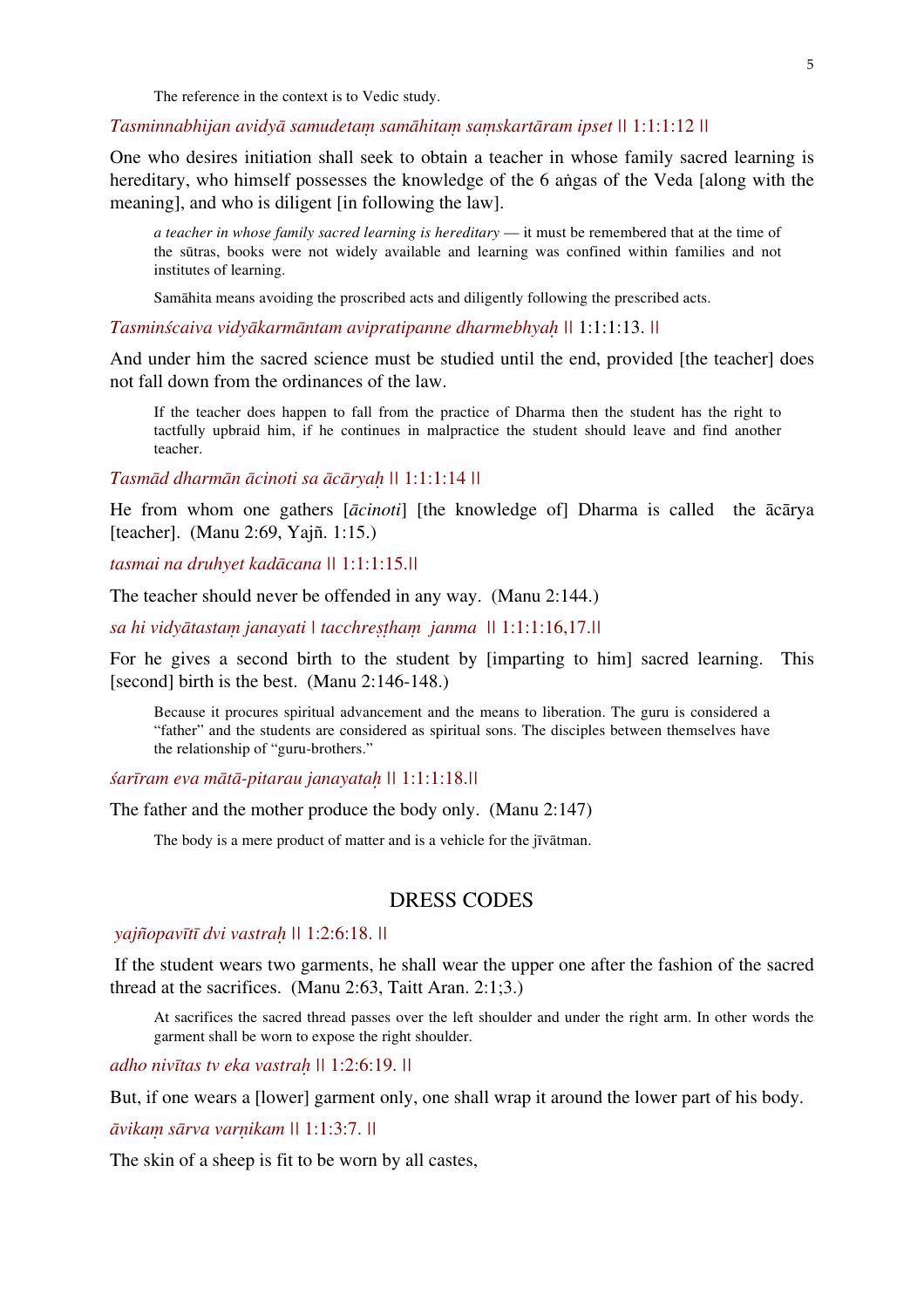The reference in the context is to Vedic study.

*Tasminnabhijan avidyā samudetaṃ samāhitaṃ saṃskartāram ipset* || 1:1:1:12 ||

One who desires initiation shall seek to obtain a teacher in whose family sacred learning is hereditary, who himself possesses the knowledge of the 6 aṅgas of the Veda [along with the meaning], and who is diligent [in following the law].

> *a teacher in whose family sacred learning is hereditary* — it must be remembered that at the time of the sūtras, books were not widely available and learning was confined within families and not institutes of learning.
>
> Samāhita means avoiding the proscribed acts and diligently following the prescribed acts.

*Tasminścaiva vidyākarmāntam avipratipanne dharmebhyaḥ* || 1:1:1:13. ||

And under him the sacred science must be studied until the end, provided [the teacher] does not fall down from the ordinances of the law.

> If the teacher does happen to fall from the practice of Dharma then the student has the right to tactfully upbraid him, if he continues in malpractice the student should leave and find another teacher.

*Tasmād dharmān ācinoti sa ācāryaḥ* || 1:1:1:14 ||

He from whom one gathers [*ācinoti*] [the knowledge of] Dharma is called the ācārya [teacher]. (Manu 2:69, Yajñ. 1:15.)

*tasmai na druhyet kadācana* || 1:1:1:15.||

The teacher should never be offended in any way. (Manu 2:144.)

*sa hi vidyātastaṃ janayati | tacchreṣṭhaṃ janma* || 1:1:1:16,17.||

For he gives a second birth to the student by [imparting to him] sacred learning. This [second] birth is the best. (Manu 2:146-148.)

> Because it procures spiritual advancement and the means to liberation. The guru is considered a "father" and the students are considered as spiritual sons. The disciples between themselves have the relationship of "guru-brothers."

*śarīram eva mātā-pitarau janayataḥ* || 1:1:1:18.||

The father and the mother produce the body only. (Manu 2:147)

> The body is a mere product of matter and is a vehicle for the jīvātman.

## DRESS CODES

*yajñopavītī dvi vastraḥ* || 1:2:6:18. ||

If the student wears two garments, he shall wear the upper one after the fashion of the sacred thread at the sacrifices. (Manu 2:63, Taitt Aran. 2:1;3.)

> At sacrifices the sacred thread passes over the left shoulder and under the right arm. In other words the garment shall be worn to expose the right shoulder.

*adho nivītas tv eka vastraḥ* || 1:2:6:19. ||

But, if one wears a [lower] garment only, one shall wrap it around the lower part of his body.

*āvikaṃ sārva varṇikam* || 1:1:3:7. ||

The skin of a sheep is fit to be worn by all castes,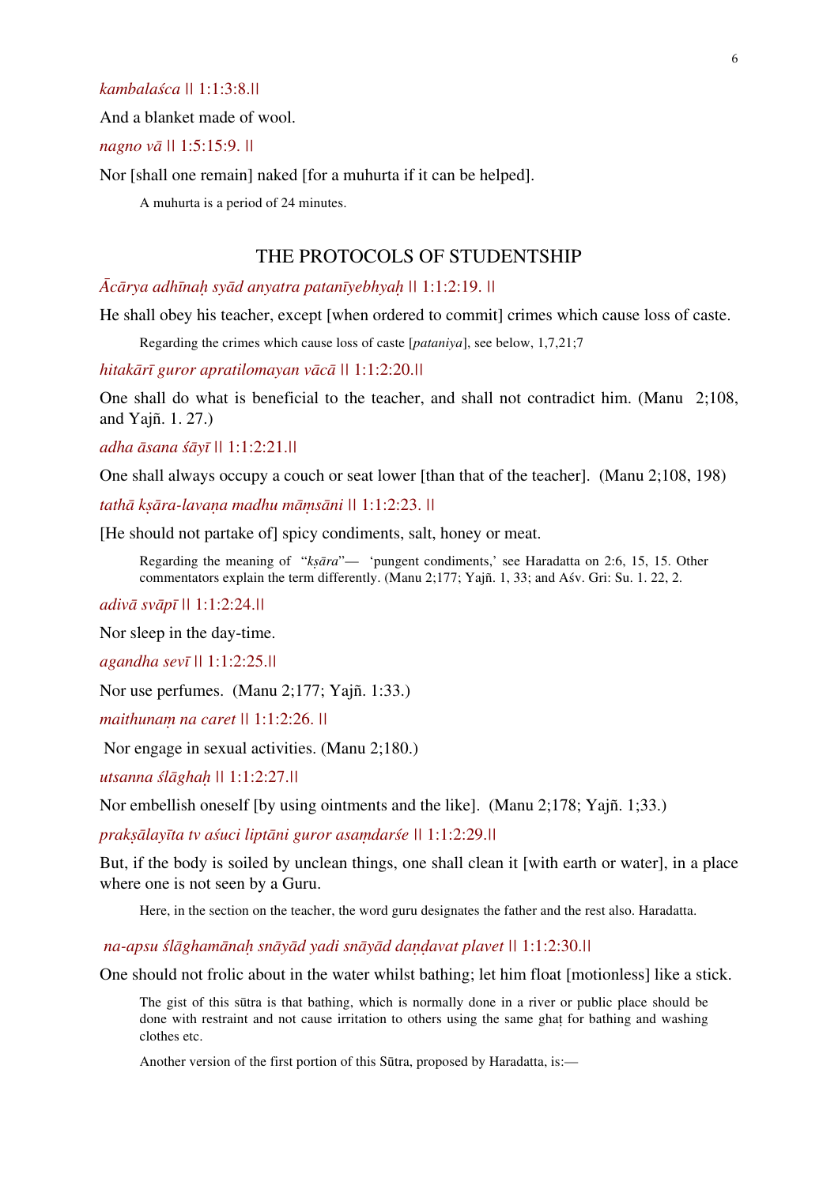*kambalaśca* || 1:1:3:8.||

And a blanket made of wool.

*nagno vā* || 1:5:15:9. ||

Nor [shall one remain] naked [for a muhurta if it can be helped].

> A muhurta is a period of 24 minutes.

## THE PROTOCOLS OF STUDENTSHIP

*Ācārya adhīnaḥ syād anyatra patanīyebhyaḥ* || 1:1:2:19. ||

He shall obey his teacher, except [when ordered to commit] crimes which cause loss of caste.

> Regarding the crimes which cause loss of caste [*pataniya*], see below, 1,7,21;7

*hitakārī guror apratilomayan vācā* || 1:1:2:20.||

One shall do what is beneficial to the teacher, and shall not contradict him. (Manu 2;108, and Yajñ. 1. 27.)

*adha āsana śāyī* || 1:1:2:21.||

One shall always occupy a couch or seat lower [than that of the teacher]. (Manu 2;108, 198)

*tathā kṣāra-lavaṇa madhu māṃsāni* || 1:1:2:23. ||

[He should not partake of] spicy condiments, salt, honey or meat.

> Regarding the meaning of "*kṣāra*"— 'pungent condiments,' see Haradatta on 2:6, 15, 15. Other commentators explain the term differently. (Manu 2;177; Yajñ. 1, 33; and Aśv. Gri: Su. 1. 22, 2.

*adivā svāpī* || 1:1:2:24.||

Nor sleep in the day-time.

*agandha sevī* || 1:1:2:25.||

Nor use perfumes. (Manu 2;177; Yajñ. 1:33.)

*maithunaṃ na caret* || 1:1:2:26. ||

Nor engage in sexual activities. (Manu 2;180.)

*utsanna ślāghaḥ* || 1:1:2:27.||

Nor embellish oneself [by using ointments and the like]. (Manu 2;178; Yajñ. 1;33.)

*prakṣālayīta tv aśuci liptāni guror asaṃdarśe* || 1:1:2:29.||

But, if the body is soiled by unclean things, one shall clean it [with earth or water], in a place where one is not seen by a Guru.

> Here, in the section on the teacher, the word guru designates the father and the rest also. Haradatta.

*na-apsu ślāghamānaḥ snāyād yadi snāyād daṇḍavat plavet* || 1:1:2:30.||

One should not frolic about in the water whilst bathing; let him float [motionless] like a stick.

> The gist of this sūtra is that bathing, which is normally done in a river or public place should be done with restraint and not cause irritation to others using the same ghaṭ for bathing and washing clothes etc.
>
> Another version of the first portion of this Sūtra, proposed by Haradatta, is:—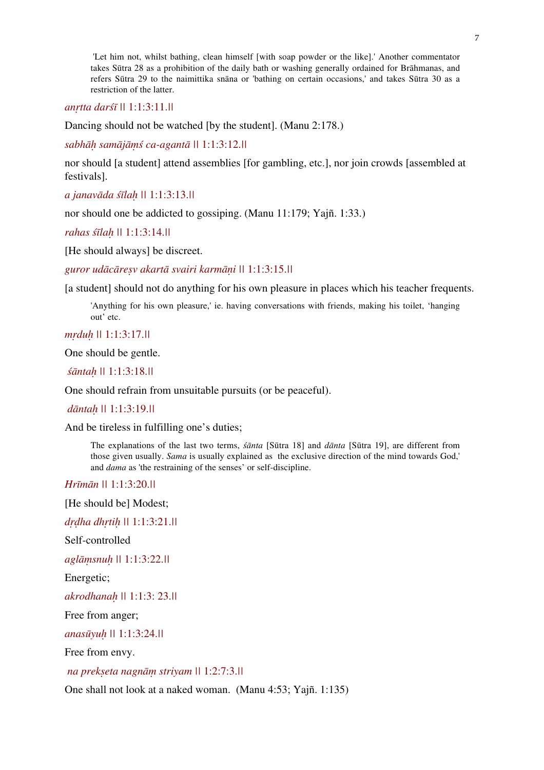> 'Let him not, whilst bathing, clean himself [with soap powder or the like].' Another commentator takes Sūtra 28 as a prohibition of the daily bath or washing generally ordained for Brāhmanas, and refers Sūtra 29 to the naimittika snāna or 'bathing on certain occasions,' and takes Sūtra 30 as a restriction of the latter.

*anṛtta darśī* || 1:1:3:11.||

Dancing should not be watched [by the student]. (Manu 2:178.)

*sabhāḥ samājāṃś ca-agantā* || 1:1:3:12.||

nor should [a student] attend assemblies [for gambling, etc.], nor join crowds [assembled at festivals].

*a janavāda śīlaḥ* || 1:1:3:13.||

nor should one be addicted to gossiping. (Manu 11:179; Yajñ. 1:33.)

*rahas śīlaḥ* || 1:1:3:14.||

[He should always] be discreet.

*guror udācāreṣv akartā svairi karmāṇi* || 1:1:3:15.||

[a student] should not do anything for his own pleasure in places which his teacher frequents.

> 'Anything for his own pleasure,' ie. having conversations with friends, making his toilet, 'hanging out' etc.

*mṛduḥ* || 1:1:3:17.||

One should be gentle.

*śāntaḥ* || 1:1:3:18.||

One should refrain from unsuitable pursuits (or be peaceful).

*dāntaḥ* || 1:1:3:19.||

And be tireless in fulfilling one's duties;

> The explanations of the last two terms, *śānta* [Sūtra 18] and *dānta* [Sūtra 19], are different from those given usually. *Sama* is usually explained as the exclusive direction of the mind towards God,' and *dama* as 'the restraining of the senses' or self-discipline.

*Hrīmān* || 1:1:3:20.||

[He should be] Modest;

*dṛḍha dhṛtiḥ* || 1:1:3:21.||

Self-controlled

*aglāṃsnuḥ* || 1:1:3:22.||

Energetic;

*akrodhanaḥ* || 1:1:3: 23.||

Free from anger;

*anasūyuḥ* || 1:1:3:24.||

Free from envy.

*na prekṣeta nagnāṃ striyam* || 1:2:7:3.||

One shall not look at a naked woman. (Manu 4:53; Yajñ. 1:135)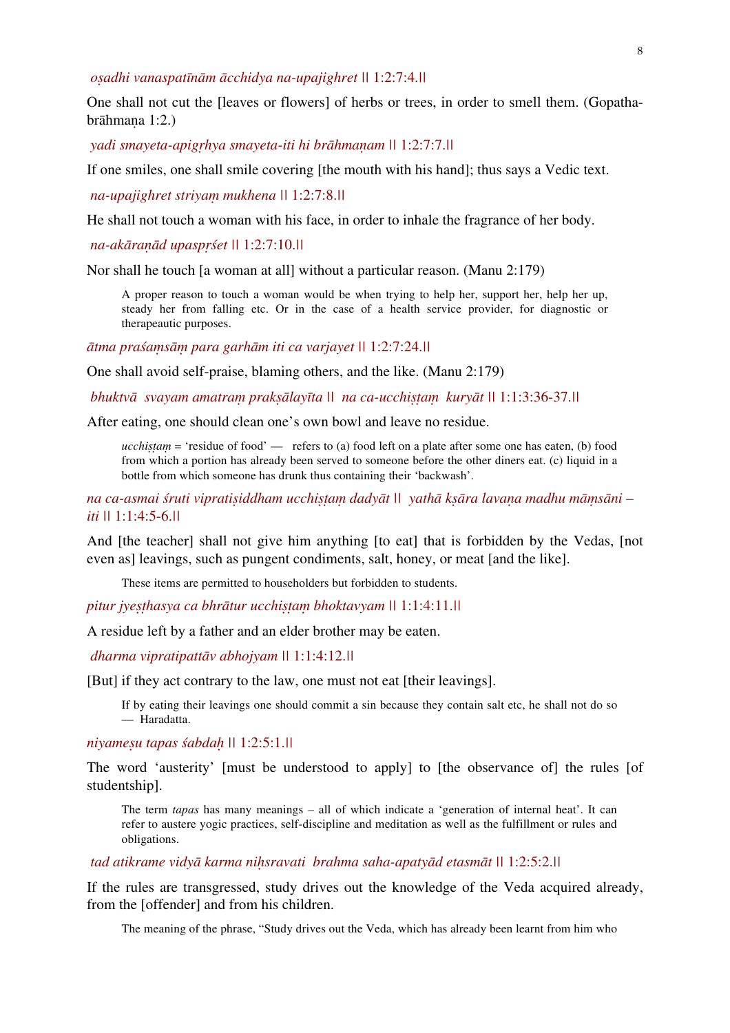*oṣadhi vanaspatīnām ācchidya na-upajighret* || 1:2:7:4.||

One shall not cut the [leaves or flowers] of herbs or trees, in order to smell them. (Gopatha-brāhmaṇa 1:2.)

*yadi smayeta-apigṛhya smayeta-iti hi brāhmaṇam* || 1:2:7:7.||

If one smiles, one shall smile covering [the mouth with his hand]; thus says a Vedic text.

*na-upajighret striyaṃ mukhena* || 1:2:7:8.||

He shall not touch a woman with his face, in order to inhale the fragrance of her body.

*na-akāraṇād upaspṛśet* || 1:2:7:10.||

Nor shall he touch [a woman at all] without a particular reason. (Manu 2:179)

> A proper reason to touch a woman would be when trying to help her, support her, help her up, steady her from falling etc. Or in the case of a health service provider, for diagnostic or therapeautic purposes.

*ātma praśaṃsāṃ para garhām iti ca varjayet* || 1:2:7:24.||

One shall avoid self-praise, blaming others, and the like. (Manu 2:179)

*bhuktvā svayam amatraṃ prakṣālayīta* || *na ca-ucchiṣṭaṃ kuryāt* || 1:1:3:36-37.||

After eating, one should clean one's own bowl and leave no residue.

> *ucchiṣṭaṃ* = 'residue of food' — refers to (a) food left on a plate after some one has eaten, (b) food from which a portion has already been served to someone before the other diners eat. (c) liquid in a bottle from which someone has drunk thus containing their 'backwash'.

*na ca-asmai śruti vipratiṣiddham ucchiṣṭaṃ dadyāt* || *yathā kṣāra lavaṇa madhu māṃsāni – iti* || 1:1:4:5-6.||

And [the teacher] shall not give him anything [to eat] that is forbidden by the Vedas, [not even as] leavings, such as pungent condiments, salt, honey, or meat [and the like].

> These items are permitted to householders but forbidden to students.

*pitur jyeṣṭhasya ca bhrātur ucchiṣṭaṃ bhoktavyam* || 1:1:4:11.||

A residue left by a father and an elder brother may be eaten.

*dharma vipratipattāv abhojyam* || 1:1:4:12.||

[But] if they act contrary to the law, one must not eat [their leavings].

> If by eating their leavings one should commit a sin because they contain salt etc, he shall not do so — Haradatta.

*niyameṣu tapas śabdaḥ* || 1:2:5:1.||

The word 'austerity' [must be understood to apply] to [the observance of] the rules [of studentship].

> The term *tapas* has many meanings – all of which indicate a 'generation of internal heat'. It can refer to austere yogic practices, self-discipline and meditation as well as the fulfillment or rules and obligations.

*tad atikrame vidyā karma niḥsravati brahma saha-apatyād etasmāt* || 1:2:5:2.||

If the rules are transgressed, study drives out the knowledge of the Veda acquired already, from the [offender] and from his children.

> The meaning of the phrase, "Study drives out the Veda, which has already been learnt from him who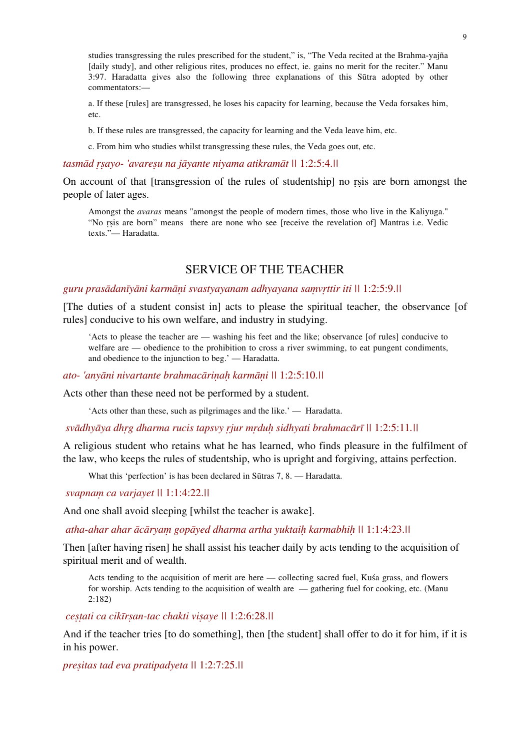studies transgressing the rules prescribed for the student," is, "The Veda recited at the Brahma-yajña [daily study], and other religious rites, produces no effect, ie. gains no merit for the reciter." Manu 3:97. Haradatta gives also the following three explanations of this Sūtra adopted by other commentators:—

a. If these [rules] are transgressed, he loses his capacity for learning, because the Veda forsakes him, etc.

b. If these rules are transgressed, the capacity for learning and the Veda leave him, etc.

c. From him who studies whilst transgressing these rules, the Veda goes out, etc.

*tasmād ṛṣayo- 'avareṣu na jāyante niyama atikramāt* || 1:2:5:4.||

On account of that [transgression of the rules of studentship] no ṛṣis are born amongst the people of later ages.

Amongst the *avaras* means "amongst the people of modern times, those who live in the Kaliyuga." "No ṛṣis are born" means there are none who see [receive the revelation of] Mantras i.e. Vedic texts."— Haradatta.

## SERVICE OF THE TEACHER

*guru prasādanīyāni karmāṇi svastyayanam adhyayana saṃvṛttir iti* || 1:2:5:9.||

[The duties of a student consist in] acts to please the spiritual teacher, the observance [of rules] conducive to his own welfare, and industry in studying.

'Acts to please the teacher are — washing his feet and the like; observance [of rules] conducive to welfare are — obedience to the prohibition to cross a river swimming, to eat pungent condiments, and obedience to the injunction to beg.' — Haradatta.

*ato- 'anyāni nivartante brahmacāriṇaḥ karmāṇi* || 1:2:5:10.||

Acts other than these need not be performed by a student.

'Acts other than these, such as pilgrimages and the like.' — Haradatta.

*svādhyāya dhṛg dharma rucis tapsvy ṛjur mṛduḥ sidhyati brahmacārī* || 1:2:5:11.||

A religious student who retains what he has learned, who finds pleasure in the fulfilment of the law, who keeps the rules of studentship, who is upright and forgiving, attains perfection.

What this 'perfection' is has been declared in Sūtras 7, 8. — Haradatta.

*svapnaṃ ca varjayet* || 1:1:4:22.||

And one shall avoid sleeping [whilst the teacher is awake].

*atha-ahar ahar ācāryaṃ gopāyed dharma artha yuktaiḥ karmabhiḥ* || 1:1:4:23.||

Then [after having risen] he shall assist his teacher daily by acts tending to the acquisition of spiritual merit and of wealth.

Acts tending to the acquisition of merit are here — collecting sacred fuel, Kuśa grass, and flowers for worship. Acts tending to the acquisition of wealth are — gathering fuel for cooking, etc. (Manu 2:182)

*ceṣṭati ca cikīrṣan-tac chakti viṣaye* || 1:2:6:28.||

And if the teacher tries [to do something], then [the student] shall offer to do it for him, if it is in his power.

*preṣitas tad eva pratipadyeta* || 1:2:7:25.||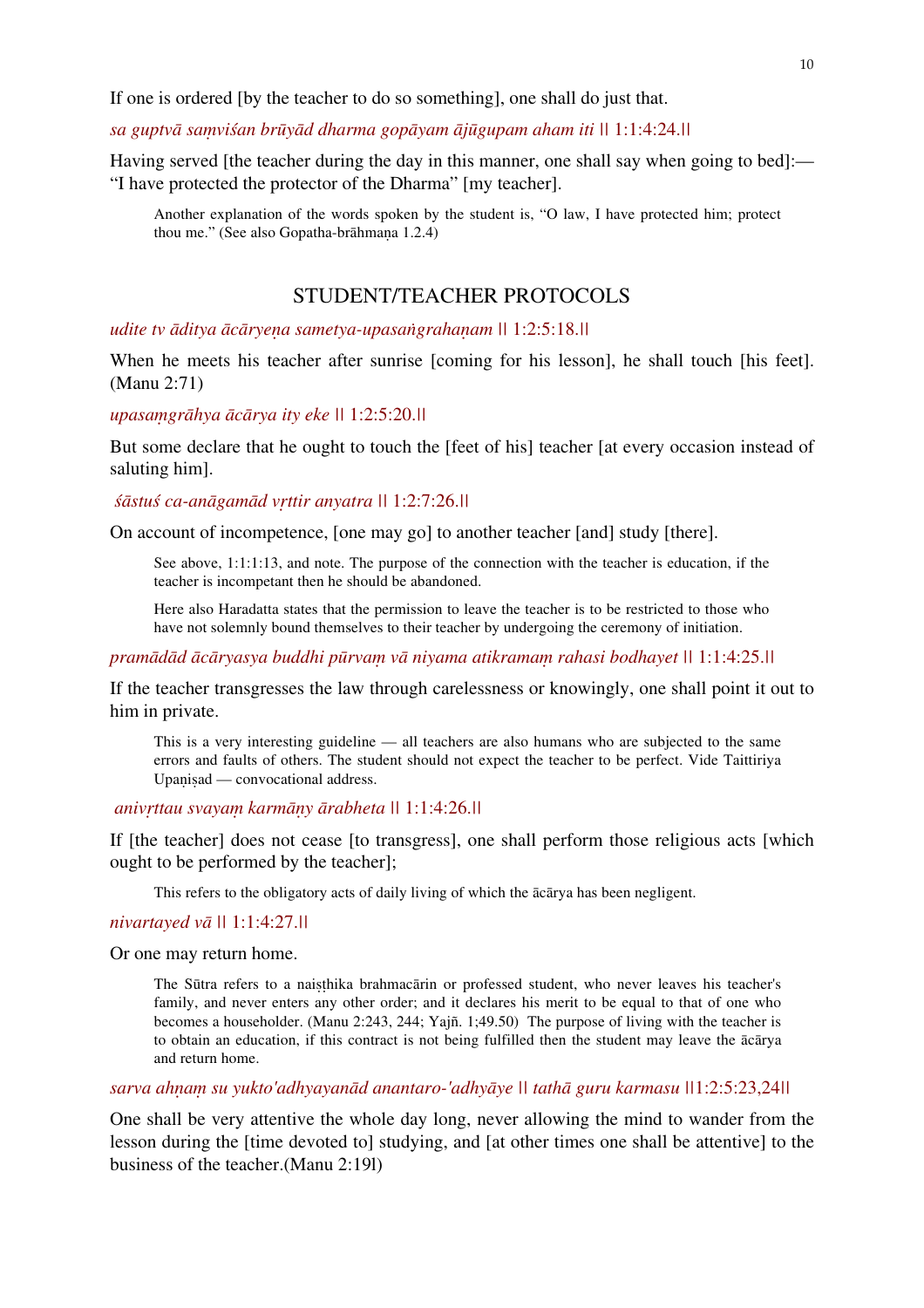If one is ordered [by the teacher to do so something], one shall do just that.

*sa guptvā saṃviśan brūyād dharma gopāyam ājūgupam aham iti* || 1:1:4:24.||

Having served [the teacher during the day in this manner, one shall say when going to bed]:— "I have protected the protector of the Dharma" [my teacher].

> Another explanation of the words spoken by the student is, "O law, I have protected him; protect thou me." (See also Gopatha-brāhmaṇa 1.2.4)

## STUDENT/TEACHER PROTOCOLS

*udite tv āditya ācāryeṇa sametya-upasaṅgrahaṇam* || 1:2:5:18.||

When he meets his teacher after sunrise [coming for his lesson], he shall touch [his feet]. (Manu 2:71)

*upasaṃgrāhya ācārya ity eke* || 1:2:5:20.||

But some declare that he ought to touch the [feet of his] teacher [at every occasion instead of saluting him].

*śāstuś ca-anāgamād vṛttir anyatra* || 1:2:7:26.||

On account of incompetence, [one may go] to another teacher [and] study [there].

> See above, 1:1:1:13, and note. The purpose of the connection with the teacher is education, if the teacher is incompetant then he should be abandoned.
>
> Here also Haradatta states that the permission to leave the teacher is to be restricted to those who have not solemnly bound themselves to their teacher by undergoing the ceremony of initiation.

*pramādād ācāryasya buddhi pūrvaṃ vā niyama atikramaṃ rahasi bodhayet* || 1:1:4:25.||

If the teacher transgresses the law through carelessness or knowingly, one shall point it out to him in private.

> This is a very interesting guideline — all teachers are also humans who are subjected to the same errors and faults of others. The student should not expect the teacher to be perfect. Vide Taittiriya Upaṇiṣad — convocational address.

*anivṛttau svayaṃ karmāṇy ārabheta* || 1:1:4:26.||

If [the teacher] does not cease [to transgress], one shall perform those religious acts [which ought to be performed by the teacher];

> This refers to the obligatory acts of daily living of which the ācārya has been negligent.

*nivartayed vā* || 1:1:4:27.||

Or one may return home.

> The Sūtra refers to a naiṣṭhika brahmacārin or professed student, who never leaves his teacher's family, and never enters any other order; and it declares his merit to be equal to that of one who becomes a householder. (Manu 2:243, 244; Yajñ. 1;49.50) The purpose of living with the teacher is to obtain an education, if this contract is not being fulfilled then the student may leave the ācārya and return home.

*sarva ahṇaṃ su yukto'adhyayanād anantaro-'adhyāye* || *tathā guru karmasu* ||1:2:5:23,24||

One shall be very attentive the whole day long, never allowing the mind to wander from the lesson during the [time devoted to] studying, and [at other times one shall be attentive] to the business of the teacher.(Manu 2:19l)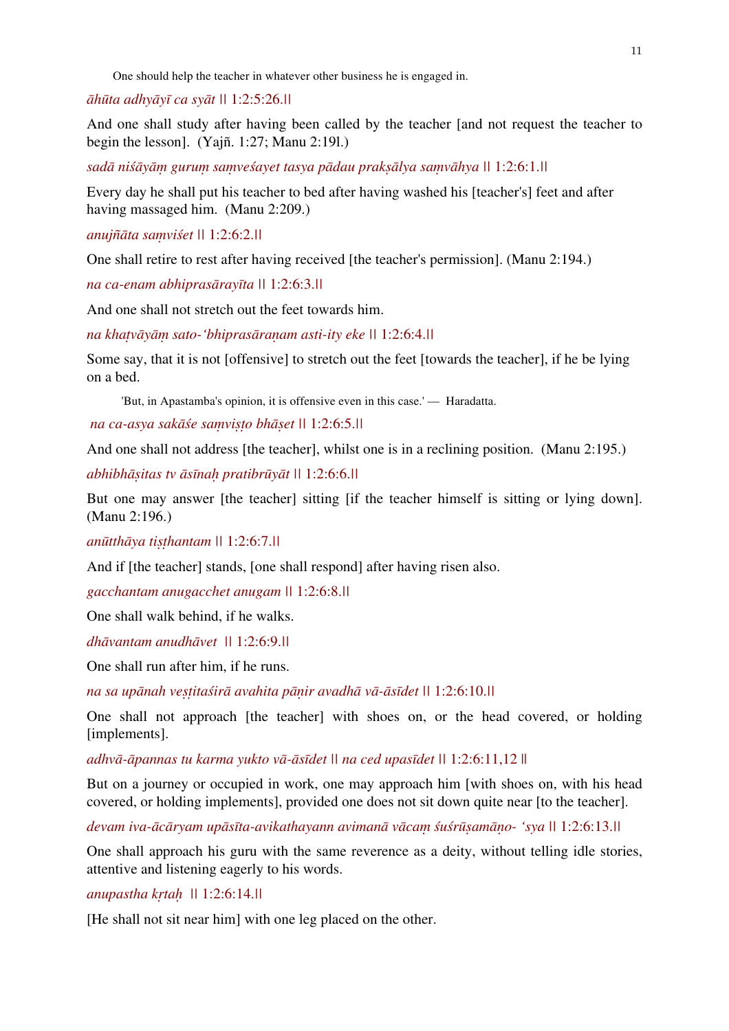One should help the teacher in whatever other business he is engaged in.

*āhūta adhyāyī ca syāt* || 1:2:5:26.||

And one shall study after having been called by the teacher [and not request the teacher to begin the lesson]. (Yajñ. 1:27; Manu 2:19l.)

*sadā niśāyāṃ guruṃ saṃveśayet tasya pādau prakṣālya saṃvāhya* || 1:2:6:1.||

Every day he shall put his teacher to bed after having washed his [teacher's] feet and after having massaged him. (Manu 2:209.)

*anujñāta saṃviśet* || 1:2:6:2.||

One shall retire to rest after having received [the teacher's permission]. (Manu 2:194.)

*na ca-enam abhiprasārayīta* || 1:2:6:3.||

And one shall not stretch out the feet towards him.

*na khaṭvāyāṃ sato-'bhiprasāraṇam asti-ity eke* || 1:2:6:4.||

Some say, that it is not [offensive] to stretch out the feet [towards the teacher], if he be lying on a bed.

'But, in Apastamba's opinion, it is offensive even in this case.' — Haradatta.

*na ca-asya sakāśe saṃviṣṭo bhāṣet* || 1:2:6:5.||

And one shall not address [the teacher], whilst one is in a reclining position. (Manu 2:195.)

*abhibhāṣitas tv āsīnaḥ pratibrūyāt* || 1:2:6:6.||

But one may answer [the teacher] sitting [if the teacher himself is sitting or lying down]. (Manu 2:196.)

*anūtthāya tiṣṭhantam* || 1:2:6:7.||

And if [the teacher] stands, [one shall respond] after having risen also.

*gacchantam anugacchet anugam* || 1:2:6:8.||

One shall walk behind, if he walks.

*dhāvantam anudhāvet* || 1:2:6:9.||

One shall run after him, if he runs.

*na sa upānah veṣṭitaśirā avahita pāṇir avadhā vā-āsīdet* || 1:2:6:10.||

One shall not approach [the teacher] with shoes on, or the head covered, or holding [implements].

*adhvā-āpannas tu karma yukto vā-āsīdet* || *na ced upasīdet* || 1:2:6:11,12 ||

But on a journey or occupied in work, one may approach him [with shoes on, with his head covered, or holding implements], provided one does not sit down quite near [to the teacher].

*devam iva-ācāryam upāsīta-avikathayann avimanā vācaṃ śuśrūṣamāṇo- 'sya* || 1:2:6:13.||

One shall approach his guru with the same reverence as a deity, without telling idle stories, attentive and listening eagerly to his words.

*anupastha kṛtaḥ* || 1:2:6:14.||

[He shall not sit near him] with one leg placed on the other.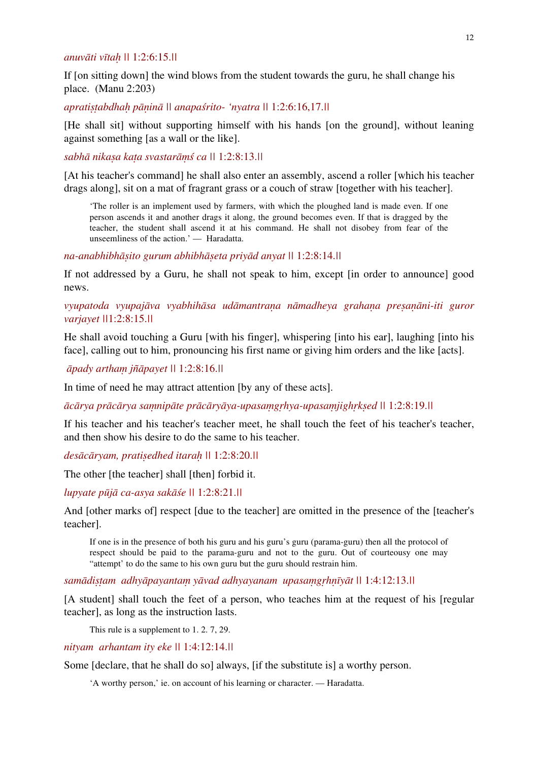*anuvāti vītaḥ* || 1:2:6:15.||

If [on sitting down] the wind blows from the student towards the guru, he shall change his place. (Manu 2:203)

*apratiṣṭabdhaḥ pāṇinā* || *anapaśrito- 'nyatra* || 1:2:6:16,17.||

[He shall sit] without supporting himself with his hands [on the ground], without leaning against something [as a wall or the like].

*sabhā nikaṣa kaṭa svastarāṃś ca* || 1:2:8:13.||

[At his teacher's command] he shall also enter an assembly, ascend a roller [which his teacher drags along], sit on a mat of fragrant grass or a couch of straw [together with his teacher].

> 'The roller is an implement used by farmers, with which the ploughed land is made even. If one person ascends it and another drags it along, the ground becomes even. If that is dragged by the teacher, the student shall ascend it at his command. He shall not disobey from fear of the unseemliness of the action.' — Haradatta.

*na-anabhibhāṣito gurum abhibhāṣeta priyād anyat* || 1:2:8:14.||

If not addressed by a Guru, he shall not speak to him, except [in order to announce] good news.

*vyupatoda vyupajāva vyabhihāsa udāmantraṇa nāmadheya grahaṇa preṣaṇāni-iti guror varjayet* ||1:2:8:15.||

He shall avoid touching a Guru [with his finger], whispering [into his ear], laughing [into his face], calling out to him, pronouncing his first name or giving him orders and the like [acts].

*āpady arthaṃ jñāpayet* || 1:2:8:16.||

In time of need he may attract attention [by any of these acts].

*ācārya prācārya saṃnipāte prācāryāya-upasaṃgṛhya-upasaṃjighṛkṣed* || 1:2:8:19.||

If his teacher and his teacher's teacher meet, he shall touch the feet of his teacher's teacher, and then show his desire to do the same to his teacher.

*desācāryam, pratiṣedhed itaraḥ* || 1:2:8:20.||

The other [the teacher] shall [then] forbid it.

*lupyate pūjā ca-asya sakāśe* || 1:2:8:21.||

And [other marks of] respect [due to the teacher] are omitted in the presence of the [teacher's teacher].

> If one is in the presence of both his guru and his guru's guru (parama-guru) then all the protocol of respect should be paid to the parama-guru and not to the guru. Out of courteousy one may "attempt' to do the same to his own guru but the guru should restrain him.

*samādiṣṭam adhyāpayantaṃ yāvad adhyayanam upasaṃgṛhṇīyāt* || 1:4:12:13.||

[A student] shall touch the feet of a person, who teaches him at the request of his [regular teacher], as long as the instruction lasts.

> This rule is a supplement to 1. 2. 7, 29.

*nityam arhantam ity eke* || 1:4:12:14.||

Some [declare, that he shall do so] always, [if the substitute is] a worthy person.

> 'A worthy person,' ie. on account of his learning or character. — Haradatta.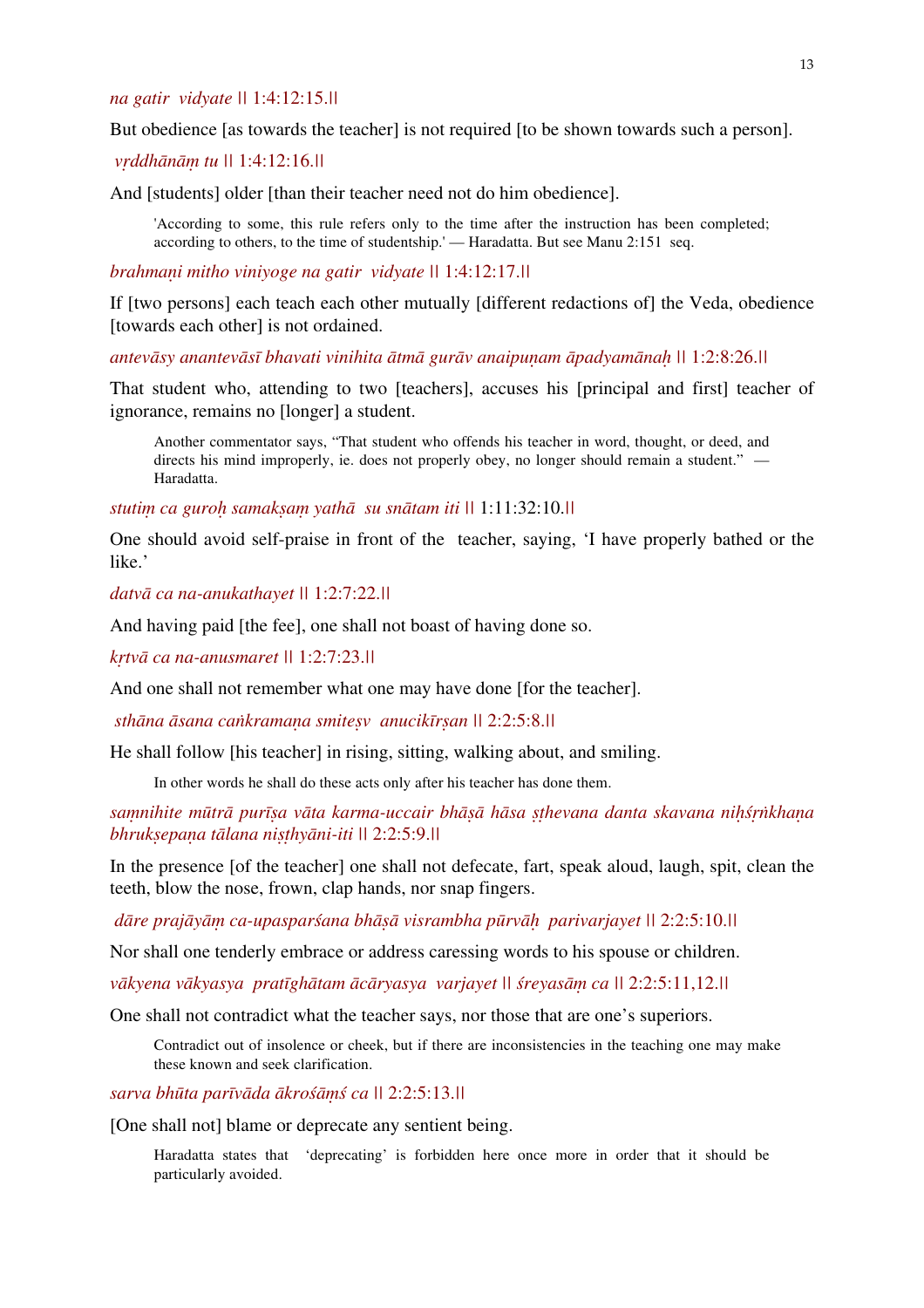*na gatir vidyate* || 1:4:12:15.||

But obedience [as towards the teacher] is not required [to be shown towards such a person].

*vṛddhānāṃ tu* || 1:4:12:16.||

And [students] older [than their teacher need not do him obedience].

> 'According to some, this rule refers only to the time after the instruction has been completed; according to others, to the time of studentship.' — Haradatta. But see Manu 2:151 seq.

*brahmaṇi mitho viniyoge na gatir vidyate* || 1:4:12:17.||

If [two persons] each teach each other mutually [different redactions of] the Veda, obedience [towards each other] is not ordained.

*antevāsy anantevāsī bhavati vinihita ātmā gurāv anaipuṇam āpadyamānaḥ* || 1:2:8:26.||

That student who, attending to two [teachers], accuses his [principal and first] teacher of ignorance, remains no [longer] a student.

> Another commentator says, "That student who offends his teacher in word, thought, or deed, and directs his mind improperly, ie. does not properly obey, no longer should remain a student." — Haradatta.

*stutiṃ ca guroḥ samakṣaṃ yathā su snātam iti* || 1:11:32:10.||

One should avoid self-praise in front of the teacher, saying, 'I have properly bathed or the like.'

*datvā ca na-anukathayet* || 1:2:7:22.||

And having paid [the fee], one shall not boast of having done so.

*kṛtvā ca na-anusmaret* || 1:2:7:23.||

And one shall not remember what one may have done [for the teacher].

*sthāna āsana caṅkramaṇa smiteṣv anucikīrṣan* || 2:2:5:8.||

He shall follow [his teacher] in rising, sitting, walking about, and smiling.

> In other words he shall do these acts only after his teacher has done them.

*saṃnihite mūtrā purīṣa vāta karma-uccair bhāṣā hāsa ṣṭhevana danta skavana niḥśṛṅkhaṇa bhrukṣepaṇa tālana niṣṭhyāni-iti* || 2:2:5:9.||

In the presence [of the teacher] one shall not defecate, fart, speak aloud, laugh, spit, clean the teeth, blow the nose, frown, clap hands, nor snap fingers.

*dāre prajāyāṃ ca-upasparśana bhāṣā visrambha pūrvāḥ parivarjayet* || 2:2:5:10.||

Nor shall one tenderly embrace or address caressing words to his spouse or children.

*vākyena vākyasya pratīghātam ācāryasya varjayet* || *śreyasāṃ ca* || 2:2:5:11,12.||

One shall not contradict what the teacher says, nor those that are one's superiors.

> Contradict out of insolence or cheek, but if there are inconsistencies in the teaching one may make these known and seek clarification.

*sarva bhūta parīvāda ākrośāṃś ca* || 2:2:5:13.||

[One shall not] blame or deprecate any sentient being.

> Haradatta states that 'deprecating' is forbidden here once more in order that it should be particularly avoided.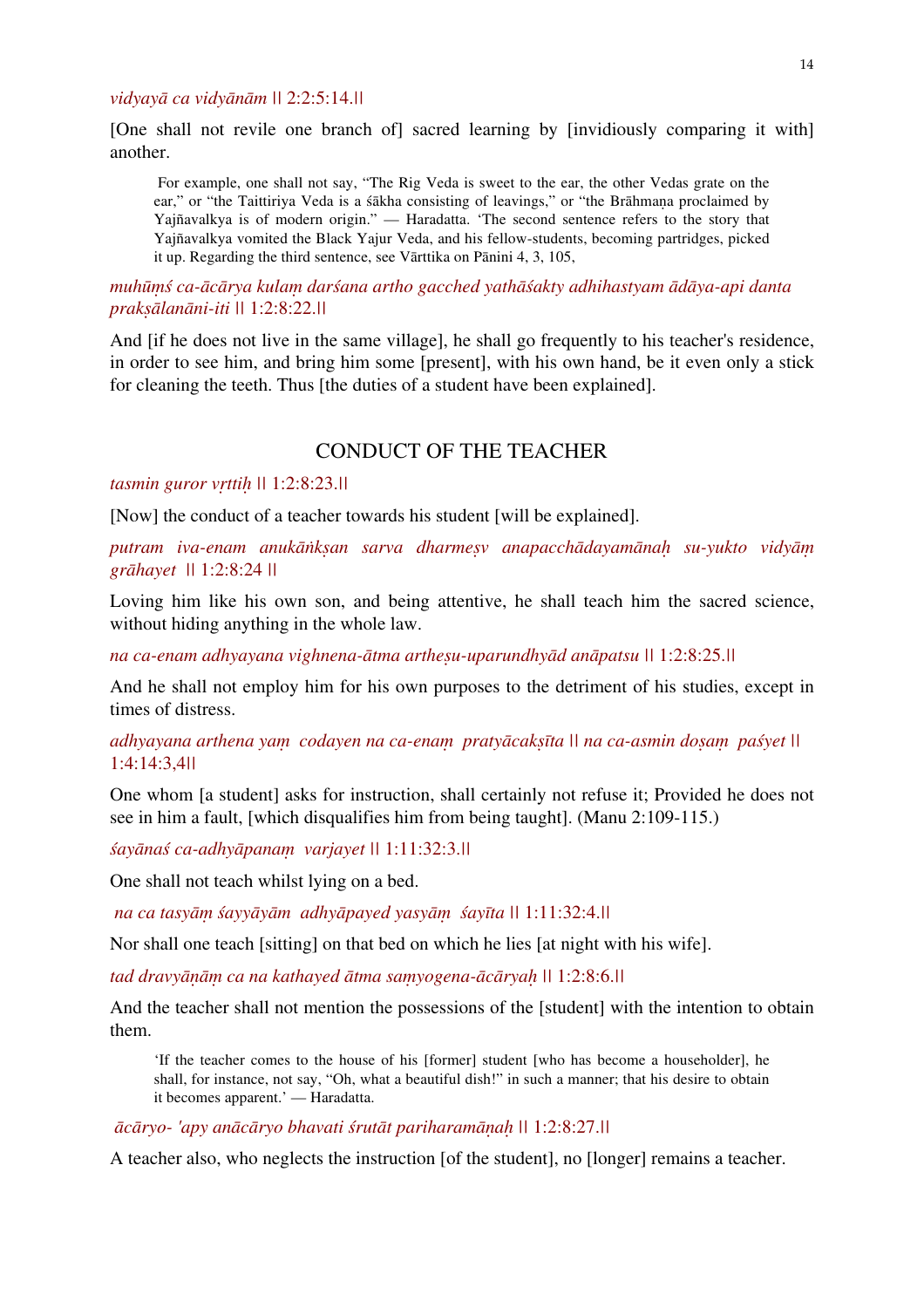*vidyayā ca vidyānām* || 2:2:5:14.||

[One shall not revile one branch of] sacred learning by [invidiously comparing it with] another.

> For example, one shall not say, "The Rig Veda is sweet to the ear, the other Vedas grate on the ear," or "the Taittiriya Veda is a śākha consisting of leavings," or "the Brāhmaṇa proclaimed by Yajñavalkya is of modern origin." — Haradatta. 'The second sentence refers to the story that Yajñavalkya vomited the Black Yajur Veda, and his fellow-students, becoming partridges, picked it up. Regarding the third sentence, see Vārttika on Pānini 4, 3, 105,

*muhūṃś ca-ācārya kulaṃ darśana artho gacched yathāśakty adhihastyam ādāya-api danta prakṣālanāni-iti* || 1:2:8:22.||

And [if he does not live in the same village], he shall go frequently to his teacher's residence, in order to see him, and bring him some [present], with his own hand, be it even only a stick for cleaning the teeth. Thus [the duties of a student have been explained].

## CONDUCT OF THE TEACHER

*tasmin guror vṛttiḥ* || 1:2:8:23.||

[Now] the conduct of a teacher towards his student [will be explained].

*putram iva-enam anukāṅkṣan sarva dharmeṣv anapacchādayamānaḥ su-yukto vidyāṃ grāhayet* || 1:2:8:24 ||

Loving him like his own son, and being attentive, he shall teach him the sacred science, without hiding anything in the whole law.

*na ca-enam adhyayana vighnena-ātma artheṣu-uparundhyād anāpatsu* || 1:2:8:25.||

And he shall not employ him for his own purposes to the detriment of his studies, except in times of distress.

*adhyayana arthena yaṃ codayen na ca-enaṃ pratyācakṣīta* || *na ca-asmin doṣaṃ paśyet* || 1:4:14:3,4||

One whom [a student] asks for instruction, shall certainly not refuse it; Provided he does not see in him a fault, [which disqualifies him from being taught]. (Manu 2:109-115.)

*śayānaś ca-adhyāpanaṃ varjayet* || 1:11:32:3.||

One shall not teach whilst lying on a bed.

*na ca tasyāṃ śayyāyām adhyāpayed yasyāṃ śayīta* || 1:11:32:4.||

Nor shall one teach [sitting] on that bed on which he lies [at night with his wife].

*tad dravyāṇāṃ ca na kathayed ātma saṃyogena-ācāryaḥ* || 1:2:8:6.||

And the teacher shall not mention the possessions of the [student] with the intention to obtain them.

> 'If the teacher comes to the house of his [former] student [who has become a householder], he shall, for instance, not say, "Oh, what a beautiful dish!" in such a manner; that his desire to obtain it becomes apparent.' — Haradatta.

*ācāryo- 'apy anācāryo bhavati śrutāt pariharamāṇaḥ* || 1:2:8:27.||

A teacher also, who neglects the instruction [of the student], no [longer] remains a teacher.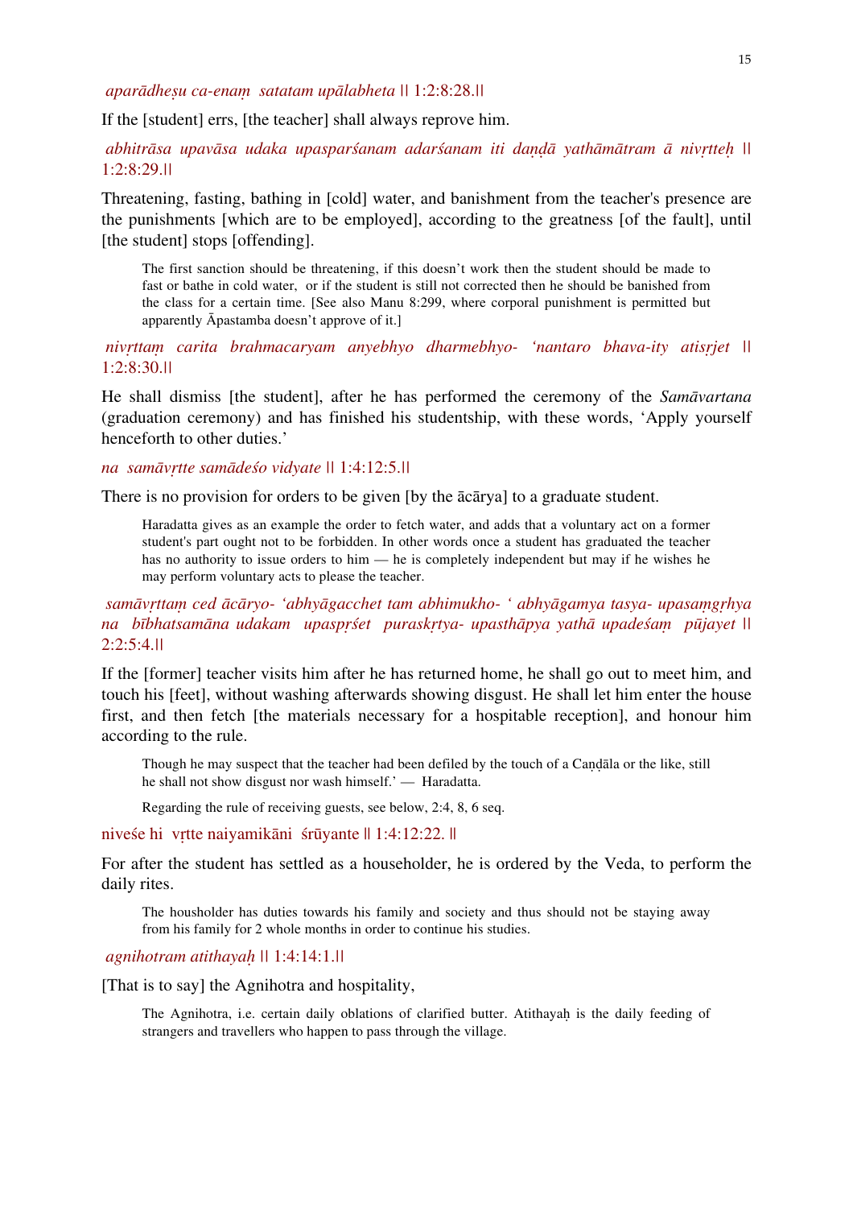*aparādheṣu ca-enaṃ satatam upālabheta* || 1:2:8:28.||

If the [student] errs, [the teacher] shall always reprove him.

*abhitrāsa upavāsa udaka upasparśanam adarśanam iti daṇḍā yathāmātram ā nivṛtteḥ* || 1:2:8:29.||

Threatening, fasting, bathing in [cold] water, and banishment from the teacher's presence are the punishments [which are to be employed], according to the greatness [of the fault], until [the student] stops [offending].

> The first sanction should be threatening, if this doesn't work then the student should be made to fast or bathe in cold water, or if the student is still not corrected then he should be banished from the class for a certain time. [See also Manu 8:299, where corporal punishment is permitted but apparently Āpastamba doesn't approve of it.]

*nivṛttaṃ carita brahmacaryam anyebhyo dharmebhyo- 'nantaro bhava-ity atisṛjet* || 1:2:8:30.||

He shall dismiss [the student], after he has performed the ceremony of the *Samāvartana* (graduation ceremony) and has finished his studentship, with these words, 'Apply yourself henceforth to other duties.'

*na samāvṛtte samādeśo vidyate* || 1:4:12:5.||

There is no provision for orders to be given [by the ācārya] to a graduate student.

> Haradatta gives as an example the order to fetch water, and adds that a voluntary act on a former student's part ought not to be forbidden. In other words once a student has graduated the teacher has no authority to issue orders to him — he is completely independent but may if he wishes he may perform voluntary acts to please the teacher.

*samāvṛttaṃ ced ācāryo- 'abhyāgacchet tam abhimukho- ' abhyāgamya tasya- upasaṃgṛhya na bībhatsamāna udakam upaspṛśet puraskṛtya- upasthāpya yathā upadeśaṃ pūjayet* || 2:2:5:4.||

If the [former] teacher visits him after he has returned home, he shall go out to meet him, and touch his [feet], without washing afterwards showing disgust. He shall let him enter the house first, and then fetch [the materials necessary for a hospitable reception], and honour him according to the rule.

> Though he may suspect that the teacher had been defiled by the touch of a Caṇḍāla or the like, still he shall not show disgust nor wash himself.' — Haradatta.
>
> Regarding the rule of receiving guests, see below, 2:4, 8, 6 seq.

niveśe hi vṛtte naiyamikāni śrūyante || 1:4:12:22. ||

For after the student has settled as a householder, he is ordered by the Veda, to perform the daily rites.

> The housholder has duties towards his family and society and thus should not be staying away from his family for 2 whole months in order to continue his studies.

*agnihotram atithayaḥ* || 1:4:14:1.||

[That is to say] the Agnihotra and hospitality,

> The Agnihotra, i.e. certain daily oblations of clarified butter. Atithayaḥ is the daily feeding of strangers and travellers who happen to pass through the village.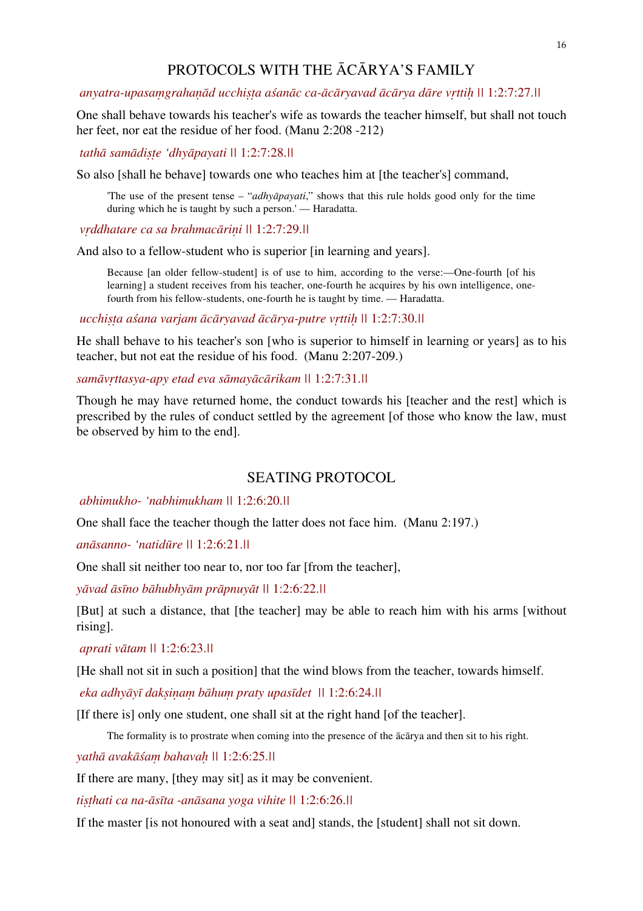## PROTOCOLS WITH THE ĀCĀRYA'S FAMILY

*anyatra-upasaṃgrahaṇād ucchiṣṭa aśanāc ca-ācāryavad ācārya dāre vṛttiḥ* || 1:2:7:27.||

One shall behave towards his teacher's wife as towards the teacher himself, but shall not touch her feet, nor eat the residue of her food. (Manu 2:208 -212)

*tathā samādiṣṭe 'dhyāpayati* || 1:2:7:28.||

So also [shall he behave] towards one who teaches him at [the teacher's] command,

> 'The use of the present tense – "*adhyāpayati*," shows that this rule holds good only for the time during which he is taught by such a person.' — Haradatta.

*vṛddhatare ca sa brahmacāriṇi* || 1:2:7:29.||

And also to a fellow-student who is superior [in learning and years].

> Because [an older fellow-student] is of use to him, according to the verse:—One-fourth [of his learning] a student receives from his teacher, one-fourth he acquires by his own intelligence, one-fourth from his fellow-students, one-fourth he is taught by time. — Haradatta.

*ucchiṣṭa aśana varjam ācāryavad ācārya-putre vṛttiḥ* || 1:2:7:30.||

He shall behave to his teacher's son [who is superior to himself in learning or years] as to his teacher, but not eat the residue of his food. (Manu 2:207-209.)

*samāvṛttasya-apy etad eva sāmayācārikam* || 1:2:7:31.||

Though he may have returned home, the conduct towards his [teacher and the rest] which is prescribed by the rules of conduct settled by the agreement [of those who know the law, must be observed by him to the end].

## SEATING PROTOCOL

*abhimukho- 'nabhimukham* || 1:2:6:20.||

One shall face the teacher though the latter does not face him. (Manu 2:197.)

*anāsanno- 'natidūre* || 1:2:6:21.||

One shall sit neither too near to, nor too far [from the teacher],

*yāvad āsīno bāhubhyām prāpnuyāt* || 1:2:6:22.||

[But] at such a distance, that [the teacher] may be able to reach him with his arms [without rising].

*aprati vātam* || 1:2:6:23.||

[He shall not sit in such a position] that the wind blows from the teacher, towards himself.

*eka adhyāyī dakṣiṇaṃ bāhuṃ praty upasīdet* || 1:2:6:24.||

[If there is] only one student, one shall sit at the right hand [of the teacher].

> The formality is to prostrate when coming into the presence of the ācārya and then sit to his right.

*yathā avakāśaṃ bahavaḥ* || 1:2:6:25.||

If there are many, [they may sit] as it may be convenient.

*tiṣṭhati ca na-āsīta -anāsana yoga vihite* || 1:2:6:26.||

If the master [is not honoured with a seat and] stands, the [student] shall not sit down.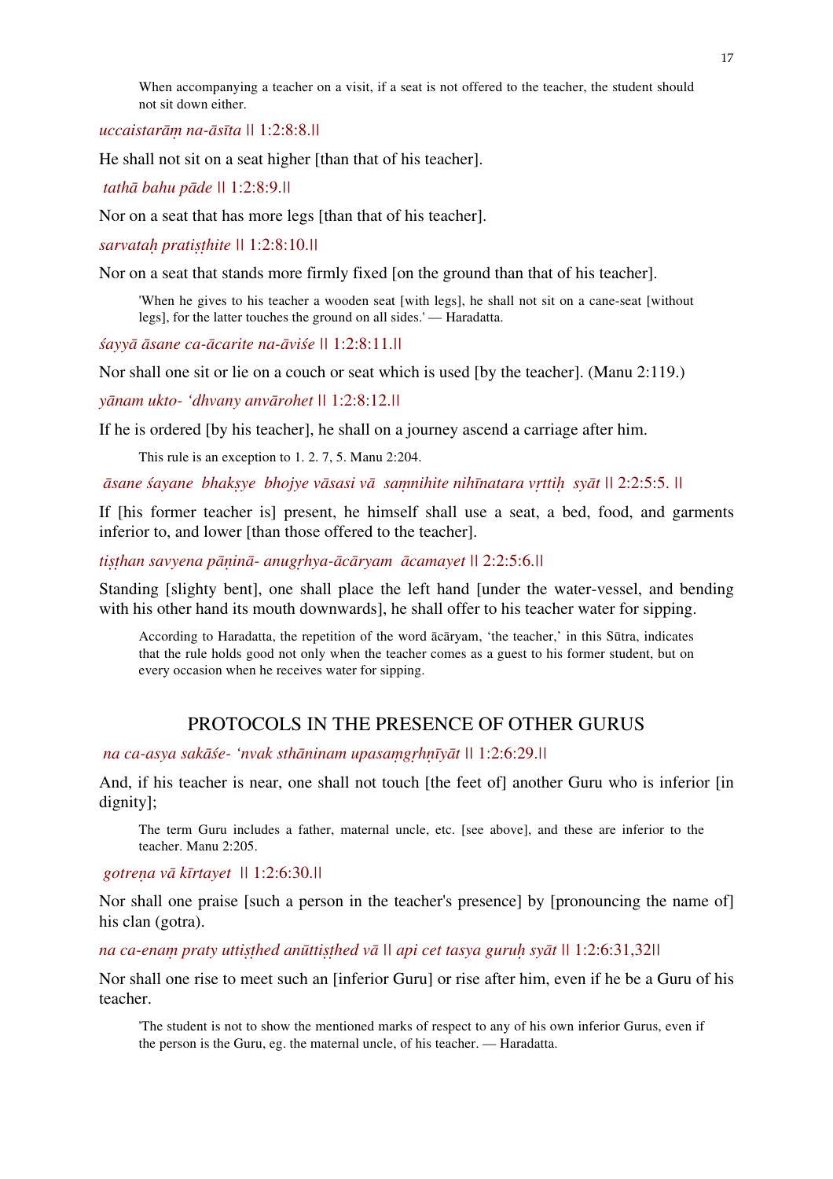When accompanying a teacher on a visit, if a seat is not offered to the teacher, the student should not sit down either.

*uccaistarāṃ na-āsīta* || 1:2:8:8.||

He shall not sit on a seat higher [than that of his teacher].

*tathā bahu pāde* || 1:2:8:9.||

Nor on a seat that has more legs [than that of his teacher].

*sarvataḥ pratiṣṭhite* || 1:2:8:10.||

Nor on a seat that stands more firmly fixed [on the ground than that of his teacher].

'When he gives to his teacher a wooden seat [with legs], he shall not sit on a cane-seat [without legs], for the latter touches the ground on all sides.' — Haradatta.

*śayyā āsane ca-ācarite na-āviśe* || 1:2:8:11.||

Nor shall one sit or lie on a couch or seat which is used [by the teacher]. (Manu 2:119.)

*yānam ukto- 'dhvany anvārohet* || 1:2:8:12.||

If he is ordered [by his teacher], he shall on a journey ascend a carriage after him.

This rule is an exception to 1. 2. 7, 5. Manu 2:204.

*āsane śayane bhakṣye bhojye vāsasi vā saṃnihite nihīnatara vṛttiḥ syāt* || 2:2:5:5. ||

If [his former teacher is] present, he himself shall use a seat, a bed, food, and garments inferior to, and lower [than those offered to the teacher].

*tiṣṭhan savyena pāṇinā- anugṛhya-ācāryam ācamayet* || 2:2:5:6.||

Standing [slighty bent], one shall place the left hand [under the water-vessel, and bending with his other hand its mouth downwards], he shall offer to his teacher water for sipping.

According to Haradatta, the repetition of the word ācāryam, 'the teacher,' in this Sūtra, indicates that the rule holds good not only when the teacher comes as a guest to his former student, but on every occasion when he receives water for sipping.

## PROTOCOLS IN THE PRESENCE OF OTHER GURUS

*na ca-asya sakāśe- 'nvak sthāninam upasaṃgṛhṇīyāt* || 1:2:6:29.||

And, if his teacher is near, one shall not touch [the feet of] another Guru who is inferior [in dignity];

The term Guru includes a father, maternal uncle, etc. [see above], and these are inferior to the teacher. Manu 2:205.

*gotreṇa vā kīrtayet* || 1:2:6:30.||

Nor shall one praise [such a person in the teacher's presence] by [pronouncing the name of] his clan (gotra).

*na ca-enaṃ praty uttiṣṭhed anūttiṣṭhed vā || api cet tasya guruḥ syāt* || 1:2:6:31,32||

Nor shall one rise to meet such an [inferior Guru] or rise after him, even if he be a Guru of his teacher.

'The student is not to show the mentioned marks of respect to any of his own inferior Gurus, even if the person is the Guru, eg. the maternal uncle, of his teacher. — Haradatta.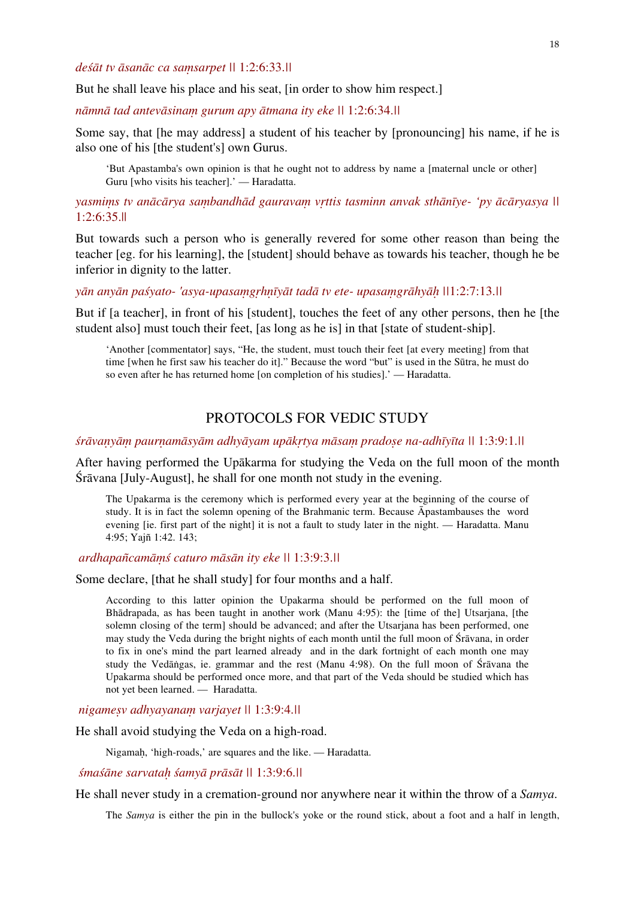*deśāt tv āsanāc ca saṃsarpet* || 1:2:6:33.||

But he shall leave his place and his seat, [in order to show him respect.]

*nāmnā tad antevāsinaṃ gurum apy ātmana ity eke* || 1:2:6:34.||

Some say, that [he may address] a student of his teacher by [pronouncing] his name, if he is also one of his [the student's] own Gurus.

> 'But Apastamba's own opinion is that he ought not to address by name a [maternal uncle or other] Guru [who visits his teacher].' — Haradatta.

*yasmiṃs tv anācārya saṃbandhād gauravaṃ vṛttis tasminn anvak sthānīye- 'py ācāryasya* || 1:2:6:35.||

But towards such a person who is generally revered for some other reason than being the teacher [eg. for his learning], the [student] should behave as towards his teacher, though he be inferior in dignity to the latter.

*yān anyān paśyato- 'asya-upasaṃgṛhṇīyāt tadā tv ete- upasaṃgrāhyāḥ* ||1:2:7:13.||

But if [a teacher], in front of his [student], touches the feet of any other persons, then he [the student also] must touch their feet, [as long as he is] in that [state of student-ship].

> 'Another [commentator] says, "He, the student, must touch their feet [at every meeting] from that time [when he first saw his teacher do it]." Because the word "but" is used in the Sūtra, he must do so even after he has returned home [on completion of his studies].' — Haradatta.

## PROTOCOLS FOR VEDIC STUDY

*śrāvaṇyāṃ paurṇamāsyām adhyāyam upākṛtya māsaṃ pradoṣe na-adhīyīta* || 1:3:9:1.||

After having performed the Upākarma for studying the Veda on the full moon of the month Śrāvana [July-August], he shall for one month not study in the evening.

> The Upakarma is the ceremony which is performed every year at the beginning of the course of study. It is in fact the solemn opening of the Brahmanic term. Because Āpastambauses the word evening [ie. first part of the night] it is not a fault to study later in the night. — Haradatta. Manu 4:95; Yajñ 1:42. 143;

*ardhapañcamāṃś caturo māsān ity eke* || 1:3:9:3.||

Some declare, [that he shall study] for four months and a half.

> According to this latter opinion the Upakarma should be performed on the full moon of Bhādrapada, as has been taught in another work (Manu 4:95): the [time of the] Utsarjana, [the solemn closing of the term] should be advanced; and after the Utsarjana has been performed, one may study the Veda during the bright nights of each month until the full moon of Śrāvana, in order to fix in one's mind the part learned already and in the dark fortnight of each month one may study the Vedāṅgas, ie. grammar and the rest (Manu 4:98). On the full moon of Śrāvana the Upakarma should be performed once more, and that part of the Veda should be studied which has not yet been learned. — Haradatta.

*nigameṣv adhyayanaṃ varjayet* || 1:3:9:4.||

He shall avoid studying the Veda on a high-road.

> Nigamaḥ, 'high-roads,' are squares and the like. — Haradatta.

*śmaśāne sarvataḥ śamyā prāsāt* || 1:3:9:6.||

He shall never study in a cremation-ground nor anywhere near it within the throw of a *Samya*.

> The *Samya* is either the pin in the bullock's yoke or the round stick, about a foot and a half in length,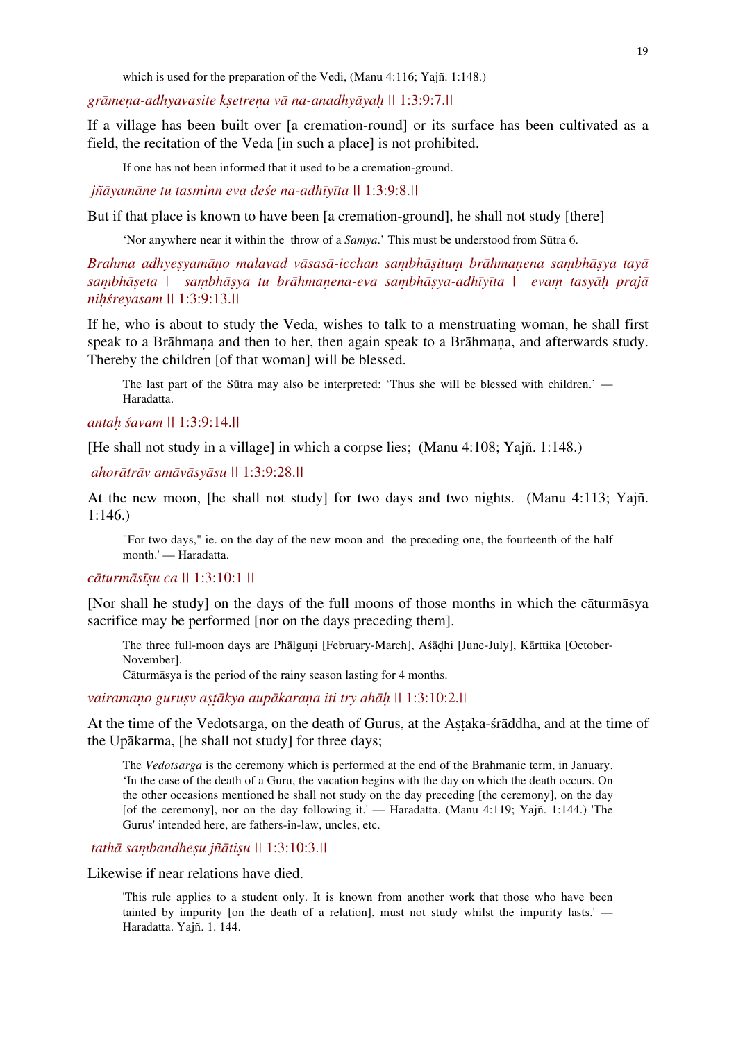which is used for the preparation of the Vedi, (Manu 4:116; Yajñ. 1:148.)

*grāmeṇa-adhyavasite kṣetreṇa vā na-anadhyāyaḥ* || 1:3:9:7.||

If a village has been built over [a cremation-round] or its surface has been cultivated as a field, the recitation of the Veda [in such a place] is not prohibited.

If one has not been informed that it used to be a cremation-ground.

*jñāyamāne tu tasminn eva deśe na-adhīyīta* || 1:3:9:8.||

But if that place is known to have been [a cremation-ground], he shall not study [there]

'Nor anywhere near it within the throw of a *Samya*.' This must be understood from Sūtra 6.

*Brahma adhyeṣyamāṇo malavad vāsasā-icchan saṃbhāṣituṃ brāhmaṇena saṃbhāṣya tayā saṃbhāṣeta | saṃbhāṣya tu brāhmaṇena-eva saṃbhāṣya-adhīyīta | evaṃ tasyāḥ prajā niḥśreyasam* || 1:3:9:13.||

If he, who is about to study the Veda, wishes to talk to a menstruating woman, he shall first speak to a Brāhmaṇa and then to her, then again speak to a Brāhmaṇa, and afterwards study. Thereby the children [of that woman] will be blessed.

The last part of the Sūtra may also be interpreted: 'Thus she will be blessed with children.' — Haradatta.

*antaḥ śavam* || 1:3:9:14.||

[He shall not study in a village] in which a corpse lies; (Manu 4:108; Yajñ. 1:148.)

*ahorātrāv amāvāsyāsu* || 1:3:9:28.||

At the new moon, [he shall not study] for two days and two nights. (Manu 4:113; Yajñ. 1:146.)

"For two days," ie. on the day of the new moon and the preceding one, the fourteenth of the half month.' — Haradatta.

*cāturmāsīṣu ca* || 1:3:10:1 ||

[Nor shall he study] on the days of the full moons of those months in which the cāturmāsya sacrifice may be performed [nor on the days preceding them].

The three full-moon days are Phālguṇi [February-March], Aśāḍhi [June-July], Kārttika [October-November].
Cāturmāsya is the period of the rainy season lasting for 4 months.

*vairamaṇo guruṣv aṣṭākya aupākaraṇa iti try ahāḥ* || 1:3:10:2.||

At the time of the Vedotsarga, on the death of Gurus, at the Aṣṭaka-śrāddha, and at the time of the Upākarma, [he shall not study] for three days;

The *Vedotsarga* is the ceremony which is performed at the end of the Brahmanic term, in January. 'In the case of the death of a Guru, the vacation begins with the day on which the death occurs. On the other occasions mentioned he shall not study on the day preceding [the ceremony], on the day [of the ceremony], nor on the day following it.' — Haradatta. (Manu 4:119; Yajñ. 1:144.) 'The Gurus' intended here, are fathers-in-law, uncles, etc.

*tathā saṃbandheṣu jñātiṣu* || 1:3:10:3.||

Likewise if near relations have died.

'This rule applies to a student only. It is known from another work that those who have been tainted by impurity [on the death of a relation], must not study whilst the impurity lasts.' — Haradatta. Yajñ. 1. 144.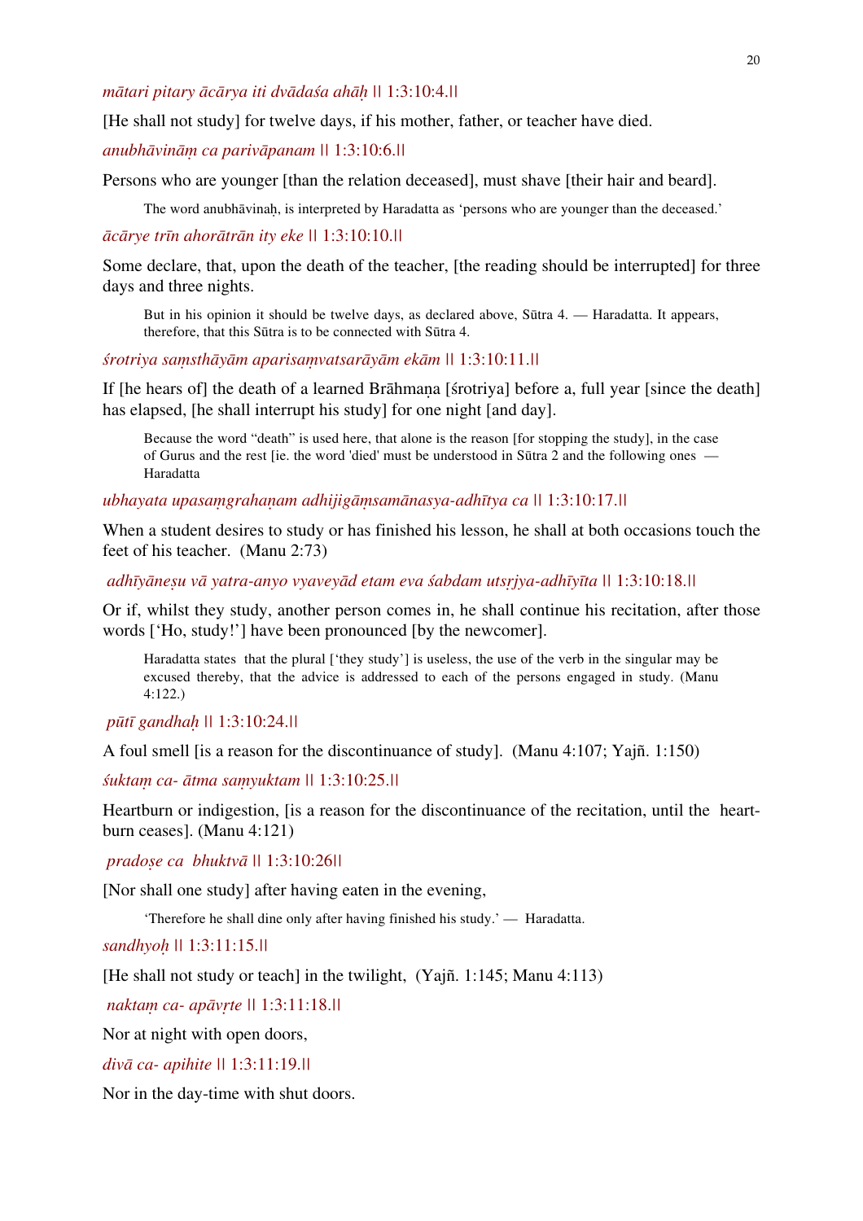*mātari pitary ācārya iti dvādaśa ahāḥ* || 1:3:10:4.||

[He shall not study] for twelve days, if his mother, father, or teacher have died.

*anubhāvināṃ ca parivāpanam* || 1:3:10:6.||

Persons who are younger [than the relation deceased], must shave [their hair and beard].

> The word anubhāvinaḥ, is interpreted by Haradatta as 'persons who are younger than the deceased.'

*ācārye trīn ahorātrān ity eke* || 1:3:10:10.||

Some declare, that, upon the death of the teacher, [the reading should be interrupted] for three days and three nights.

> But in his opinion it should be twelve days, as declared above, Sūtra 4. — Haradatta. It appears, therefore, that this Sūtra is to be connected with Sūtra 4.

*śrotriya saṃsthāyām aparisaṃvatsarāyām ekām* || 1:3:10:11.||

If [he hears of] the death of a learned Brāhmaṇa [śrotriya] before a, full year [since the death] has elapsed, [he shall interrupt his study] for one night [and day].

> Because the word "death" is used here, that alone is the reason [for stopping the study], in the case of Gurus and the rest [ie. the word 'died' must be understood in Sūtra 2 and the following ones — Haradatta

*ubhayata upasaṃgrahaṇam adhijigāṃsamānasya-adhītya ca* || 1:3:10:17.||

When a student desires to study or has finished his lesson, he shall at both occasions touch the feet of his teacher. (Manu 2:73)

*adhīyāneṣu vā yatra-anyo vyaveyād etam eva śabdam utsṛjya-adhīyīta* || 1:3:10:18.||

Or if, whilst they study, another person comes in, he shall continue his recitation, after those words ['Ho, study!'] have been pronounced [by the newcomer].

> Haradatta states that the plural ['they study'] is useless, the use of the verb in the singular may be excused thereby, that the advice is addressed to each of the persons engaged in study. (Manu 4:122.)

*pūtī gandhaḥ* || 1:3:10:24.||

A foul smell [is a reason for the discontinuance of study]. (Manu 4:107; Yajñ. 1:150)

*śuktaṃ ca- ātma saṃyuktam* || 1:3:10:25.||

Heartburn or indigestion, [is a reason for the discontinuance of the recitation, until the heart-burn ceases]. (Manu 4:121)

*pradoṣe ca bhuktvā* || 1:3:10:26||

[Nor shall one study] after having eaten in the evening,

> 'Therefore he shall dine only after having finished his study.' — Haradatta.

*sandhyoḥ* || 1:3:11:15.||

[He shall not study or teach] in the twilight, (Yajñ. 1:145; Manu 4:113)

*naktaṃ ca- apāvṛte* || 1:3:11:18.||

Nor at night with open doors,

*divā ca- apihite* || 1:3:11:19.||

Nor in the day-time with shut doors.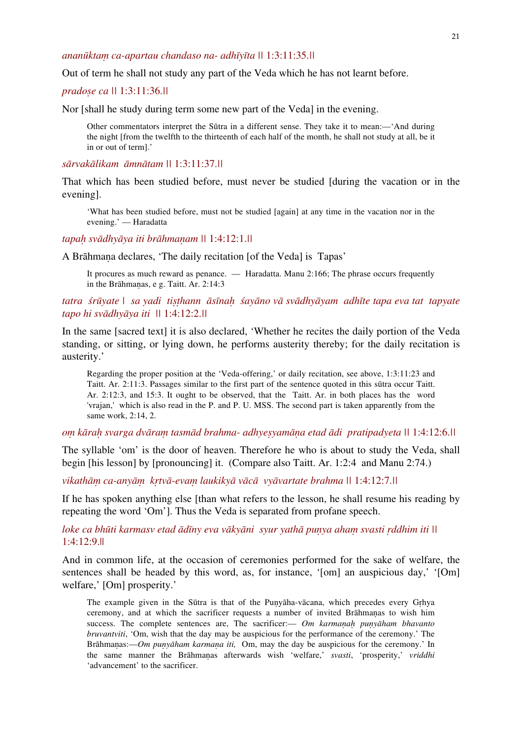*ananūktaṃ ca-apartau chandaso na- adhīyīta* || 1:3:11:35.||

Out of term he shall not study any part of the Veda which he has not learnt before.

*pradoṣe ca* || 1:3:11:36.||

Nor [shall he study during term some new part of the Veda] in the evening.

> Other commentators interpret the Sūtra in a different sense. They take it to mean:—'And during the night [from the twelfth to the thirteenth of each half of the month, he shall not study at all, be it in or out of term].'

*sārvakālikam āmnātam* || 1:3:11:37.||

That which has been studied before, must never be studied [during the vacation or in the evening].

> 'What has been studied before, must not be studied [again] at any time in the vacation nor in the evening.' — Haradatta

*tapaḥ svādhyāya iti brāhmaṇam* || 1:4:12:1.||

A Brāhmaṇa declares, 'The daily recitation [of the Veda] is Tapas'

> It procures as much reward as penance. — Haradatta. Manu 2:166; The phrase occurs frequently in the Brāhmaṇas, e g. Taitt. Ar. 2:14:3

*tatra śrūyate | sa yadi tiṣṭhann āsīnaḥ śayāno vā svādhyāyam adhīte tapa eva tat tapyate tapo hi svādhyāya iti* || 1:4:12:2.||

In the same [sacred text] it is also declared, 'Whether he recites the daily portion of the Veda standing, or sitting, or lying down, he performs austerity thereby; for the daily recitation is austerity.'

> Regarding the proper position at the 'Veda-offering,' or daily recitation, see above, 1:3:11:23 and Taitt. Ar. 2:11:3. Passages similar to the first part of the sentence quoted in this sūtra occur Taitt. Ar. 2:12:3, and 15:3. It ought to be observed, that the Taitt. Ar. in both places has the word 'vrajan,' which is also read in the P. and P. U. MSS. The second part is taken apparently from the same work, 2:14, 2.

*oṃ kāraḥ svarga dvāraṃ tasmād brahma- adhyeṣyamāṇa etad ādi pratipadyeta* || 1:4:12:6.||

The syllable 'om' is the door of heaven. Therefore he who is about to study the Veda, shall begin [his lesson] by [pronouncing] it. (Compare also Taitt. Ar. 1:2:4 and Manu 2:74.)

*vikathāṃ ca-anyāṃ kṛtvā-evaṃ laukikyā vācā vyāvartate brahma* || 1:4:12:7.||

If he has spoken anything else [than what refers to the lesson, he shall resume his reading by repeating the word 'Om']. Thus the Veda is separated from profane speech.

*loke ca bhūti karmasv etad ādīny eva vākyāni syur yathā puṇya ahaṃ svasti ṛddhim iti* || 1:4:12:9.||

And in common life, at the occasion of ceremonies performed for the sake of welfare, the sentences shall be headed by this word, as, for instance, '[om] an auspicious day,' '[Om] welfare,' [Om] prosperity.'

> The example given in the Sūtra is that of the Puṇyāha-vācana, which precedes every Gṛhya ceremony, and at which the sacrificer requests a number of invited Brāhmaṇas to wish him success. The complete sentences are, The sacrificer:— *Om karmaṇaḥ puṇyāham bhavanto bruvantviti*, 'Om, wish that the day may be auspicious for the performance of the ceremony.' The Brāhmaṇas:—*Om puṇyāham karmaṇa iti,* Om, may the day be auspicious for the ceremony.' In the same manner the Brāhmaṇas afterwards wish 'welfare,' *svasti*, 'prosperity,' *vriddhi* 'advancement' to the sacrificer.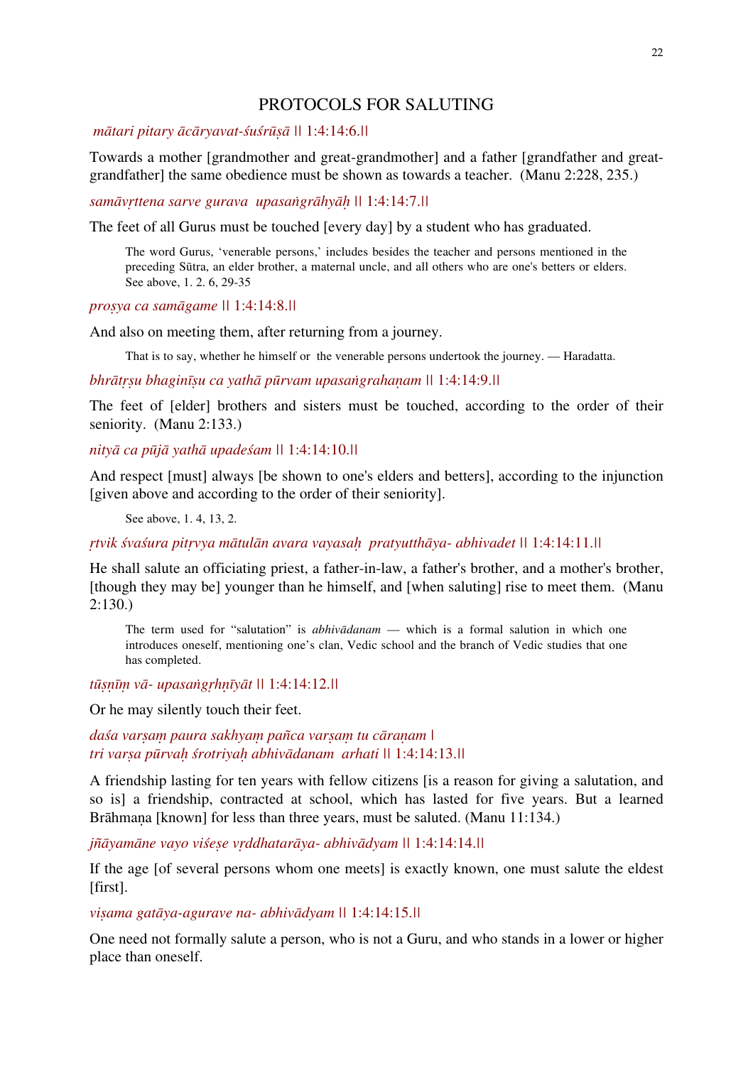## PROTOCOLS FOR SALUTING

*mātari pitary ācāryavat-śuśrūṣā* || 1:4:14:6.||

Towards a mother [grandmother and great-grandmother] and a father [grandfather and great-grandfather] the same obedience must be shown as towards a teacher. (Manu 2:228, 235.)

*samāvṛttena sarve gurava upasaṅgrāhyāḥ* || 1:4:14:7.||

The feet of all Gurus must be touched [every day] by a student who has graduated.

> The word Gurus, 'venerable persons,' includes besides the teacher and persons mentioned in the preceding Sūtra, an elder brother, a maternal uncle, and all others who are one's betters or elders. See above, 1. 2. 6, 29-35

*proṣya ca samāgame* || 1:4:14:8.||

And also on meeting them, after returning from a journey.

> That is to say, whether he himself or the venerable persons undertook the journey. — Haradatta.

*bhrātṛṣu bhaginīṣu ca yathā pūrvam upasaṅgrahaṇam* || 1:4:14:9.||

The feet of [elder] brothers and sisters must be touched, according to the order of their seniority. (Manu 2:133.)

*nityā ca pūjā yathā upadeśam* || 1:4:14:10.||

And respect [must] always [be shown to one's elders and betters], according to the injunction [given above and according to the order of their seniority].

> See above, 1. 4, 13, 2.

*ṛtvik śvaśura pitṛvya mātulān avara vayasaḥ pratyutthāya- abhivadet* || 1:4:14:11.||

He shall salute an officiating priest, a father-in-law, a father's brother, and a mother's brother, [though they may be] younger than he himself, and [when saluting] rise to meet them. (Manu 2:130.)

> The term used for "salutation" is *abhivādanam* — which is a formal salution in which one introduces oneself, mentioning one's clan, Vedic school and the branch of Vedic studies that one has completed.

*tūṣṇīṃ vā- upasaṅgṛhṇīyāt* || 1:4:14:12.||

Or he may silently touch their feet.

*daśa varṣaṃ paura sakhyaṃ pañca varṣaṃ tu cāraṇam |*
*tri varṣa pūrvaḥ śrotriyaḥ abhivādanam arhati* || 1:4:14:13.||

A friendship lasting for ten years with fellow citizens [is a reason for giving a salutation, and so is] a friendship, contracted at school, which has lasted for five years. But a learned Brāhmaṇa [known] for less than three years, must be saluted. (Manu 11:134.)

*jñāyamāne vayo viśeṣe vṛddhatarāya- abhivādyam* || 1:4:14:14.||

If the age [of several persons whom one meets] is exactly known, one must salute the eldest [first].

*viṣama gatāya-agurave na- abhivādyam* || 1:4:14:15.||

One need not formally salute a person, who is not a Guru, and who stands in a lower or higher place than oneself.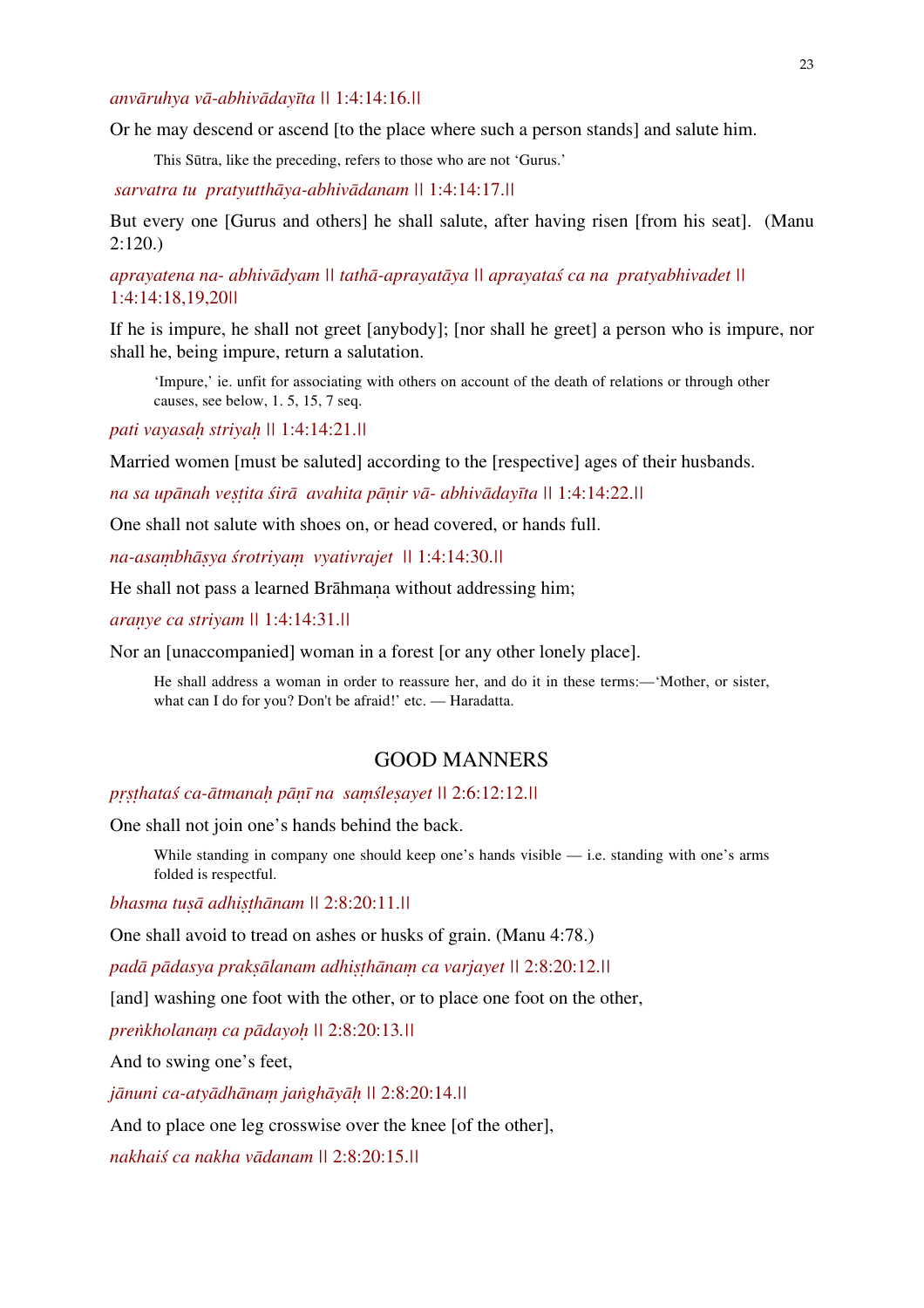*anvāruhya vā-abhivādayīta* || 1:4:14:16.||

Or he may descend or ascend [to the place where such a person stands] and salute him.

> This Sūtra, like the preceding, refers to those who are not 'Gurus.'

*sarvatra tu pratyutthāya-abhivādanam* || 1:4:14:17.||

But every one [Gurus and others] he shall salute, after having risen [from his seat]. (Manu 2:120.)

*aprayatena na- abhivādyam* || *tathā-aprayatāya* || *aprayataś ca na pratyabhivadet* || 1:4:14:18,19,20||

If he is impure, he shall not greet [anybody]; [nor shall he greet] a person who is impure, nor shall he, being impure, return a salutation.

> 'Impure,' ie. unfit for associating with others on account of the death of relations or through other causes, see below, 1. 5, 15, 7 seq.

*pati vayasaḥ striyaḥ* || 1:4:14:21.||

Married women [must be saluted] according to the [respective] ages of their husbands.

*na sa upānah veṣṭita śirā avahita pāṇir vā- abhivādayīta* || 1:4:14:22.||

One shall not salute with shoes on, or head covered, or hands full.

*na-asaṃbhāṣya śrotriyaṃ vyativrajet* || 1:4:14:30.||

He shall not pass a learned Brāhmaṇa without addressing him;

*araṇye ca striyam* || 1:4:14:31.||

Nor an [unaccompanied] woman in a forest [or any other lonely place].

> He shall address a woman in order to reassure her, and do it in these terms:—'Mother, or sister, what can I do for you? Don't be afraid!' etc. — Haradatta.

## GOOD MANNERS

*pṛṣṭhataś ca-ātmanaḥ pāṇī na saṃśleṣayet* || 2:6:12:12.||

One shall not join one's hands behind the back.

> While standing in company one should keep one's hands visible — i.e. standing with one's arms folded is respectful.

*bhasma tuṣā adhiṣṭhānam* || 2:8:20:11.||

One shall avoid to tread on ashes or husks of grain. (Manu 4:78.)

*padā pādasya prakṣālanam adhiṣṭhānaṃ ca varjayet* || 2:8:20:12.||

[and] washing one foot with the other, or to place one foot on the other,

*preṅkholanaṃ ca pādayoḥ* || 2:8:20:13.||

And to swing one's feet,

*jānuni ca-atyādhānaṃ jaṅghāyāḥ* || 2:8:20:14.||

And to place one leg crosswise over the knee [of the other],

*nakhaiś ca nakha vādanam* || 2:8:20:15.||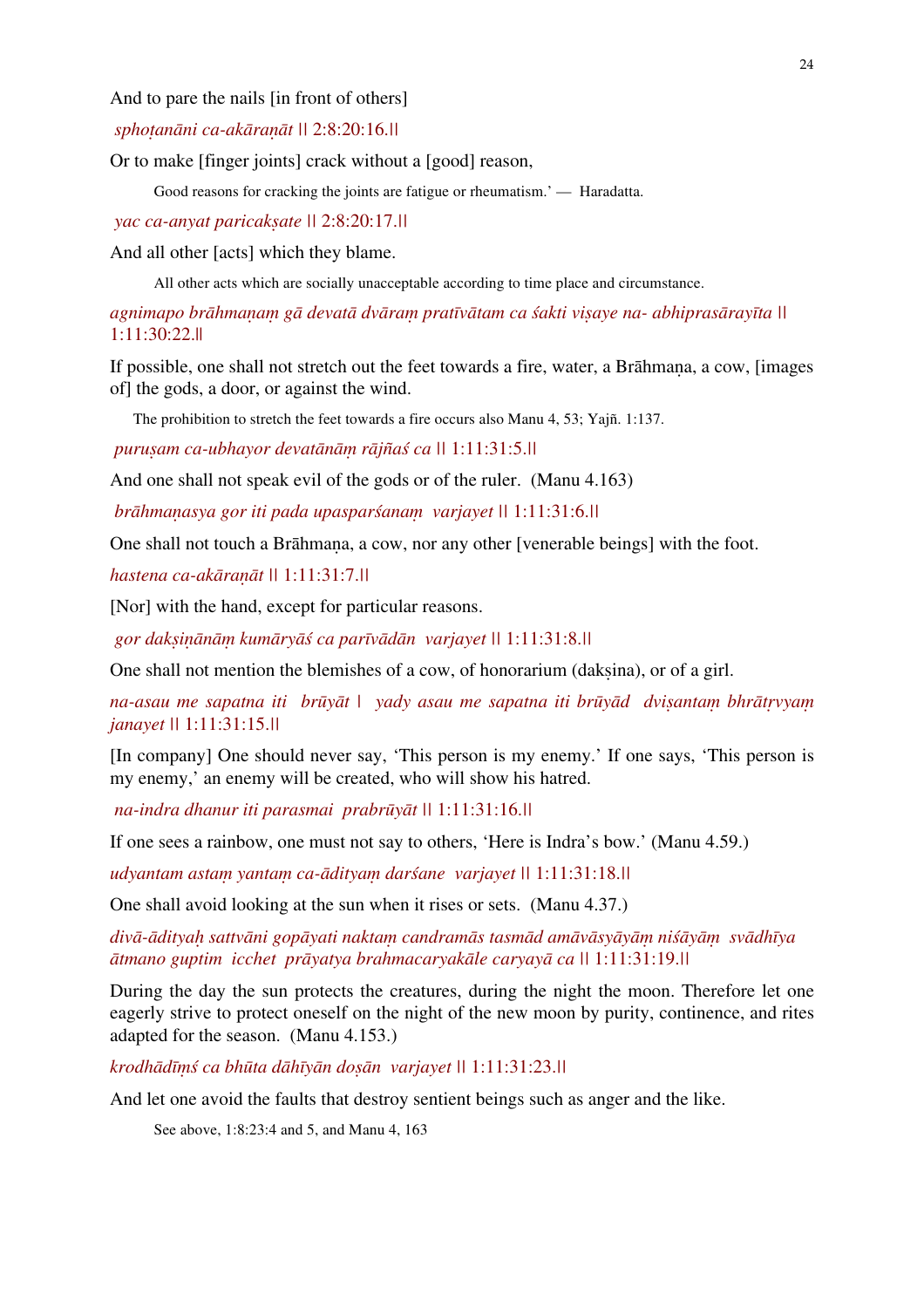And to pare the nails [in front of others]

*sphoṭanāni ca-akāraṇāt* || 2:8:20:16.||

Or to make [finger joints] crack without a [good] reason,

> Good reasons for cracking the joints are fatigue or rheumatism.' — Haradatta.

*yac ca-anyat paricakṣate* || 2:8:20:17.||

And all other [acts] which they blame.

> All other acts which are socially unacceptable according to time place and circumstance.

*agnimapo brāhmaṇaṃ gā devatā dvāraṃ pratīvātam ca śakti viṣaye na- abhiprasārayīta* || 1:11:30:22.||

If possible, one shall not stretch out the feet towards a fire, water, a Brāhmaṇa, a cow, [images of] the gods, a door, or against the wind.

> The prohibition to stretch the feet towards a fire occurs also Manu 4, 53; Yajñ. 1:137.

*puruṣam ca-ubhayor devatānāṃ rājñaś ca* || 1:11:31:5.||

And one shall not speak evil of the gods or of the ruler. (Manu 4.163)

*brāhmaṇasya gor iti pada upasparśanaṃ varjayet* || 1:11:31:6.||

One shall not touch a Brāhmaṇa, a cow, nor any other [venerable beings] with the foot.

*hastena ca-akāraṇāt* || 1:11:31:7.||

[Nor] with the hand, except for particular reasons.

*gor dakṣiṇānāṃ kumāryāś ca parīvādān varjayet* || 1:11:31:8.||

One shall not mention the blemishes of a cow, of honorarium (dakṣina), or of a girl.

*na-asau me sapatna iti brūyāt | yady asau me sapatna iti brūyād dviṣantaṃ bhrātṛvyaṃ janayet* || 1:11:31:15.||

[In company] One should never say, 'This person is my enemy.' If one says, 'This person is my enemy,' an enemy will be created, who will show his hatred.

*na-indra dhanur iti parasmai prabrūyāt* || 1:11:31:16.||

If one sees a rainbow, one must not say to others, 'Here is Indra's bow.' (Manu 4.59.)

*udyantam astaṃ yantaṃ ca-ādityaṃ darśane varjayet* || 1:11:31:18.||

One shall avoid looking at the sun when it rises or sets. (Manu 4.37.)

*divā-ādityaḥ sattvāni gopāyati naktaṃ candramās tasmād amāvāsyāyāṃ niśāyāṃ svādhīya ātmano guptim icchet prāyatya brahmacaryakāle caryayā ca* || 1:11:31:19.||

During the day the sun protects the creatures, during the night the moon. Therefore let one eagerly strive to protect oneself on the night of the new moon by purity, continence, and rites adapted for the season. (Manu 4.153.)

*krodhādīṃś ca bhūta dāhīyān doṣān varjayet* || 1:11:31:23.||

And let one avoid the faults that destroy sentient beings such as anger and the like.

> See above, 1:8:23:4 and 5, and Manu 4, 163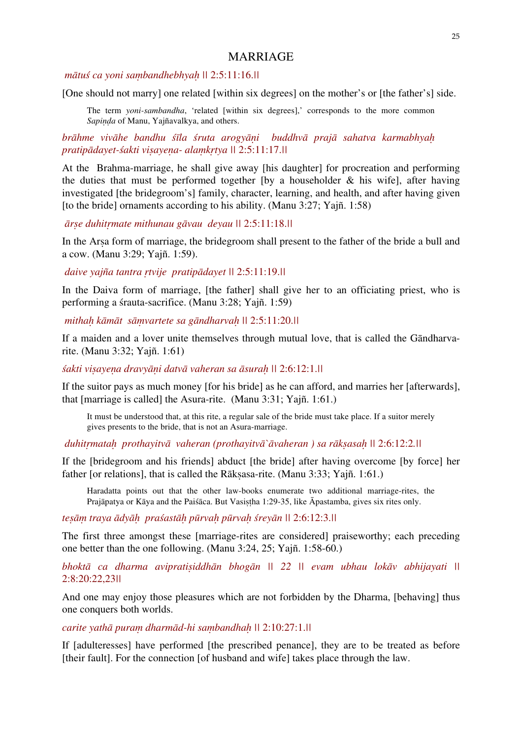# MARRIAGE

*mātuś ca yoni saṃbandhebhyaḥ* || 2:5:11:16.||

[One should not marry] one related [within six degrees] on the mother's or [the father's] side.

> The term *yoni-sambandha*, 'related [within six degrees],' corresponds to the more common *Sapiṇḍa* of Manu, Yajñavalkya, and others.

*brāhme vivāhe bandhu śīla śruta arogyāṇi buddhvā prajā sahatva karmabhyaḥ pratipādayet-śakti viṣayeṇa- alaṃkṛtya* || 2:5:11:17.||

At the Brahma-marriage, he shall give away [his daughter] for procreation and performing the duties that must be performed together [by a householder & his wife], after having investigated [the bridegroom's] family, character, learning, and health, and after having given [to the bride] ornaments according to his ability. (Manu 3:27; Yajñ. 1:58)

*ārṣe duhitṛmate mithunau gāvau deyau* || 2:5:11:18.||

In the Arṣa form of marriage, the bridegroom shall present to the father of the bride a bull and a cow. (Manu 3:29; Yajñ. 1:59).

*daive yajña tantra ṛtvije pratipādayet* || 2:5:11:19.||

In the Daiva form of marriage, [the father] shall give her to an officiating priest, who is performing a śrauta-sacrifice. (Manu 3:28; Yajñ. 1:59)

*mithaḥ kāmāt sāṃvartete sa gāndharvaḥ* || 2:5:11:20.||

If a maiden and a lover unite themselves through mutual love, that is called the Gāndharva-rite. (Manu 3:32; Yajñ. 1:61)

*śakti viṣayeṇa dravyāṇi datvā vaheran sa āsuraḥ* || 2:6:12:1.||

If the suitor pays as much money [for his bride] as he can afford, and marries her [afterwards], that [marriage is called] the Asura-rite. (Manu 3:31; Yajñ. 1:61.)

> It must be understood that, at this rite, a regular sale of the bride must take place. If a suitor merely gives presents to the bride, that is not an Asura-marriage.

*duhitṛmataḥ prothayitvā vaheran (prothayitvā`āvaheran ) sa rākṣasaḥ* || 2:6:12:2.||

If the [bridegroom and his friends] abduct [the bride] after having overcome [by force] her father [or relations], that is called the Rākṣasa-rite. (Manu 3:33; Yajñ. 1:61.)

> Haradatta points out that the other law-books enumerate two additional marriage-rites, the Prajāpatya or Kāya and the Paiśāca. But Vasiṣṭha 1:29-35, like Āpastamba, gives six rites only.

*teṣāṃ traya ādyāḥ praśastāḥ pūrvaḥ pūrvaḥ śreyān* || 2:6:12:3.||

The first three amongst these [marriage-rites are considered] praiseworthy; each preceding one better than the one following. (Manu 3:24, 25; Yajñ. 1:58-60.)

*bhoktā ca dharma avipratiṣiddhān bhogān || 22 || evam ubhau lokāv abhijayati* || 2:8:20:22,23||

And one may enjoy those pleasures which are not forbidden by the Dharma, [behaving] thus one conquers both worlds.

*carite yathā puraṃ dharmād-hi saṃbandhaḥ* || 2:10:27:1.||

If [adulteresses] have performed [the prescribed penance], they are to be treated as before [their fault]. For the connection [of husband and wife] takes place through the law.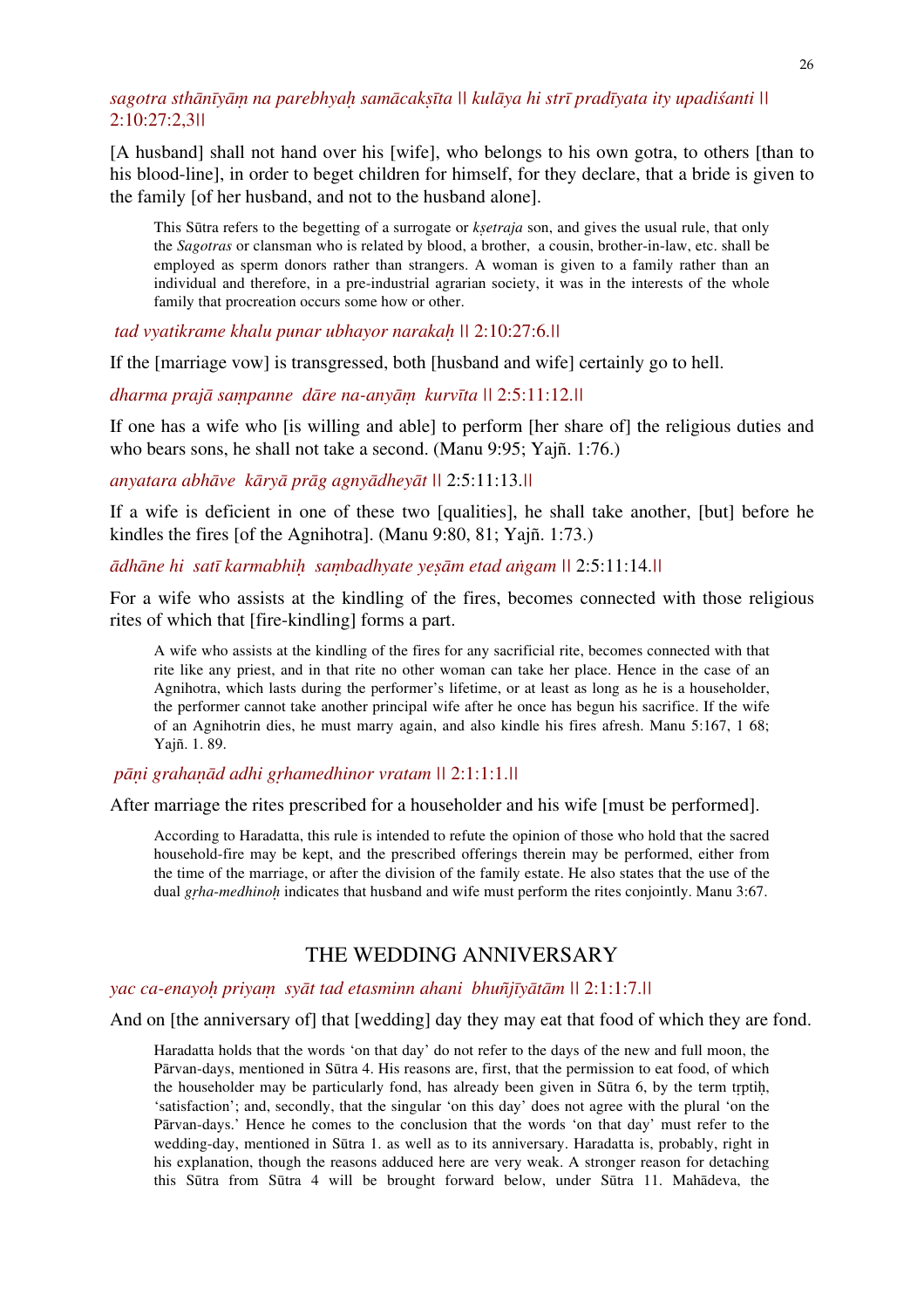*sagotra sthānīyāṃ na parebhyaḥ samācakṣīta* || *kulāya hi strī pradīyata ity upadiśanti* || 2:10:27:2,3||

[A husband] shall not hand over his [wife], who belongs to his own gotra, to others [than to his blood-line], in order to beget children for himself, for they declare, that a bride is given to the family [of her husband, and not to the husband alone].

> This Sūtra refers to the begetting of a surrogate or *kṣetraja* son, and gives the usual rule, that only the *Sagotras* or clansman who is related by blood, a brother, a cousin, brother-in-law, etc. shall be employed as sperm donors rather than strangers. A woman is given to a family rather than an individual and therefore, in a pre-industrial agrarian society, it was in the interests of the whole family that procreation occurs some how or other.

*tad vyatikrame khalu punar ubhayor narakaḥ* || 2:10:27:6.||

If the [marriage vow] is transgressed, both [husband and wife] certainly go to hell.

*dharma prajā saṃpanne dāre na-anyāṃ kurvīta* || 2:5:11:12.||

If one has a wife who [is willing and able] to perform [her share of] the religious duties and who bears sons, he shall not take a second. (Manu 9:95; Yajñ. 1:76.)

*anyatara abhāve kāryā prāg agnyādheyāt* || 2:5:11:13.||

If a wife is deficient in one of these two [qualities], he shall take another, [but] before he kindles the fires [of the Agnihotra]. (Manu 9:80, 81; Yajñ. 1:73.)

*ādhāne hi satī karmabhiḥ saṃbadhyate yeṣām etad aṅgam* || 2:5:11:14.||

For a wife who assists at the kindling of the fires, becomes connected with those religious rites of which that [fire-kindling] forms a part.

> A wife who assists at the kindling of the fires for any sacrificial rite, becomes connected with that rite like any priest, and in that rite no other woman can take her place. Hence in the case of an Agnihotra, which lasts during the performer's lifetime, or at least as long as he is a householder, the performer cannot take another principal wife after he once has begun his sacrifice. If the wife of an Agnihotrin dies, he must marry again, and also kindle his fires afresh. Manu 5:167, 1 68; Yajñ. 1. 89.

*pāṇi grahaṇād adhi gṛhamedhinor vratam* || 2:1:1:1.||

After marriage the rites prescribed for a householder and his wife [must be performed].

> According to Haradatta, this rule is intended to refute the opinion of those who hold that the sacred household-fire may be kept, and the prescribed offerings therein may be performed, either from the time of the marriage, or after the division of the family estate. He also states that the use of the dual *gṛha-medhinoḥ* indicates that husband and wife must perform the rites conjointly. Manu 3:67.

## THE WEDDING ANNIVERSARY

*yac ca-enayoḥ priyaṃ syāt tad etasminn ahani bhuñjīyātām* || 2:1:1:7.||

And on [the anniversary of] that [wedding] day they may eat that food of which they are fond.

> Haradatta holds that the words 'on that day' do not refer to the days of the new and full moon, the Pārvan-days, mentioned in Sūtra 4. His reasons are, first, that the permission to eat food, of which the householder may be particularly fond, has already been given in Sūtra 6, by the term tṛptiḥ, 'satisfaction'; and, secondly, that the singular 'on this day' does not agree with the plural 'on the Pārvan-days.' Hence he comes to the conclusion that the words 'on that day' must refer to the wedding-day, mentioned in Sūtra 1. as well as to its anniversary. Haradatta is, probably, right in his explanation, though the reasons adduced here are very weak. A stronger reason for detaching this Sūtra from Sūtra 4 will be brought forward below, under Sūtra 11. Mahādeva, the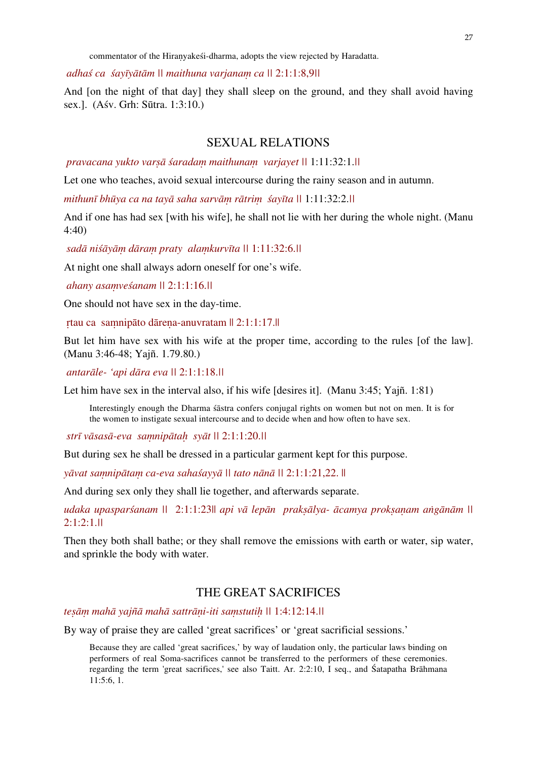commentator of the Hiraṇyakeśi-dharma, adopts the view rejected by Haradatta.

*adhaś ca śayīyātām || maithuna varjanaṃ ca ||* 2:1:1:8,9||

And [on the night of that day] they shall sleep on the ground, and they shall avoid having sex.]. (Aśv. Grh: Sūtra. 1:3:10.)

## SEXUAL RELATIONS

*pravacana yukto varṣā śaradaṃ maithunaṃ varjayet ||* 1:11:32:1.||

Let one who teaches, avoid sexual intercourse during the rainy season and in autumn.

*mithunī bhūya ca na tayā saha sarvāṃ rātriṃ śayīta ||* 1:11:32:2.||

And if one has had sex [with his wife], he shall not lie with her during the whole night. (Manu 4:40)

*sadā niśāyāṃ dāraṃ praty alaṃkurvīta ||* 1:11:32:6.||

At night one shall always adorn oneself for one's wife.

*ahany asaṃveśanam ||* 2:1:1:16.||

One should not have sex in the day-time.

ṛtau ca saṃnipāto dāreṇa-anuvratam || 2:1:1:17.||

But let him have sex with his wife at the proper time, according to the rules [of the law]. (Manu 3:46-48; Yajñ. 1.79.80.)

*antarāle- 'api dāra eva ||* 2:1:1:18.||

Let him have sex in the interval also, if his wife [desires it]. (Manu 3:45; Yajñ. 1:81)

Interestingly enough the Dharma śāstra confers conjugal rights on women but not on men. It is for the women to instigate sexual intercourse and to decide when and how often to have sex.

*strī vāsasā-eva saṃnipātaḥ syāt ||* 2:1:1:20.||

But during sex he shall be dressed in a particular garment kept for this purpose.

*yāvat saṃnipātaṃ ca-eva sahaśayyā || tato nānā ||* 2:1:1:21,22. ||

And during sex only they shall lie together, and afterwards separate.

*udaka upasparśanam ||* 2:1:1:23|| *api vā lepān prakṣālya- ācamya prokṣaṇam aṅgānām ||* 2:1:2:1.||

Then they both shall bathe; or they shall remove the emissions with earth or water, sip water, and sprinkle the body with water.

## THE GREAT SACRIFICES

*teṣāṃ mahā yajñā mahā sattrāṇi-iti saṃstutiḥ ||* 1:4:12:14.||

By way of praise they are called 'great sacrifices' or 'great sacrificial sessions.'

Because they are called 'great sacrifices,' by way of laudation only, the particular laws binding on performers of real Soma-sacrifices cannot be transferred to the performers of these ceremonies. regarding the term 'great sacrifices,' see also Taitt. Ar. 2:2:10, I seq., and Śatapatha Brāhmana 11:5:6, 1.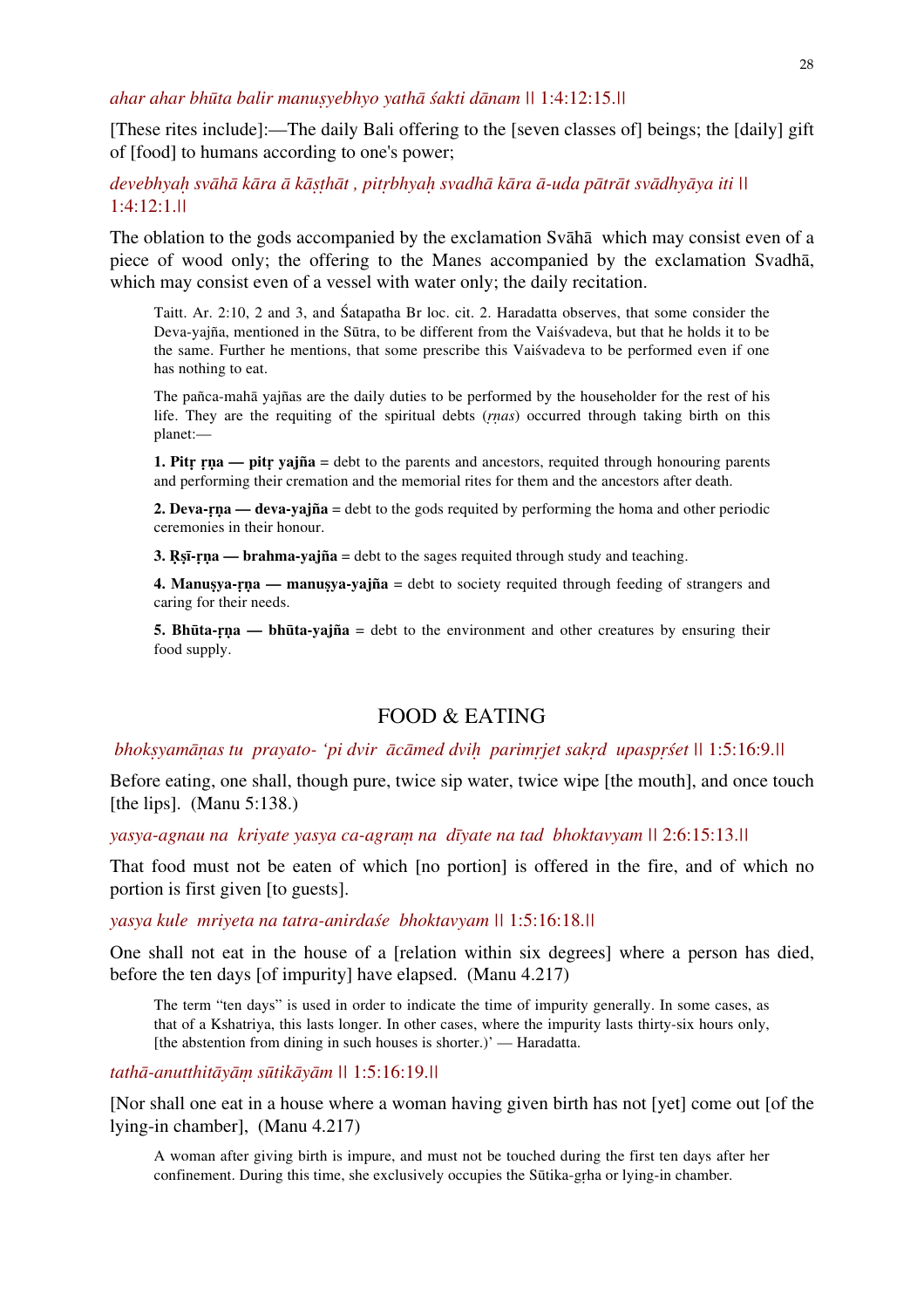*ahar ahar bhūta balir manuṣyebhyo yathā śakti dānam* || 1:4:12:15.||

[These rites include]:—The daily Bali offering to the [seven classes of] beings; the [daily] gift of [food] to humans according to one's power;

*devebhyaḥ svāhā kāra ā kāṣṭhāt , pitṛbhyaḥ svadhā kāra ā-uda pātrāt svādhyāya iti* || 1:4:12:1.||

The oblation to the gods accompanied by the exclamation Svāhā which may consist even of a piece of wood only; the offering to the Manes accompanied by the exclamation Svadhā, which may consist even of a vessel with water only; the daily recitation.

> Taitt. Ar. 2:10, 2 and 3, and Śatapatha Br loc. cit. 2. Haradatta observes, that some consider the Deva-yajña, mentioned in the Sūtra, to be different from the Vaiśvadeva, but that he holds it to be the same. Further he mentions, that some prescribe this Vaiśvadeva to be performed even if one has nothing to eat.
>
> The pañca-mahā yajñas are the daily duties to be performed by the householder for the rest of his life. They are the requiting of the spiritual debts (*ṛṇas*) occurred through taking birth on this planet:—
>
> **1. Pitṛ ṛṇa — pitṛ yajña** = debt to the parents and ancestors, requited through honouring parents and performing their cremation and the memorial rites for them and the ancestors after death.
>
> **2. Deva-ṛṇa — deva-yajña** = debt to the gods requited by performing the homa and other periodic ceremonies in their honour.
>
> **3. Ṛṣī-ṛṇa — brahma-yajña** = debt to the sages requited through study and teaching.
>
> **4. Manuṣya-ṛṇa — manuṣya-yajña** = debt to society requited through feeding of strangers and caring for their needs.
>
> **5. Bhūta-ṛṇa — bhūta-yajña** = debt to the environment and other creatures by ensuring their food supply.

## FOOD & EATING

*bhokṣyamāṇas tu prayato- 'pi dvir ācāmed dviḥ parimṛjet sakṛd upaspṛśet* || 1:5:16:9.||

Before eating, one shall, though pure, twice sip water, twice wipe [the mouth], and once touch [the lips]. (Manu 5:138.)

*yasya-agnau na kriyate yasya ca-agraṃ na dīyate na tad bhoktavyam* || 2:6:15:13.||

That food must not be eaten of which [no portion] is offered in the fire, and of which no portion is first given [to guests].

*yasya kule mriyeta na tatra-anirdaśe bhoktavyam* || 1:5:16:18.||

One shall not eat in the house of a [relation within six degrees] where a person has died, before the ten days [of impurity] have elapsed. (Manu 4.217)

> The term "ten days" is used in order to indicate the time of impurity generally. In some cases, as that of a Kshatriya, this lasts longer. In other cases, where the impurity lasts thirty-six hours only, [the abstention from dining in such houses is shorter.)' — Haradatta.

*tathā-anutthitāyāṃ sūtikāyām* || 1:5:16:19.||

[Nor shall one eat in a house where a woman having given birth has not [yet] come out [of the lying-in chamber], (Manu 4.217)

> A woman after giving birth is impure, and must not be touched during the first ten days after her confinement. During this time, she exclusively occupies the Sūtika-gṛha or lying-in chamber.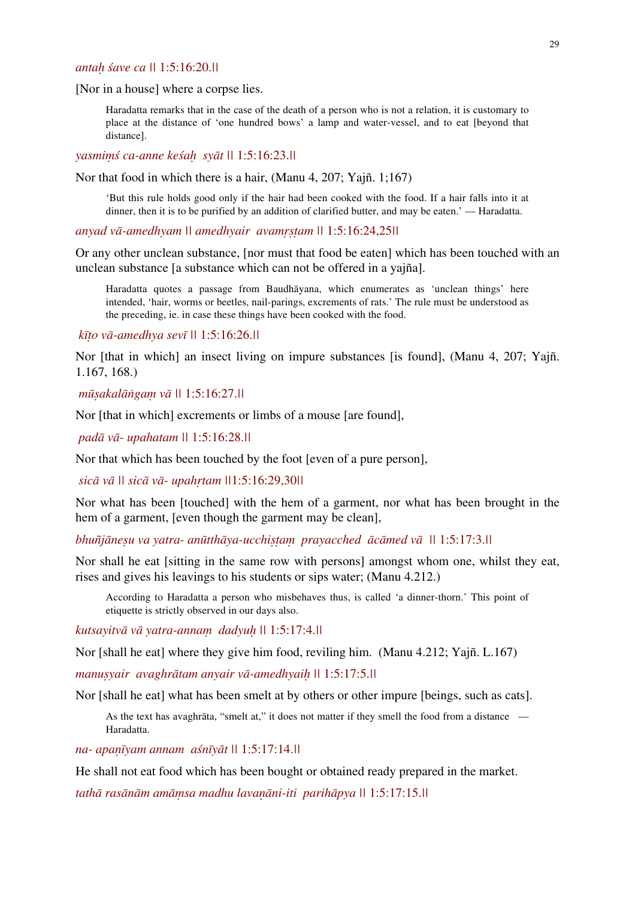*antaḥ śave ca* || 1:5:16:20.||

[Nor in a house] where a corpse lies.

> Haradatta remarks that in the case of the death of a person who is not a relation, it is customary to place at the distance of 'one hundred bows' a lamp and water-vessel, and to eat [beyond that distance].

*yasmiṃś ca-anne keśaḥ syāt* || 1:5:16:23.||

Nor that food in which there is a hair, (Manu 4, 207; Yajñ. 1;167)

> 'But this rule holds good only if the hair had been cooked with the food. If a hair falls into it at dinner, then it is to be purified by an addition of clarified butter, and may be eaten.' — Haradatta.

*anyad vā-amedhyam* || *amedhyair avamṛṣṭam* || 1:5:16:24,25||

Or any other unclean substance, [nor must that food be eaten] which has been touched with an unclean substance [a substance which can not be offered in a yajña].

> Haradatta quotes a passage from Baudhāyana, which enumerates as 'unclean things' here intended, 'hair, worms or beetles, nail-parings, excrements of rats.' The rule must be understood as the preceding, ie. in case these things have been cooked with the food.

*kīṭo vā-amedhya sevī* || 1:5:16:26.||

Nor [that in which] an insect living on impure substances [is found], (Manu 4, 207; Yajñ. 1.167, 168.)

*mūṣakalāṅgaṃ vā* || 1:5:16:27.||

Nor [that in which] excrements or limbs of a mouse [are found],

*padā vā- upahatam* || 1:5:16:28.||

Nor that which has been touched by the foot [even of a pure person],

*sicā vā* || *sicā vā- upahṛtam* ||1:5:16:29,30||

Nor what has been [touched] with the hem of a garment, nor what has been brought in the hem of a garment, [even though the garment may be clean],

*bhuñjāneṣu va yatra- anūtthāya-ucchiṣṭaṃ prayacched ācāmed vā* || 1:5:17:3.||

Nor shall he eat [sitting in the same row with persons] amongst whom one, whilst they eat, rises and gives his leavings to his students or sips water; (Manu 4.212.)

> According to Haradatta a person who misbehaves thus, is called 'a dinner-thorn.' This point of etiquette is strictly observed in our days also.

*kutsayitvā vā yatra-annaṃ dadyuḥ* || 1:5:17:4.||

Nor [shall he eat] where they give him food, reviling him. (Manu 4.212; Yajñ. L.167)

*manuṣyair avaghrātam anyair vā-amedhyaiḥ* || 1:5:17:5.||

Nor [shall he eat] what has been smelt at by others or other impure [beings, such as cats].

> As the text has avaghrāta, "smelt at," it does not matter if they smell the food from a distance — Haradatta.

*na- apaṇīyam annam aśnīyāt* || 1:5:17:14.||

He shall not eat food which has been bought or obtained ready prepared in the market.

*tathā rasānām amāṃsa madhu lavaṇāni-iti parihāpya* || 1:5:17:15.||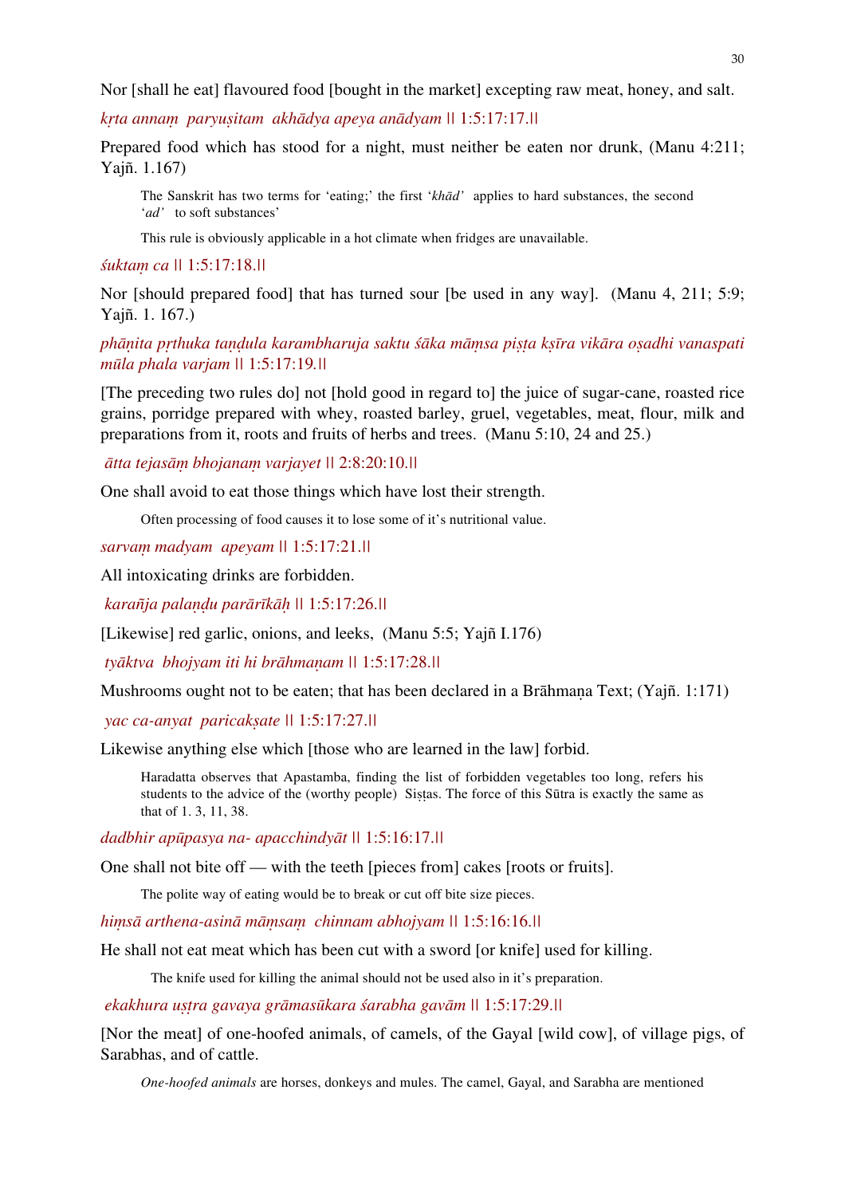Nor [shall he eat] flavoured food [bought in the market] excepting raw meat, honey, and salt.

*kṛta annaṃ paryuṣitam akhādya apeya anādyam* || 1:5:17:17.||

Prepared food which has stood for a night, must neither be eaten nor drunk, (Manu 4:211; Yajñ. 1.167)

> The Sanskrit has two terms for 'eating;' the first '*khād'* applies to hard substances, the second '*ad'* to soft substances'
>
> This rule is obviously applicable in a hot climate when fridges are unavailable.

*śuktaṃ ca* || 1:5:17:18.||

Nor [should prepared food] that has turned sour [be used in any way]. (Manu 4, 211; 5:9; Yajñ. 1. 167.)

*phāṇita pṛthuka taṇḍula karambharuja saktu śāka māṃsa piṣṭa kṣīra vikāra oṣadhi vanaspati mūla phala varjam* || 1:5:17:19.||

[The preceding two rules do] not [hold good in regard to] the juice of sugar-cane, roasted rice grains, porridge prepared with whey, roasted barley, gruel, vegetables, meat, flour, milk and preparations from it, roots and fruits of herbs and trees. (Manu 5:10, 24 and 25.)

*ātta tejasāṃ bhojanaṃ varjayet* || 2:8:20:10.||

One shall avoid to eat those things which have lost their strength.

> Often processing of food causes it to lose some of it's nutritional value.

*sarvaṃ madyam apeyam* || 1:5:17:21.||

All intoxicating drinks are forbidden.

*karañja palaṇḍu parārīkāḥ* || 1:5:17:26.||

[Likewise] red garlic, onions, and leeks, (Manu 5:5; Yajñ I.176)

*tyāktva bhojyam iti hi brāhmaṇam* || 1:5:17:28.||

Mushrooms ought not to be eaten; that has been declared in a Brāhmaṇa Text; (Yajñ. 1:171)

*yac ca-anyat paricakṣate* || 1:5:17:27.||

Likewise anything else which [those who are learned in the law] forbid.

> Haradatta observes that Apastamba, finding the list of forbidden vegetables too long, refers his students to the advice of the (worthy people) Siṣṭas. The force of this Sūtra is exactly the same as that of 1. 3, 11, 38.

*dadbhir apūpasya na- apacchindyāt* || 1:5:16:17.||

One shall not bite off — with the teeth [pieces from] cakes [roots or fruits].

> The polite way of eating would be to break or cut off bite size pieces.

*hiṃsā arthena-asinā māṃsaṃ chinnam abhojyam* || 1:5:16:16.||

He shall not eat meat which has been cut with a sword [or knife] used for killing.

> The knife used for killing the animal should not be used also in it's preparation.

*ekakhura uṣṭra gavaya grāmasūkara śarabha gavām* || 1:5:17:29.||

[Nor the meat] of one-hoofed animals, of camels, of the Gayal [wild cow], of village pigs, of Sarabhas, and of cattle.

> *One-hoofed animals* are horses, donkeys and mules. The camel, Gayal, and Sarabha are mentioned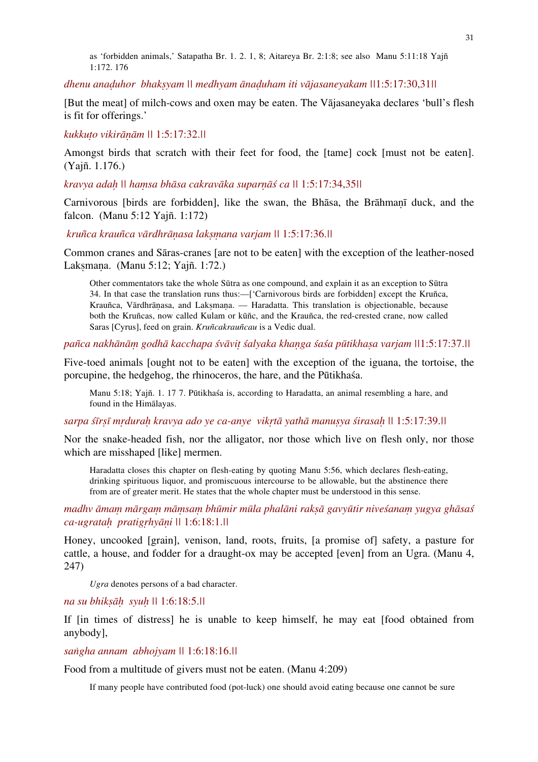as ‘forbidden animals,’ Satapatha Br. 1. 2. 1, 8; Aitareya Br. 2:1:8; see also Manu 5:11:18 Yajñ 1:172. 176

*dhenu anaḍuhor bhakṣyam || medhyam ānaḍuham iti vājasaneyakam* ||1:5:17:30,31||

[But the meat] of milch-cows and oxen may be eaten. The Vājasaneyaka declares ‘bull’s flesh is fit for offerings.’

*kukkuṭo vikirāṇām* || 1:5:17:32.||

Amongst birds that scratch with their feet for food, the [tame] cock [must not be eaten]. (Yajñ. 1.176.)

*kravya adaḥ || haṃsa bhāsa cakravāka suparṇāś ca* || 1:5:17:34,35||

Carnivorous [birds are forbidden], like the swan, the Bhāsa, the Brāhmaṇī duck, and the falcon. (Manu 5:12 Yajñ. 1:172)

*kruñca krauñca vārdhrāṇasa lakṣmana varjam* || 1:5:17:36.||

Common cranes and Sāras-cranes [are not to be eaten] with the exception of the leather-nosed Lakṣmaṇa. (Manu 5:12; Yajñ. 1:72.)

Other commentators take the whole Sūtra as one compound, and explain it as an exception to Sūtra 34. In that case the translation runs thus:—[‘Carnivorous birds are forbidden] except the Kruñca, Krauñca, Vārdhrāṇasa, and Lakṣmaṇa. — Haradatta. This translation is objectionable, because both the Kruñcas, now called Kulam or kūñc, and the Krauñca, the red-crested crane, now called Saras [Cyrus], feed on grain. *Kruñcakrauñcau* is a Vedic dual.

*pañca nakhānāṃ godhā kacchapa śvāviṭ śalyaka khaṇga śaśa pūtikhaṣa varjam* ||1:5:17:37.||

Five-toed animals [ought not to be eaten] with the exception of the iguana, the tortoise, the porcupine, the hedgehog, the rhinoceros, the hare, and the Pūtikhaśa.

Manu 5:18; Yajñ. 1. 17 7. Pūtikhaśa is, according to Haradatta, an animal resembling a hare, and found in the Himālayas.

*sarpa śīrṣī mṛduraḥ kravya ado ye ca-anye vikṛtā yathā manuṣya śirasaḥ* || 1:5:17:39.||

Nor the snake-headed fish, nor the alligator, nor those which live on flesh only, nor those which are misshaped [like] mermen.

Haradatta closes this chapter on flesh-eating by quoting Manu 5:56, which declares flesh-eating, drinking spirituous liquor, and promiscuous intercourse to be allowable, but the abstinence there from are of greater merit. He states that the whole chapter must be understood in this sense.

*madhv āmaṃ mārgaṃ māṃsaṃ bhūmir mūla phalāni rakṣā gavyūtir niveśanaṃ yugya ghāsaś ca-ugrataḥ pratigṛhyāṇi* || 1:6:18:1.||

Honey, uncooked [grain], venison, land, roots, fruits, [a promise of] safety, a pasture for cattle, a house, and fodder for a draught-ox may be accepted [even] from an Ugra. (Manu 4, 247)

*Ugra* denotes persons of a bad character.

*na su bhikṣāḥ syuḥ* || 1:6:18:5.||

If [in times of distress] he is unable to keep himself, he may eat [food obtained from anybody],

*saṅgha annam abhojyam* || 1:6:18:16.||

Food from a multitude of givers must not be eaten. (Manu 4:209)

If many people have contributed food (pot-luck) one should avoid eating because one cannot be sure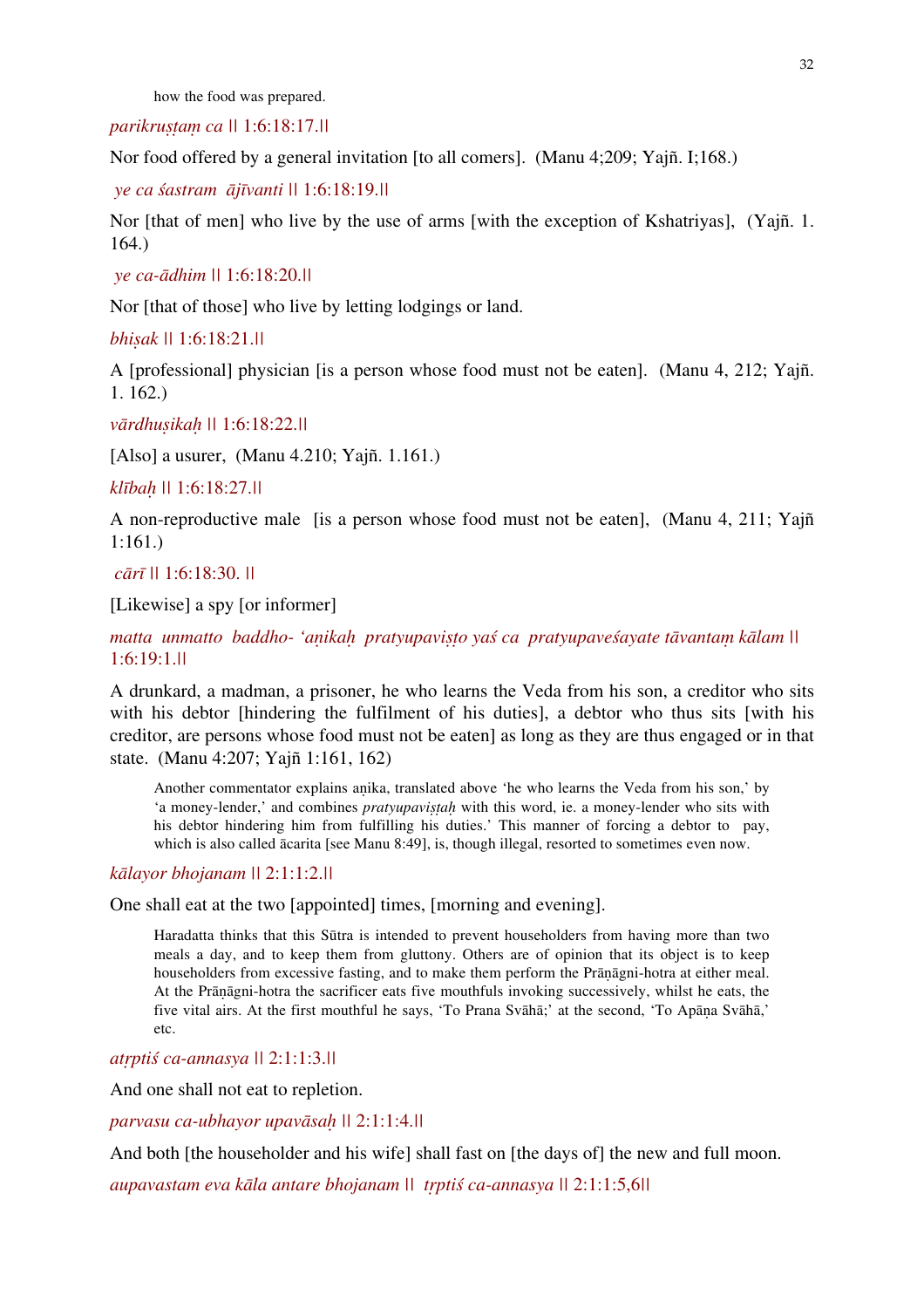how the food was prepared.

*parikruṣṭaṃ ca* || 1:6:18:17.||

Nor food offered by a general invitation [to all comers]. (Manu 4;209; Yajñ. I;168.)

*ye ca śastram ājīvanti* || 1:6:18:19.||

Nor [that of men] who live by the use of arms [with the exception of Kshatriyas], (Yajñ. 1. 164.)

*ye ca-ādhim* || 1:6:18:20.||

Nor [that of those] who live by letting lodgings or land.

*bhiṣak* || 1:6:18:21.||

A [professional] physician [is a person whose food must not be eaten]. (Manu 4, 212; Yajñ. 1. 162.)

*vārdhuṣikaḥ* || 1:6:18:22.||

[Also] a usurer, (Manu 4.210; Yajñ. 1.161.)

*klībaḥ* || 1:6:18:27.||

A non-reproductive male [is a person whose food must not be eaten], (Manu 4, 211; Yajñ 1:161.)

*cārī* || 1:6:18:30. ||

[Likewise] a spy [or informer]

*matta unmatto baddho- 'aṇikaḥ pratyupaviṣṭo yaś ca pratyupaveśayate tāvantaṃ kālam* || 1:6:19:1.||

A drunkard, a madman, a prisoner, he who learns the Veda from his son, a creditor who sits with his debtor [hindering the fulfilment of his duties], a debtor who thus sits [with his creditor, are persons whose food must not be eaten] as long as they are thus engaged or in that state. (Manu 4:207; Yajñ 1:161, 162)

> Another commentator explains aṇika, translated above 'he who learns the Veda from his son,' by 'a money-lender,' and combines *pratyupaviṣṭaḥ* with this word, ie. a money-lender who sits with his debtor hindering him from fulfilling his duties.' This manner of forcing a debtor to pay, which is also called ācarita [see Manu 8:49], is, though illegal, resorted to sometimes even now.

*kālayor bhojanam* || 2:1:1:2.||

One shall eat at the two [appointed] times, [morning and evening].

> Haradatta thinks that this Sūtra is intended to prevent householders from having more than two meals a day, and to keep them from gluttony. Others are of opinion that its object is to keep householders from excessive fasting, and to make them perform the Prāṇāgni-hotra at either meal. At the Prāṇāgni-hotra the sacrificer eats five mouthfuls invoking successively, whilst he eats, the five vital airs. At the first mouthful he says, 'To Prana Svāhā;' at the second, 'To Apāṇa Svāhā,' etc.

*atṛptiś ca-annasya* || 2:1:1:3.||

And one shall not eat to repletion.

*parvasu ca-ubhayor upavāsaḥ* || 2:1:1:4.||

And both [the householder and his wife] shall fast on [the days of] the new and full moon.

*aupavastam eva kāla antare bhojanam* || *tṛptiś ca-annasya* || 2:1:1:5,6||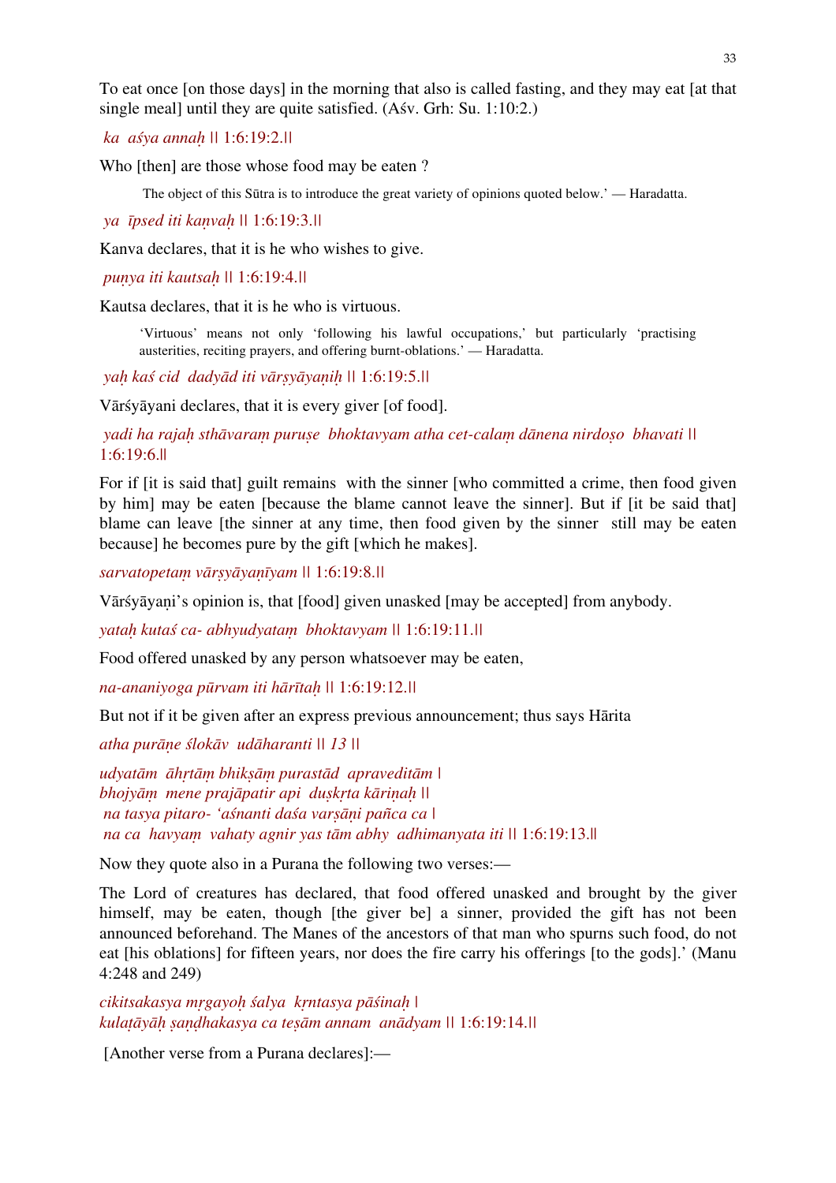To eat once [on those days] in the morning that also is called fasting, and they may eat [at that single meal] until they are quite satisfied. (Aśv. Grh: Su. 1:10:2.)

*ka aśya annaḥ* || 1:6:19:2.||

Who [then] are those whose food may be eaten ?

> The object of this Sūtra is to introduce the great variety of opinions quoted below.' — Haradatta.

*ya īpsed iti kaṇvaḥ* || 1:6:19:3.||

Kanva declares, that it is he who wishes to give.

*puṇya iti kautsaḥ* || 1:6:19:4.||

Kautsa declares, that it is he who is virtuous.

> 'Virtuous' means not only 'following his lawful occupations,' but particularly 'practising austerities, reciting prayers, and offering burnt-oblations.' — Haradatta.

*yaḥ kaś cid dadyād iti vārṣyāyaṇiḥ* || 1:6:19:5.||

Vārśyāyani declares, that it is every giver [of food].

*yadi ha rajaḥ sthāvaraṃ puruṣe bhoktavyam atha cet-calaṃ dānena nirdoṣo bhavati* || 1:6:19:6.||

For if [it is said that] guilt remains with the sinner [who committed a crime, then food given by him] may be eaten [because the blame cannot leave the sinner]. But if [it be said that] blame can leave [the sinner at any time, then food given by the sinner still may be eaten because] he becomes pure by the gift [which he makes].

*sarvatopetaṃ vārṣyāyaṇīyam* || 1:6:19:8.||

Vārśyāyaṇi's opinion is, that [food] given unasked [may be accepted] from anybody.

*yataḥ kutaś ca- abhyudyataṃ bhoktavyam* || 1:6:19:11.||

Food offered unasked by any person whatsoever may be eaten,

*na-ananiyoga pūrvam iti hārītaḥ* || 1:6:19:12.||

But not if it be given after an express previous announcement; thus says Hārita

*atha purāṇe ślokāv udāharanti* || *13* ||

*udyatām āhṛtāṃ bhikṣāṃ purastād apraveditām* |
*bhojyāṃ mene prajāpatir api duṣkṛta kāriṇaḥ* ||
*na tasya pitaro- 'aśnanti daśa varṣāṇi pañca ca* |
*na ca havyaṃ vahaty agnir yas tām abhy adhimanyata iti* || 1:6:19:13.||

Now they quote also in a Purana the following two verses:—

The Lord of creatures has declared, that food offered unasked and brought by the giver himself, may be eaten, though [the giver be] a sinner, provided the gift has not been announced beforehand. The Manes of the ancestors of that man who spurns such food, do not eat [his oblations] for fifteen years, nor does the fire carry his offerings [to the gods].' (Manu 4:248 and 249)

*cikitsakasya mṛgayoḥ śalya kṛntasya pāśinaḥ* |
*kulaṭāyāḥ ṣaṇḍhakasya ca teṣām annam anādyam* || 1:6:19:14.||

[Another verse from a Purana declares]:—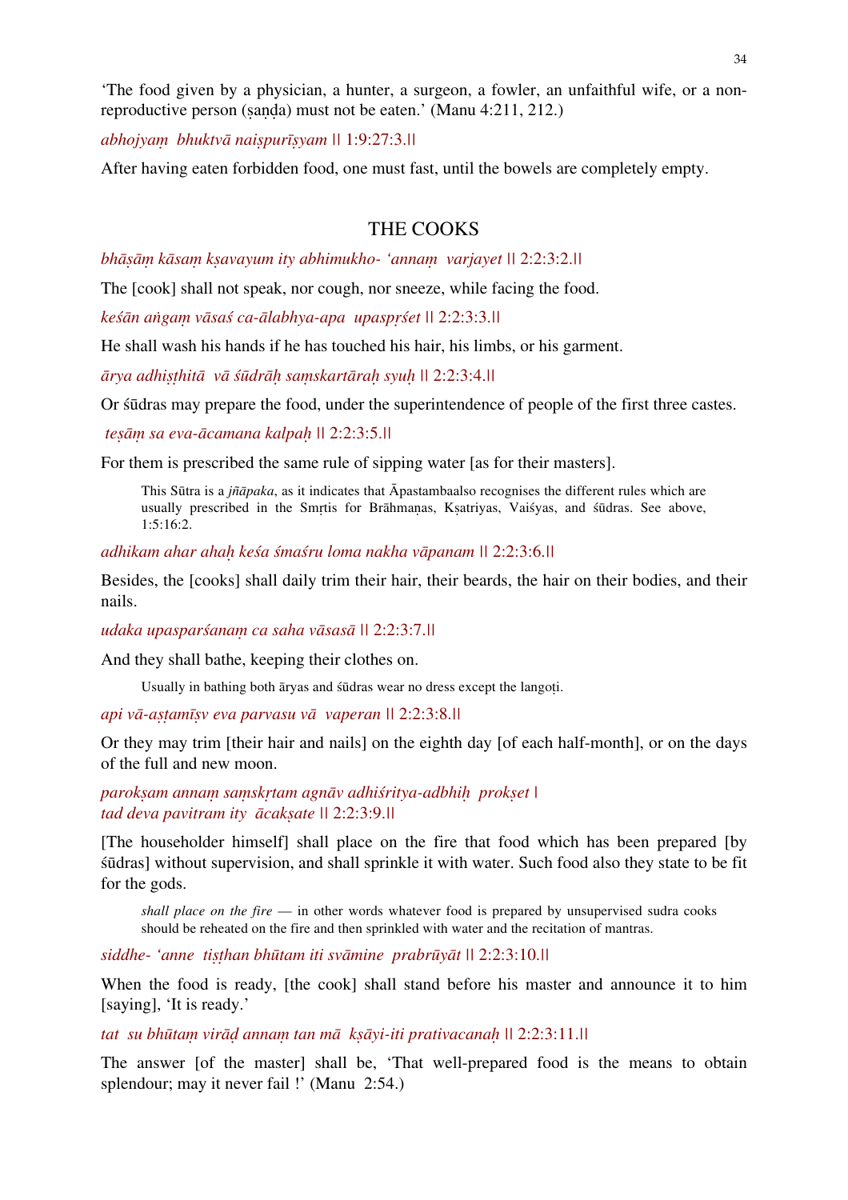'The food given by a physician, a hunter, a surgeon, a fowler, an unfaithful wife, or a non-reproductive person (ṣaṇḍa) must not be eaten.' (Manu 4:211, 212.)

*abhojyaṃ bhuktvā naiṣpurīṣyam* || 1:9:27:3.||

After having eaten forbidden food, one must fast, until the bowels are completely empty.

## THE COOKS

*bhāṣāṃ kāsaṃ kṣavayum ity abhimukho- 'annaṃ varjayet* || 2:2:3:2.||

The [cook] shall not speak, nor cough, nor sneeze, while facing the food.

*keśān aṅgaṃ vāsaś ca-ālabhya-apa upaspṛśet* || 2:2:3:3.||

He shall wash his hands if he has touched his hair, his limbs, or his garment.

*ārya adhiṣṭhitā vā śūdrāḥ saṃskartāraḥ syuḥ* || 2:2:3:4.||

Or śūdras may prepare the food, under the superintendence of people of the first three castes.

*teṣāṃ sa eva-ācamana kalpaḥ* || 2:2:3:5.||

For them is prescribed the same rule of sipping water [as for their masters].

> This Sūtra is a *jñāpaka*, as it indicates that Āpastambaalso recognises the different rules which are usually prescribed in the Smṛtis for Brāhmaṇas, Kṣatriyas, Vaiśyas, and śūdras. See above, 1:5:16:2.

*adhikam ahar ahaḥ keśa śmaśru loma nakha vāpanam* || 2:2:3:6.||

Besides, the [cooks] shall daily trim their hair, their beards, the hair on their bodies, and their nails.

*udaka upasparśanaṃ ca saha vāsasā* || 2:2:3:7.||

And they shall bathe, keeping their clothes on.

> Usually in bathing both āryas and śūdras wear no dress except the langoṭi.

*api vā-aṣṭamīṣv eva parvasu vā vaperan* || 2:2:3:8.||

Or they may trim [their hair and nails] on the eighth day [of each half-month], or on the days of the full and new moon.

*parokṣam annaṃ saṃskṛtam agnāv adhiśritya-adbhiḥ prokṣet* |
*tad deva pavitram ity ācakṣate* || 2:2:3:9.||

[The householder himself] shall place on the fire that food which has been prepared [by śūdras] without supervision, and shall sprinkle it with water. Such food also they state to be fit for the gods.

> *shall place on the fire* — in other words whatever food is prepared by unsupervised sudra cooks should be reheated on the fire and then sprinkled with water and the recitation of mantras.

*siddhe- 'anne tiṣṭhan bhūtam iti svāmine prabrūyāt* || 2:2:3:10.||

When the food is ready, [the cook] shall stand before his master and announce it to him [saying], 'It is ready.'

*tat su bhūtaṃ virāḍ annaṃ tan mā kṣāyi-iti prativacanaḥ* || 2:2:3:11.||

The answer [of the master] shall be, 'That well-prepared food is the means to obtain splendour; may it never fail !' (Manu 2:54.)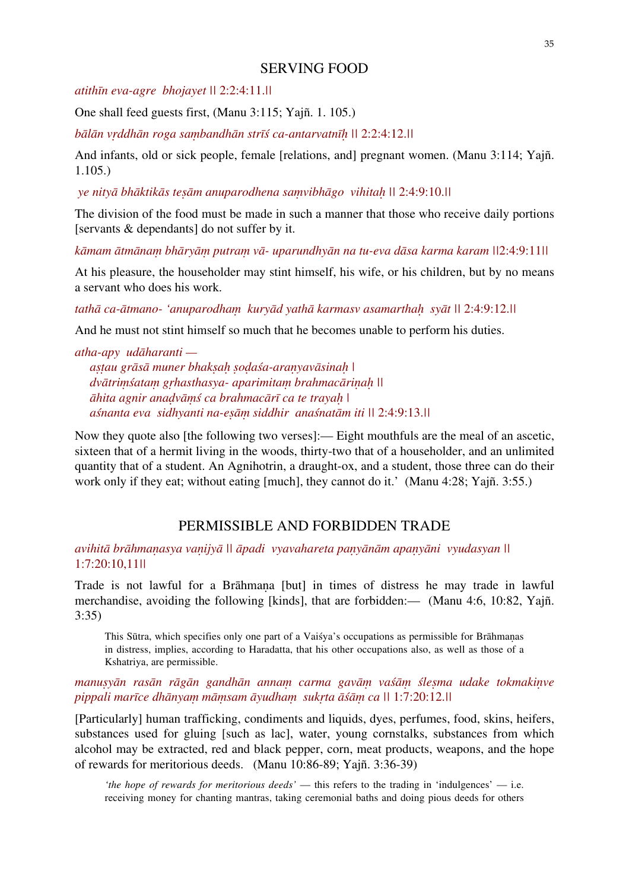## SERVING FOOD

*atithīn eva-agre bhojayet* || 2:2:4:11.||

One shall feed guests first, (Manu 3:115; Yajñ. 1. 105.)

*bālān vṛddhān roga saṃbandhān strīś ca-antarvatnīḥ* || 2:2:4:12.||

And infants, old or sick people, female [relations, and] pregnant women. (Manu 3:114; Yajñ. 1.105.)

*ye nityā bhāktikās teṣām anuparodhena saṃvibhāgo vihitaḥ* || 2:4:9:10.||

The division of the food must be made in such a manner that those who receive daily portions [servants & dependants] do not suffer by it.

*kāmam ātmānaṃ bhāryāṃ putraṃ vā- uparundhyān na tu-eva dāsa karma karam* ||2:4:9:11||

At his pleasure, the householder may stint himself, his wife, or his children, but by no means a servant who does his work.

*tathā ca-ātmano- 'anuparodhaṃ kuryād yathā karmasv asamarthaḥ syāt* || 2:4:9:12.||

And he must not stint himself so much that he becomes unable to perform his duties.

*atha-apy udāharanti —*
*aṣṭau grāsā muner bhakṣaḥ ṣoḍaśa-araṇyavāsinaḥ |*
*dvātriṃśataṃ gṛhasthasya- aparimitaṃ brahmacāriṇaḥ ||*
*āhita agnir anaḍvāṃś ca brahmacārī ca te trayaḥ |*
*aśnanta eva sidhyanti na-eṣāṃ siddhir anaśnatām iti* || 2:4:9:13.||

Now they quote also [the following two verses]:— Eight mouthfuls are the meal of an ascetic, sixteen that of a hermit living in the woods, thirty-two that of a householder, and an unlimited quantity that of a student. An Agnihotrin, a draught-ox, and a student, those three can do their work only if they eat; without eating [much], they cannot do it.' (Manu 4:28; Yajñ. 3:55.)

## PERMISSIBLE AND FORBIDDEN TRADE

*avihitā brāhmaṇasya vaṇijyā* || *āpadi vyavahareta paṇyānām apaṇyāni vyudasyan* || 1:7:20:10,11||

Trade is not lawful for a Brāhmaṇa [but] in times of distress he may trade in lawful merchandise, avoiding the following [kinds], that are forbidden:— (Manu 4:6, 10:82, Yajñ. 3:35)

> This Sūtra, which specifies only one part of a Vaiśya's occupations as permissible for Brāhmaṇas in distress, implies, according to Haradatta, that his other occupations also, as well as those of a Kshatriya, are permissible.

*manuṣyān rasān rāgān gandhān annaṃ carma gavāṃ vaśāṃ śleṣma udake tokmakiṇve pippali marīce dhānyaṃ māṃsam āyudhaṃ sukṛta āśāṃ ca* || 1:7:20:12.||

[Particularly] human trafficking, condiments and liquids, dyes, perfumes, food, skins, heifers, substances used for gluing [such as lac], water, young cornstalks, substances from which alcohol may be extracted, red and black pepper, corn, meat products, weapons, and the hope of rewards for meritorious deeds. (Manu 10:86-89; Yajñ. 3:36-39)

> *'the hope of rewards for meritorious deeds'* — this refers to the trading in 'indulgences' — i.e. receiving money for chanting mantras, taking ceremonial baths and doing pious deeds for others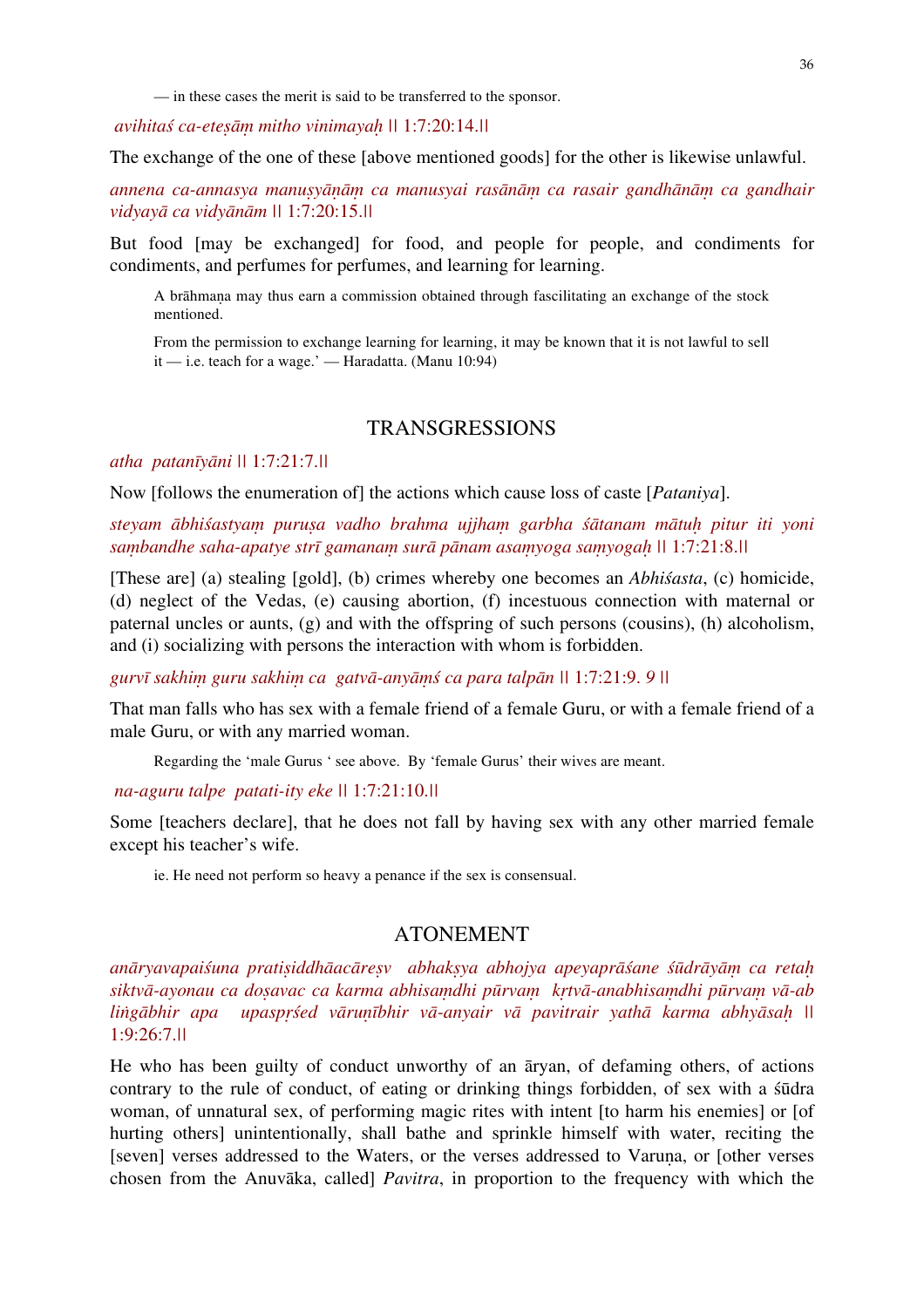— in these cases the merit is said to be transferred to the sponsor.

*avihitaś ca-eteṣāṃ mitho vinimayaḥ* || 1:7:20:14.||

The exchange of the one of these [above mentioned goods] for the other is likewise unlawful.

*annena ca-annasya manuṣyāṇāṃ ca manusyai rasānāṃ ca rasair gandhānāṃ ca gandhair vidyayā ca vidyānām* || 1:7:20:15.||

But food [may be exchanged] for food, and people for people, and condiments for condiments, and perfumes for perfumes, and learning for learning.

A brāhmaṇa may thus earn a commission obtained through fascilitating an exchange of the stock mentioned.

From the permission to exchange learning for learning, it may be known that it is not lawful to sell it — i.e. teach for a wage.' — Haradatta. (Manu 10:94)

## TRANSGRESSIONS

*atha patanīyāni* || 1:7:21:7.||

Now [follows the enumeration of] the actions which cause loss of caste [*Pataniya*].

*steyam ābhiśastyaṃ puruṣa vadho brahma ujjhaṃ garbha śātanam mātuḥ pitur iti yoni saṃbandhe saha-apatye strī gamanaṃ surā pānam asaṃyoga saṃyogaḥ* || 1:7:21:8.||

[These are] (a) stealing [gold], (b) crimes whereby one becomes an *Abhiśasta*, (c) homicide, (d) neglect of the Vedas, (e) causing abortion, (f) incestuous connection with maternal or paternal uncles or aunts, (g) and with the offspring of such persons (cousins), (h) alcoholism, and (i) socializing with persons the interaction with whom is forbidden.

*gurvī sakhiṃ guru sakhiṃ ca gatvā-anyāṃś ca para talpān* || 1:7:21:9. *9* ||

That man falls who has sex with a female friend of a female Guru, or with a female friend of a male Guru, or with any married woman.

Regarding the 'male Gurus ' see above. By 'female Gurus' their wives are meant.

*na-aguru talpe patati-ity eke* || 1:7:21:10.||

Some [teachers declare], that he does not fall by having sex with any other married female except his teacher's wife.

ie. He need not perform so heavy a penance if the sex is consensual.

## ATONEMENT

*anāryavapaiśuna pratiṣiddhāacāreṣv abhakṣya abhojya apeyaprāśane śūdrāyāṃ ca retaḥ siktvā-ayonau ca doṣavac ca karma abhisaṃdhi pūrvaṃ kṛtvā-anabhisaṃdhi pūrvaṃ vā-ab liṅgābhir apa upaspṛśed vāruṇībhir vā-anyair vā pavitrair yathā karma abhyāsaḥ* || 1:9:26:7.||

He who has been guilty of conduct unworthy of an āryan, of defaming others, of actions contrary to the rule of conduct, of eating or drinking things forbidden, of sex with a śūdra woman, of unnatural sex, of performing magic rites with intent [to harm his enemies] or [of hurting others] unintentionally, shall bathe and sprinkle himself with water, reciting the [seven] verses addressed to the Waters, or the verses addressed to Varuṇa, or [other verses chosen from the Anuvāka, called] *Pavitra*, in proportion to the frequency with which the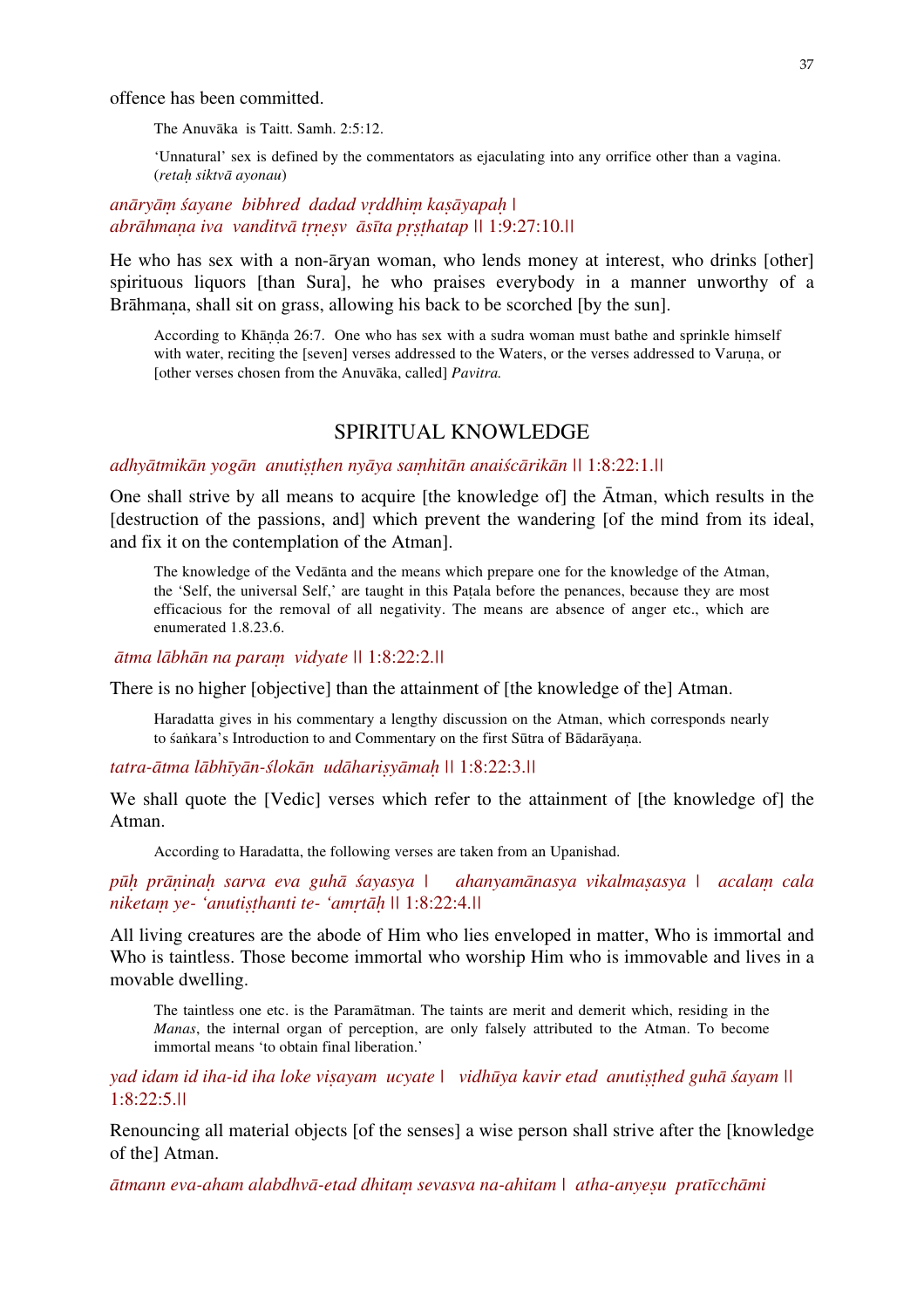offence has been committed.

The Anuvāka is Taitt. Samh. 2:5:12.

'Unnatural' sex is defined by the commentators as ejaculating into any orrifice other than a vagina. (*retaḥ siktvā ayonau*)

*anāryāṃ śayane bibhred dadad vṛddhiṃ kaṣāyapaḥ |*
*abrāhmaṇa iva vanditvā tṛṇeṣv āsīta pṛṣṭhatap* || 1:9:27:10.||

He who has sex with a non-āryan woman, who lends money at interest, who drinks [other] spirituous liquors [than Sura], he who praises everybody in a manner unworthy of a Brāhmaṇa, shall sit on grass, allowing his back to be scorched [by the sun].

According to Khāṇḍa 26:7. One who has sex with a sudra woman must bathe and sprinkle himself with water, reciting the [seven] verses addressed to the Waters, or the verses addressed to Varuṇa, or [other verses chosen from the Anuvāka, called] *Pavitra.*

## SPIRITUAL KNOWLEDGE

*adhyātmikān yogān anutiṣthen nyāya saṃhitān anaiścārikān* || 1:8:22:1.||

One shall strive by all means to acquire [the knowledge of] the Ātman, which results in the [destruction of the passions, and] which prevent the wandering [of the mind from its ideal, and fix it on the contemplation of the Atman].

The knowledge of the Vedānta and the means which prepare one for the knowledge of the Atman, the 'Self, the universal Self,' are taught in this Paṭala before the penances, because they are most efficacious for the removal of all negativity. The means are absence of anger etc., which are enumerated 1.8.23.6.

*ātma lābhān na paraṃ vidyate* || 1:8:22:2.||

There is no higher [objective] than the attainment of [the knowledge of the] Atman.

Haradatta gives in his commentary a lengthy discussion on the Atman, which corresponds nearly to śaṅkara's Introduction to and Commentary on the first Sūtra of Bādarāyaṇa.

*tatra-ātma lābhīyān-ślokān udāhariṣyāmaḥ* || 1:8:22:3.||

We shall quote the [Vedic] verses which refer to the attainment of [the knowledge of] the Atman.

According to Haradatta, the following verses are taken from an Upanishad.

*pūḥ prāṇinaḥ sarva eva guhā śayasya | ahanyamānasya vikalmaṣasya | acalaṃ cala niketaṃ ye- 'anutiṣṭhanti te- 'amṛtāḥ* || 1:8:22:4.||

All living creatures are the abode of Him who lies enveloped in matter, Who is immortal and Who is taintless. Those become immortal who worship Him who is immovable and lives in a movable dwelling.

The taintless one etc. is the Paramātman. The taints are merit and demerit which, residing in the *Manas*, the internal organ of perception, are only falsely attributed to the Atman. To become immortal means 'to obtain final liberation.'

*yad idam id iha-id iha loke viṣayam ucyate | vidhūya kavir etad anutiṣṭhed guhā śayam* || 1:8:22:5.||

Renouncing all material objects [of the senses] a wise person shall strive after the [knowledge of the] Atman.

*ātmann eva-aham alabdhvā-etad dhitaṃ sevasva na-ahitam | atha-anyeṣu pratīcchāmi*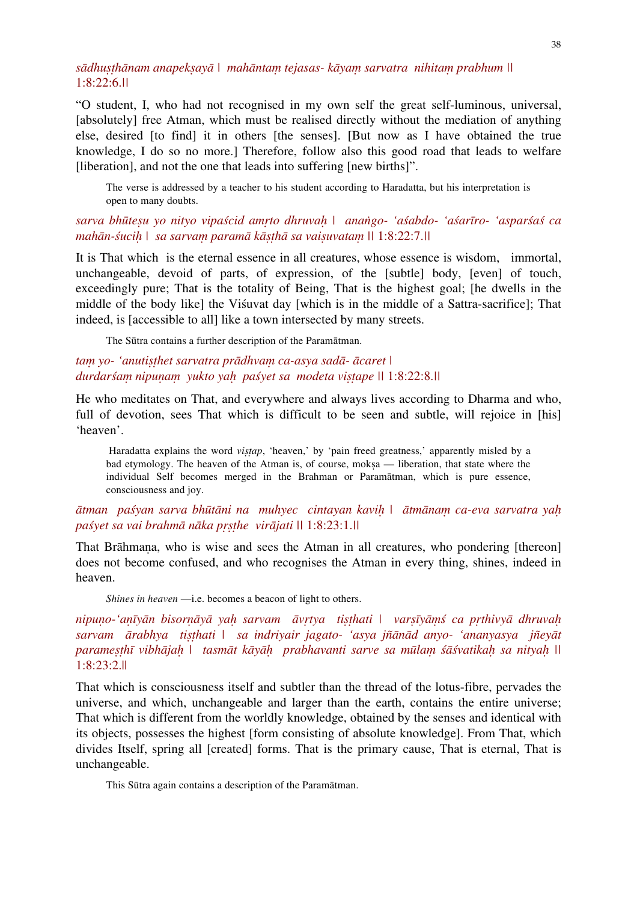*sādhuṣṭhānam anapekṣayā | mahāntaṃ tejasas- kāyaṃ sarvatra nihitaṃ prabhum ||* 1:8:22:6.||

"O student, I, who had not recognised in my own self the great self-luminous, universal, [absolutely] free Atman, which must be realised directly without the mediation of anything else, desired [to find] it in others [the senses]. [But now as I have obtained the true knowledge, I do so no more.] Therefore, follow also this good road that leads to welfare [liberation], and not the one that leads into suffering [new births]".

> The verse is addressed by a teacher to his student according to Haradatta, but his interpretation is open to many doubts.

*sarva bhūteṣu yo nityo vipaścid amṛto dhruvaḥ | anaṅgo- 'aśabdo- 'aśarīro- 'asparśaś ca mahān-śuciḥ | sa sarvaṃ paramā kāṣṭhā sa vaiṣuvataṃ ||* 1:8:22:7.||

It is That which is the eternal essence in all creatures, whose essence is wisdom, immortal, unchangeable, devoid of parts, of expression, of the [subtle] body, [even] of touch, exceedingly pure; That is the totality of Being, That is the highest goal; [he dwells in the middle of the body like] the Viśuvat day [which is in the middle of a Sattra-sacrifice]; That indeed, is [accessible to all] like a town intersected by many streets.

> The Sūtra contains a further description of the Paramātman.

*taṃ yo- 'anutiṣṭhet sarvatra prādhvaṃ ca-asya sadā- ācaret |*
*durdarśaṃ nipuṇaṃ yukto yaḥ paśyet sa modeta viṣṭape ||* 1:8:22:8.||

He who meditates on That, and everywhere and always lives according to Dharma and who, full of devotion, sees That which is difficult to be seen and subtle, will rejoice in [his] 'heaven'.

> Haradatta explains the word *viṣṭap*, 'heaven,' by 'pain freed greatness,' apparently misled by a bad etymology. The heaven of the Atman is, of course, mokṣa — liberation, that state where the individual Self becomes merged in the Brahman or Paramātman, which is pure essence, consciousness and joy.

*ātman paśyan sarva bhūtāni na muhyec cintayan kaviḥ | ātmānaṃ ca-eva sarvatra yaḥ paśyet sa vai brahmā nāka pṛṣṭhe virājati ||* 1:8:23:1.||

That Brāhmaṇa, who is wise and sees the Atman in all creatures, who pondering [thereon] does not become confused, and who recognises the Atman in every thing, shines, indeed in heaven.

> *Shines in heaven* —i.e. becomes a beacon of light to others.

*nipuṇo-'aṇīyān bisorṇāyā yaḥ sarvam āvṛtya tiṣṭhati | varṣīyāṃś ca pṛthivyā dhruvaḥ sarvam ārabhya tiṣṭhati | sa indriyair jagato- 'asya jñānād anyo- 'ananyasya jñeyāt parameṣṭhī vibhājaḥ | tasmāt kāyāḥ prabhavanti sarve sa mūlaṃ śāśvatikaḥ sa nityaḥ ||* 1:8:23:2.||

That which is consciousness itself and subtler than the thread of the lotus-fibre, pervades the universe, and which, unchangeable and larger than the earth, contains the entire universe; That which is different from the worldly knowledge, obtained by the senses and identical with its objects, possesses the highest [form consisting of absolute knowledge]. From That, which divides Itself, spring all [created] forms. That is the primary cause, That is eternal, That is unchangeable.

> This Sūtra again contains a description of the Paramātman.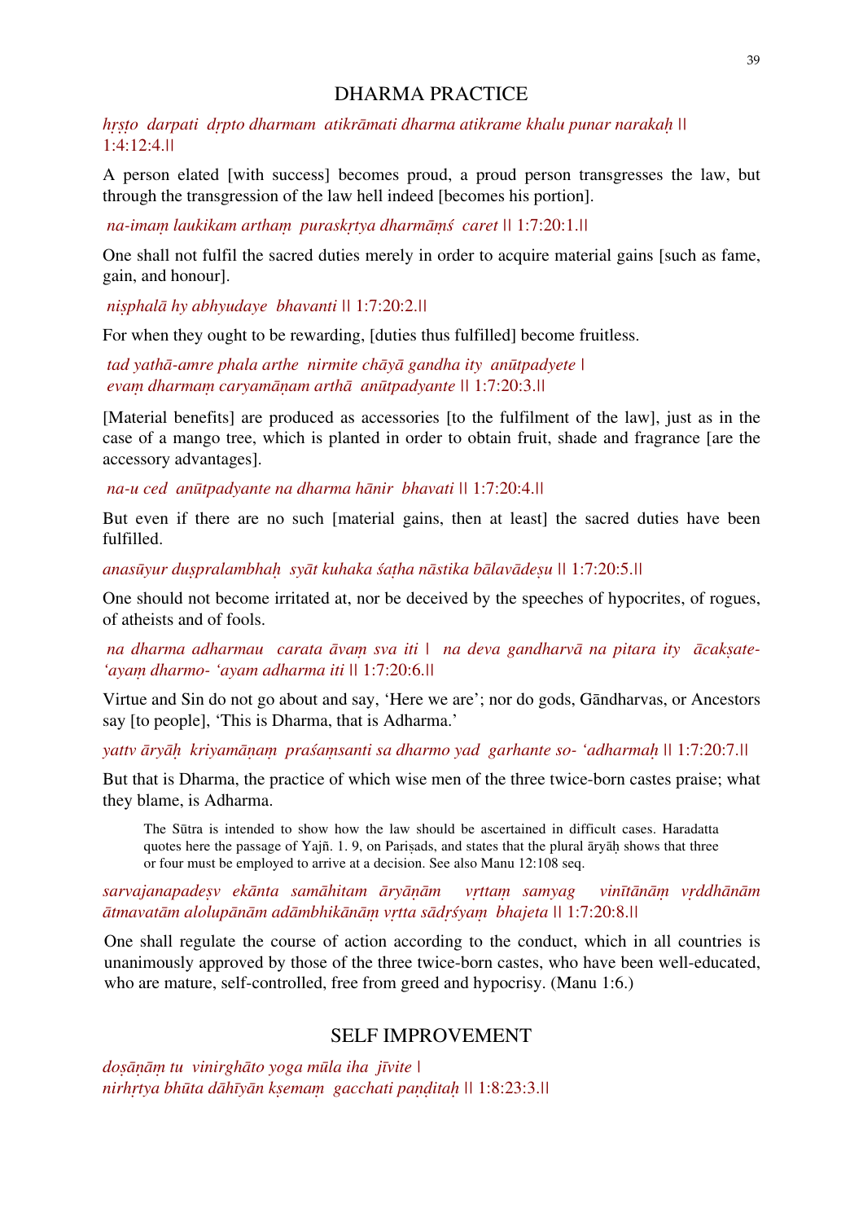## DHARMA PRACTICE

*hṛṣṭo darpati dṛpto dharmam atikrāmati dharma atikrame khalu punar narakaḥ* || 1:4:12:4.||

A person elated [with success] becomes proud, a proud person transgresses the law, but through the transgression of the law hell indeed [becomes his portion].

*na-imaṃ laukikam arthaṃ puraskṛtya dharmāṃś caret* || 1:7:20:1.||

One shall not fulfil the sacred duties merely in order to acquire material gains [such as fame, gain, and honour].

*niṣphalā hy abhyudaye bhavanti* || 1:7:20:2.||

For when they ought to be rewarding, [duties thus fulfilled] become fruitless.

*tad yathā-amre phala arthe nirmite chāyā gandha ity anūtpadyete |*
*evaṃ dharmaṃ caryamāṇam arthā anūtpadyante* || 1:7:20:3.||

[Material benefits] are produced as accessories [to the fulfilment of the law], just as in the case of a mango tree, which is planted in order to obtain fruit, shade and fragrance [are the accessory advantages].

*na-u ced anūtpadyante na dharma hānir bhavati* || 1:7:20:4.||

But even if there are no such [material gains, then at least] the sacred duties have been fulfilled.

*anasūyur duṣpralambhaḥ syāt kuhaka śaṭha nāstika bālavādeṣu* || 1:7:20:5.||

One should not become irritated at, nor be deceived by the speeches of hypocrites, of rogues, of atheists and of fools.

*na dharma adharmau carata āvaṃ sva iti | na deva gandharvā na pitara ity ācakṣate- 'ayaṃ dharmo- 'ayam adharma iti* || 1:7:20:6.||

Virtue and Sin do not go about and say, 'Here we are'; nor do gods, Gāndharvas, or Ancestors say [to people], 'This is Dharma, that is Adharma.'

*yattv āryāḥ kriyamāṇaṃ praśaṃsanti sa dharmo yad garhante so- 'adharmaḥ* || 1:7:20:7.||

But that is Dharma, the practice of which wise men of the three twice-born castes praise; what they blame, is Adharma.

> The Sūtra is intended to show how the law should be ascertained in difficult cases. Haradatta quotes here the passage of Yajñ. 1. 9, on Pariṣads, and states that the plural āryāḥ shows that three or four must be employed to arrive at a decision. See also Manu 12:108 seq.

*sarvajanapadeṣv ekānta samāhitam āryāṇām vṛttaṃ samyag vinītānāṃ vṛddhānām ātmavatām alolupānām adāmbhikānāṃ vṛtta sādṛśyaṃ bhajeta* || 1:7:20:8.||

One shall regulate the course of action according to the conduct, which in all countries is unanimously approved by those of the three twice-born castes, who have been well-educated, who are mature, self-controlled, free from greed and hypocrisy. (Manu 1:6.)

## SELF IMPROVEMENT

*doṣāṇāṃ tu vinirghāto yoga mūla iha jīvite |*
*nirhṛtya bhūta dāhīyān kṣemaṃ gacchati paṇḍitaḥ* || 1:8:23:3.||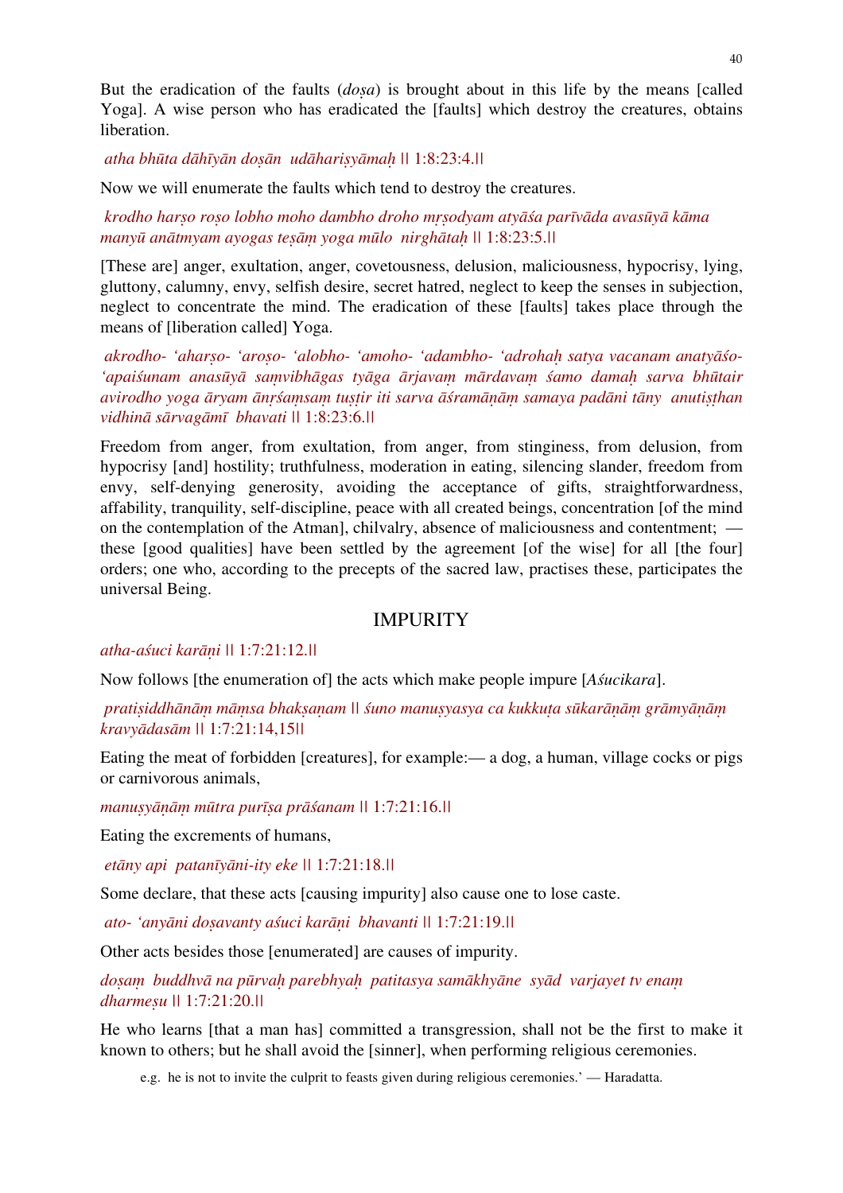But the eradication of the faults (*doṣa*) is brought about in this life by the means [called Yoga]. A wise person who has eradicated the [faults] which destroy the creatures, obtains liberation.

*atha bhūta dāhīyān doṣān udāhariṣyāmaḥ* || 1:8:23:4.||

Now we will enumerate the faults which tend to destroy the creatures.

*krodho harṣo roṣo lobho moho dambho droho mṛṣodyam atyāśa parīvāda avasūyā kāma manyū anātmyam ayogas teṣāṃ yoga mūlo nirghātaḥ* || 1:8:23:5.||

[These are] anger, exultation, anger, covetousness, delusion, maliciousness, hypocrisy, lying, gluttony, calumny, envy, selfish desire, secret hatred, neglect to keep the senses in subjection, neglect to concentrate the mind. The eradication of these [faults] takes place through the means of [liberation called] Yoga.

*akrodho- 'aharṣo- 'aroṣo- 'alobho- 'amoho- 'adambho- 'adrohaḥ satya vacanam anatyāśo- 'apaiśunam anasūyā saṃvibhāgas tyāga ārjavaṃ mārdavaṃ śamo damaḥ sarva bhūtair avirodho yoga āryam ānṛśaṃsaṃ tuṣṭir iti sarva āśramāṇāṃ samaya padāni tāny anutiṣṭhan vidhinā sārvagāmī bhavati* || 1:8:23:6.||

Freedom from anger, from exultation, from anger, from stinginess, from delusion, from hypocrisy [and] hostility; truthfulness, moderation in eating, silencing slander, freedom from envy, self-denying generosity, avoiding the acceptance of gifts, straightforwardness, affability, tranquility, self-discipline, peace with all created beings, concentration [of the mind on the contemplation of the Atman], chilvalry, absence of maliciousness and contentment; — these [good qualities] have been settled by the agreement [of the wise] for all [the four] orders; one who, according to the precepts of the sacred law, practises these, participates the universal Being.

## IMPURITY

*atha-aśuci karāṇi* || 1:7:21:12.||

Now follows [the enumeration of] the acts which make people impure [*Aśucikara*].

*pratiṣiddhānāṃ māṃsa bhakṣaṇam* || *śuno manuṣyasya ca kukkuṭa sūkarāṇāṃ grāmyāṇāṃ kravyādasām* || 1:7:21:14,15||

Eating the meat of forbidden [creatures], for example:— a dog, a human, village cocks or pigs or carnivorous animals,

*manuṣyāṇāṃ mūtra purīṣa prāśanam* || 1:7:21:16.||

Eating the excrements of humans,

*etāny api patanīyāni-ity eke* || 1:7:21:18.||

Some declare, that these acts [causing impurity] also cause one to lose caste.

*ato- 'anyāni doṣavanty aśuci karāṇi bhavanti* || 1:7:21:19.||

Other acts besides those [enumerated] are causes of impurity.

*doṣaṃ buddhvā na pūrvaḥ parebhyaḥ patitasya samākhyāne syād varjayet tv enaṃ dharmeṣu* || 1:7:21:20.||

He who learns [that a man has] committed a transgression, shall not be the first to make it known to others; but he shall avoid the [sinner], when performing religious ceremonies.

e.g. he is not to invite the culprit to feasts given during religious ceremonies.' — Haradatta.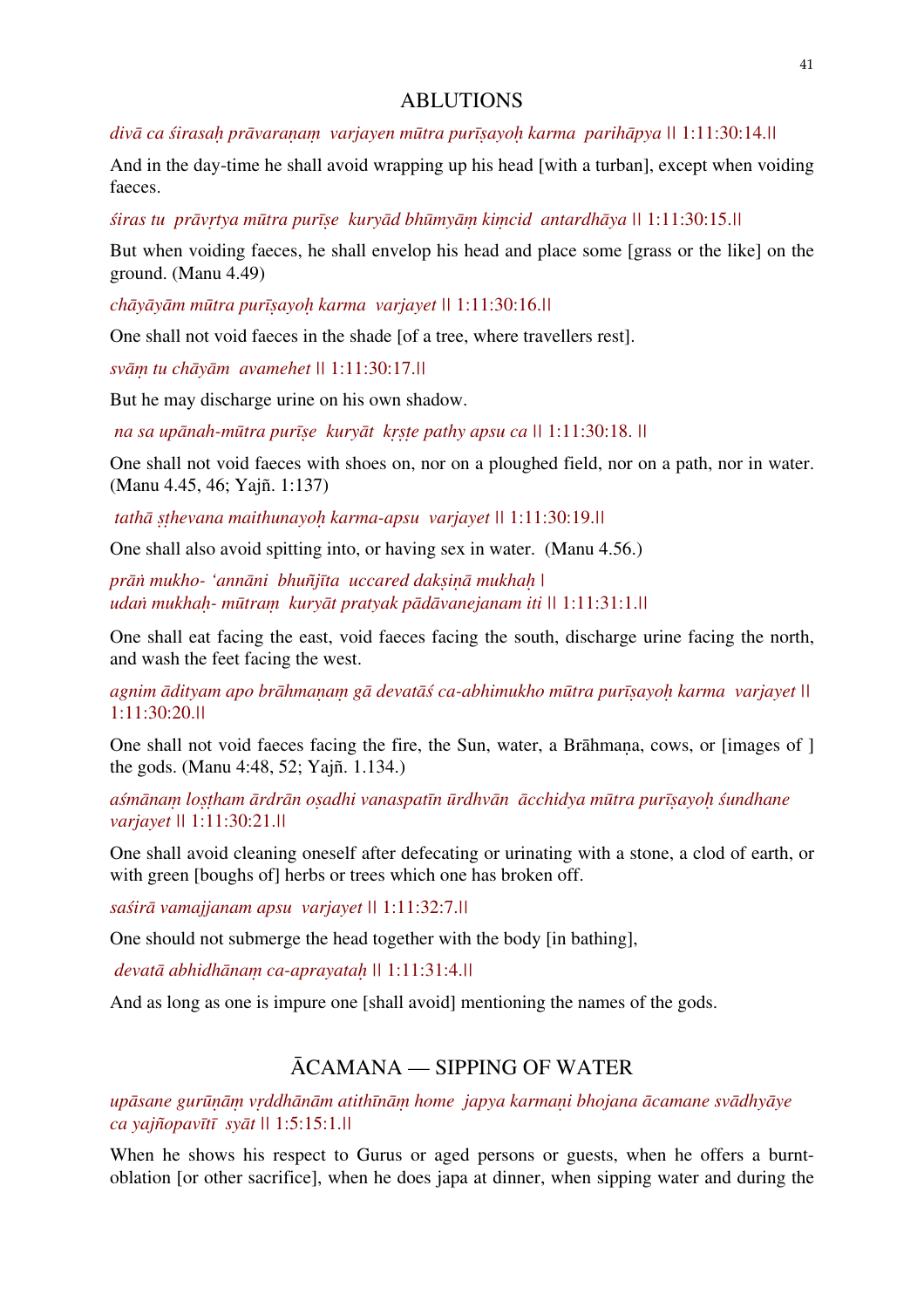## ABLUTIONS

*divā ca śirasaḥ prāvaraṇaṃ varjayen mūtra purīṣayoḥ karma parihāpya* || 1:11:30:14.||

And in the day-time he shall avoid wrapping up his head [with a turban], except when voiding faeces.

*śiras tu prāvṛtya mūtra purīṣe kuryād bhūmyāṃ kiṃcid antardhāya* || 1:11:30:15.||

But when voiding faeces, he shall envelop his head and place some [grass or the like] on the ground. (Manu 4.49)

*chāyāyām mūtra purīṣayoḥ karma varjayet* || 1:11:30:16.||

One shall not void faeces in the shade [of a tree, where travellers rest].

*svāṃ tu chāyām avamehet* || 1:11:30:17.||

But he may discharge urine on his own shadow.

*na sa upānah-mūtra purīṣe kuryāt kṛṣṭe pathy apsu ca* || 1:11:30:18. ||

One shall not void faeces with shoes on, nor on a ploughed field, nor on a path, nor in water. (Manu 4.45, 46; Yajñ. 1:137)

*tathā ṣṭhevana maithunayoḥ karma-apsu varjayet* || 1:11:30:19.||

One shall also avoid spitting into, or having sex in water. (Manu 4.56.)

*prāṅ mukho- 'annāni bhuñjīta uccared dakṣiṇā mukhaḥ |*
*udaṅ mukhaḥ- mūtraṃ kuryāt pratyak pādāvanejanam iti* || 1:11:31:1.||

One shall eat facing the east, void faeces facing the south, discharge urine facing the north, and wash the feet facing the west.

*agnim ādityam apo brāhmaṇaṃ gā devatāś ca-abhimukho mūtra purīṣayoḥ karma varjayet* || 1:11:30:20.||

One shall not void faeces facing the fire, the Sun, water, a Brāhmaṇa, cows, or [images of ] the gods. (Manu 4:48, 52; Yajñ. 1.134.)

*aśmānaṃ loṣṭham ārdrān oṣadhi vanaspatīn ūrdhvān ācchidya mūtra purīṣayoḥ śundhane varjayet* || 1:11:30:21.||

One shall avoid cleaning oneself after defecating or urinating with a stone, a clod of earth, or with green [boughs of] herbs or trees which one has broken off.

*saśirā vamajjanam apsu varjayet* || 1:11:32:7.||

One should not submerge the head together with the body [in bathing],

*devatā abhidhānaṃ ca-aprayataḥ* || 1:11:31:4.||

And as long as one is impure one [shall avoid] mentioning the names of the gods.

## ĀCAMANA — SIPPING OF WATER

*upāsane gurūṇāṃ vṛddhānām atithīnāṃ home japya karmaṇi bhojana ācamane svādhyāye ca yajñopavītī syāt* || 1:5:15:1.||

When he shows his respect to Gurus or aged persons or guests, when he offers a burnt-oblation [or other sacrifice], when he does japa at dinner, when sipping water and during the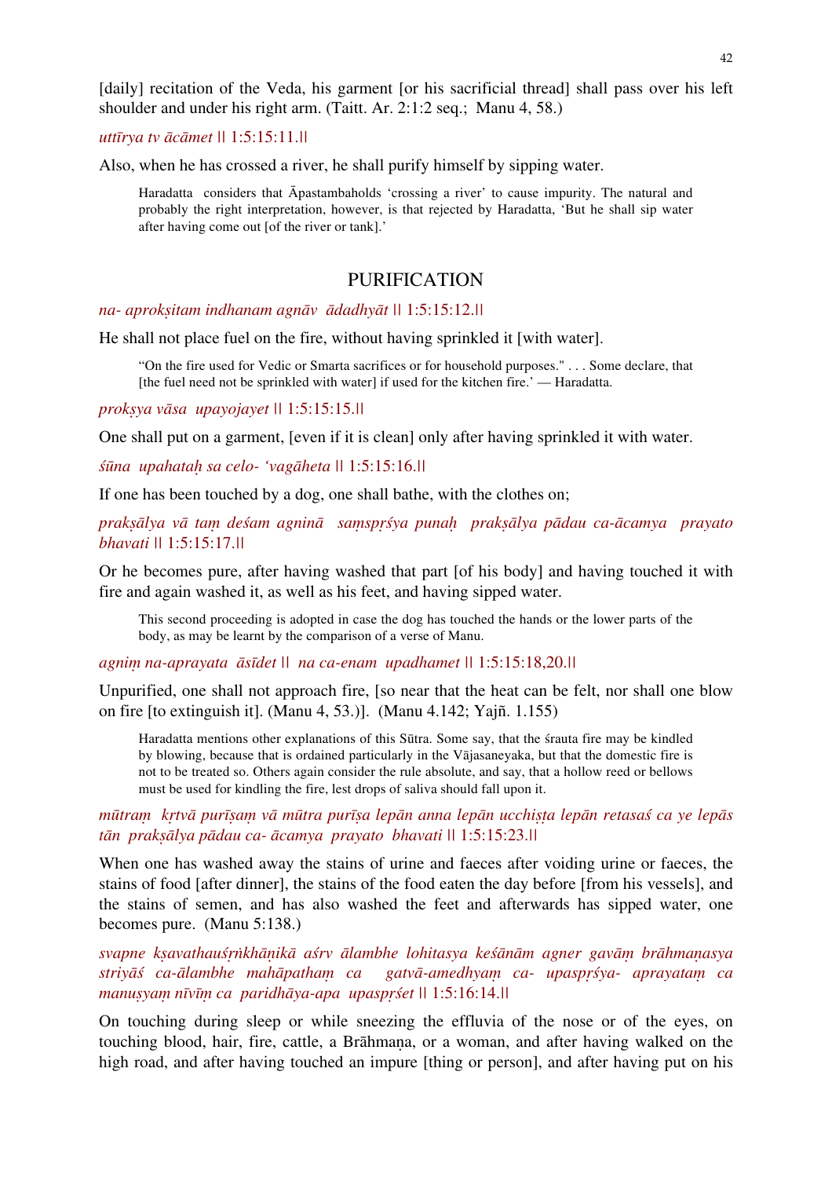[daily] recitation of the Veda, his garment [or his sacrificial thread] shall pass over his left shoulder and under his right arm. (Taitt. Ar. 2:1:2 seq.;  Manu 4, 58.)

*uttīrya tv ācāmet* || 1:5:15:11.||

Also, when he has crossed a river, he shall purify himself by sipping water.

> Haradatta  considers that Āpastambaholds 'crossing a river' to cause impurity. The natural and probably the right interpretation, however, is that rejected by Haradatta, 'But he shall sip water after having come out [of the river or tank].'

## PURIFICATION

*na- aprokṣitam indhanam agnāv  ādadhyāt* || 1:5:15:12.||

He shall not place fuel on the fire, without having sprinkled it [with water].

> "On the fire used for Vedic or Smarta sacrifices or for household purposes." . . . Some declare, that [the fuel need not be sprinkled with water] if used for the kitchen fire.' — Haradatta.

*prokṣya vāsa  upayojayet* || 1:5:15:15.||

One shall put on a garment, [even if it is clean] only after having sprinkled it with water.

*śūna  upahataḥ sa celo- 'vagāheta* || 1:5:15:16.||

If one has been touched by a dog, one shall bathe, with the clothes on;

*prakṣālya vā taṃ deśam agninā  saṃspṛśya punaḥ  prakṣālya pādau ca-ācamya  prayato bhavati* || 1:5:15:17.||

Or he becomes pure, after having washed that part [of his body] and having touched it with fire and again washed it, as well as his feet, and having sipped water.

> This second proceeding is adopted in case the dog has touched the hands or the lower parts of the body, as may be learnt by the comparison of a verse of Manu.

*agniṃ na-aprayata  āsīdet* ||  *na ca-enam  upadhamet* || 1:5:15:18,20.||

Unpurified, one shall not approach fire, [so near that the heat can be felt, nor shall one blow on fire [to extinguish it]. (Manu 4, 53.)].  (Manu 4.142; Yajñ. 1.155)

> Haradatta mentions other explanations of this Sūtra. Some say, that the śrauta fire may be kindled by blowing, because that is ordained particularly in the Vājasaneyaka, but that the domestic fire is not to be treated so. Others again consider the rule absolute, and say, that a hollow reed or bellows must be used for kindling the fire, lest drops of saliva should fall upon it.

*mūtraṃ  kṛtvā purīṣaṃ vā mūtra purīṣa lepān anna lepān ucchiṣṭa lepān retasaś ca ye lepās tān  prakṣālya pādau ca- ācamya  prayato  bhavati* || 1:5:15:23.||

When one has washed away the stains of urine and faeces after voiding urine or faeces, the stains of food [after dinner], the stains of the food eaten the day before [from his vessels], and the stains of semen, and has also washed the feet and afterwards has sipped water, one becomes pure.  (Manu 5:138.)

*svapne kṣavathauśṛṅkhāṇikā aśrv ālambhe lohitasya keśānām agner gavāṃ brāhmaṇasya striyāś ca-ālambhe mahāpathaṃ ca  gatvā-amedhyaṃ ca- upaspṛśya- aprayataṃ ca manuṣyaṃ nīvīṃ ca  paridhāya-apa  upaspṛśet* || 1:5:16:14.||

On touching during sleep or while sneezing the effluvia of the nose or of the eyes, on touching blood, hair, fire, cattle, a Brāhmaṇa, or a woman, and after having walked on the high road, and after having touched an impure [thing or person], and after having put on his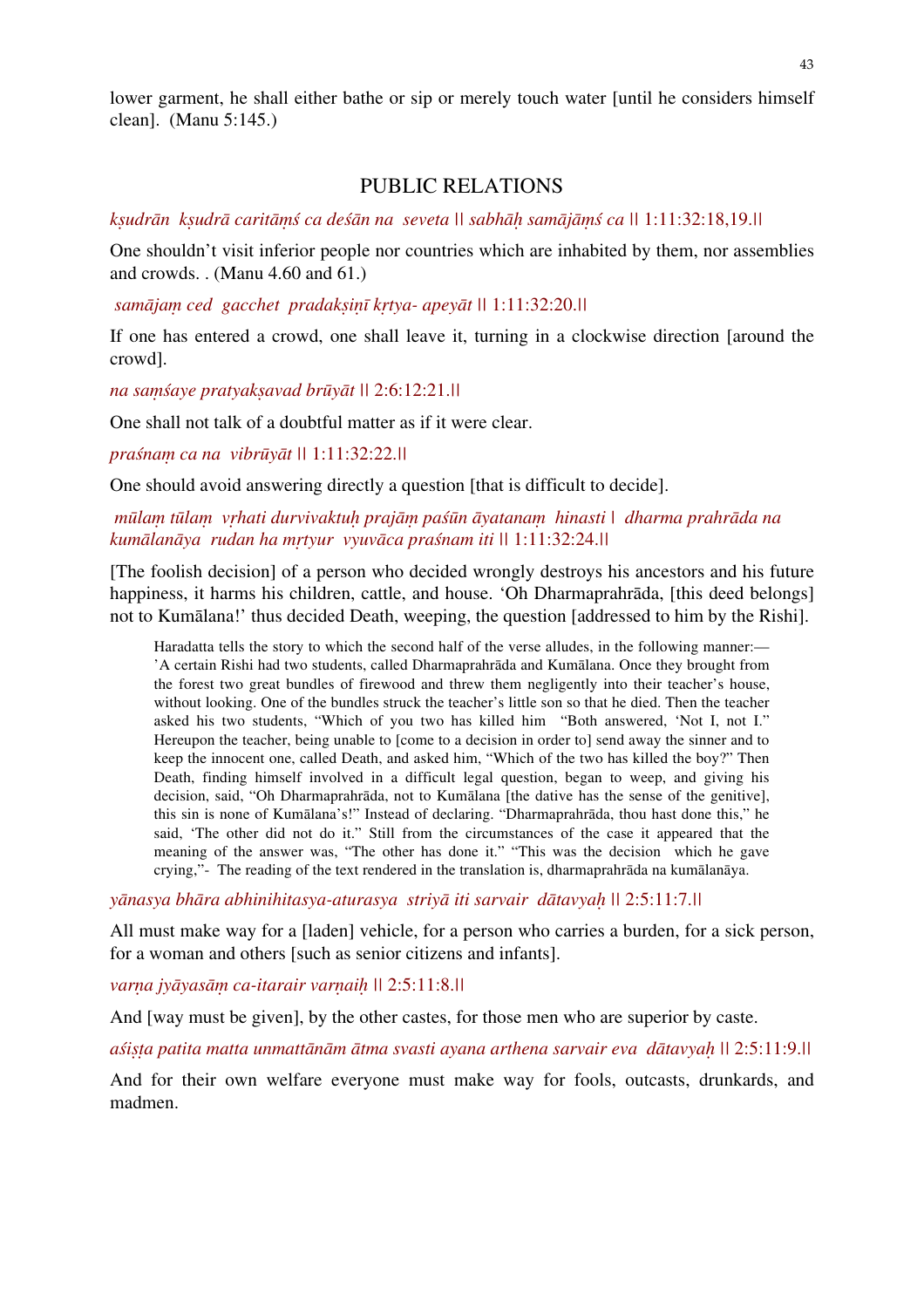lower garment, he shall either bathe or sip or merely touch water [until he considers himself clean]. (Manu 5:145.)

## PUBLIC RELATIONS

*kṣudrān kṣudrā caritāṃś ca deśān na seveta || sabhāḥ samājāṃś ca ||* 1:11:32:18,19.||

One shouldn't visit inferior people nor countries which are inhabited by them, nor assemblies and crowds. . (Manu 4.60 and 61.)

*samājaṃ ced gacchet pradakṣiṇī kṛtya- apeyāt ||* 1:11:32:20.||

If one has entered a crowd, one shall leave it, turning in a clockwise direction [around the crowd].

*na saṃśaye pratyakṣavad brūyāt ||* 2:6:12:21.||

One shall not talk of a doubtful matter as if it were clear.

*praśnaṃ ca na vibrūyāt ||* 1:11:32:22.||

One should avoid answering directly a question [that is difficult to decide].

*mūlaṃ tūlaṃ vṛhati durvivaktuḥ prajāṃ paśūn āyatanaṃ hinasti | dharma prahrāda na kumālanāya rudan ha mṛtyur vyuvāca praśnam iti ||* 1:11:32:24.||

[The foolish decision] of a person who decided wrongly destroys his ancestors and his future happiness, it harms his children, cattle, and house. 'Oh Dharmaprahrāda, [this deed belongs] not to Kumālana!' thus decided Death, weeping, the question [addressed to him by the Rishi].

> Haradatta tells the story to which the second half of the verse alludes, in the following manner:— 'A certain Rishi had two students, called Dharmaprahrāda and Kumālana. Once they brought from the forest two great bundles of firewood and threw them negligently into their teacher's house, without looking. One of the bundles struck the teacher's little son so that he died. Then the teacher asked his two students, "Which of you two has killed him "Both answered, 'Not I, not I." Hereupon the teacher, being unable to [come to a decision in order to] send away the sinner and to keep the innocent one, called Death, and asked him, "Which of the two has killed the boy?" Then Death, finding himself involved in a difficult legal question, began to weep, and giving his decision, said, "Oh Dharmaprahrāda, not to Kumālana [the dative has the sense of the genitive], this sin is none of Kumālana's!" Instead of declaring. "Dharmaprahrāda, thou hast done this," he said, 'The other did not do it." Still from the circumstances of the case it appeared that the meaning of the answer was, "The other has done it." "This was the decision which he gave crying,"- The reading of the text rendered in the translation is, dharmaprahrāda na kumālanāya.

*yānasya bhāra abhinihitasya-aturasya striyā iti sarvair dātavyaḥ ||* 2:5:11:7.||

All must make way for a [laden] vehicle, for a person who carries a burden, for a sick person, for a woman and others [such as senior citizens and infants].

*varṇa jyāyasāṃ ca-itarair varṇaiḥ ||* 2:5:11:8.||

And [way must be given], by the other castes, for those men who are superior by caste.

*aśiṣṭa patita matta unmattānām ātma svasti ayana arthena sarvair eva dātavyaḥ ||* 2:5:11:9.||

And for their own welfare everyone must make way for fools, outcasts, drunkards, and madmen.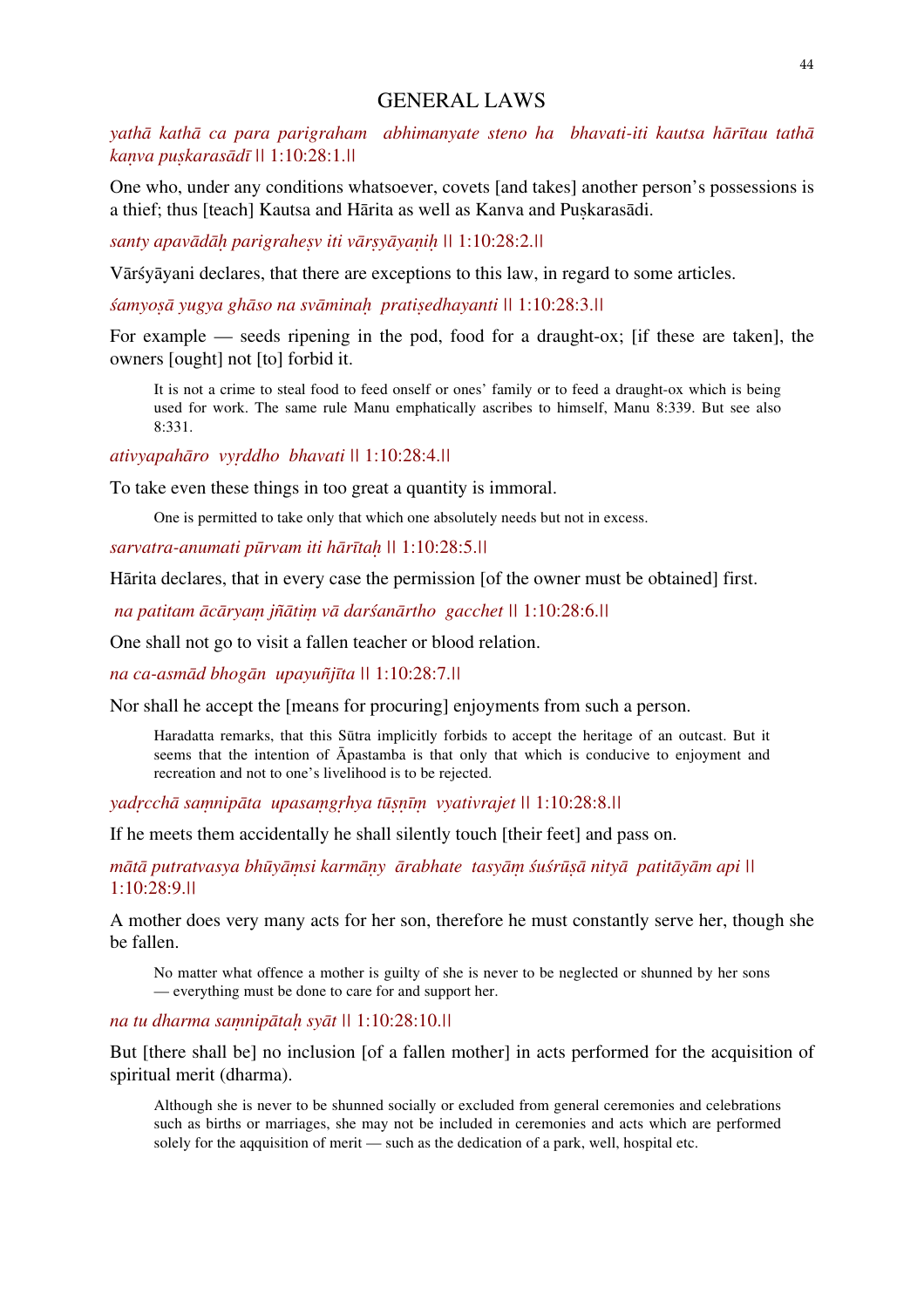## GENERAL LAWS

*yathā kathā ca para parigraham abhimanyate steno ha bhavati-iti kautsa hārītau tathā kaṇva puṣkarasādī* || 1:10:28:1.||

One who, under any conditions whatsoever, covets [and takes] another person's possessions is a thief; thus [teach] Kautsa and Hārita as well as Kanva and Puṣkarasādi.

*santy apavādāḥ parigraheṣv iti vārṣyāyaṇiḥ* || 1:10:28:2.||

Vārśyāyani declares, that there are exceptions to this law, in regard to some articles.

*śamyoṣā yugya ghāso na svāminaḥ pratiṣedhayanti* || 1:10:28:3.||

For example — seeds ripening in the pod, food for a draught-ox; [if these are taken], the owners [ought] not [to] forbid it.

> It is not a crime to steal food to feed onself or ones' family or to feed a draught-ox which is being used for work. The same rule Manu emphatically ascribes to himself, Manu 8:339. But see also 8:331.

*ativyapahāro vyṛddho bhavati* || 1:10:28:4.||

To take even these things in too great a quantity is immoral.

> One is permitted to take only that which one absolutely needs but not in excess.

*sarvatra-anumati pūrvam iti hārītaḥ* || 1:10:28:5.||

Hārita declares, that in every case the permission [of the owner must be obtained] first.

*na patitam ācāryaṃ jñātiṃ vā darśanārtho gacchet* || 1:10:28:6.||

One shall not go to visit a fallen teacher or blood relation.

*na ca-asmād bhogān upayuñjīta* || 1:10:28:7.||

Nor shall he accept the [means for procuring] enjoyments from such a person.

> Haradatta remarks, that this Sūtra implicitly forbids to accept the heritage of an outcast. But it seems that the intention of Āpastamba is that only that which is conducive to enjoyment and recreation and not to one's livelihood is to be rejected.

*yadṛcchā saṃnipāta upasaṃgṛhya tūṣṇīṃ vyativrajet* || 1:10:28:8.||

If he meets them accidentally he shall silently touch [their feet] and pass on.

*mātā putratvasya bhūyāṃsi karmāṇy ārabhate tasyāṃ śuśrūṣā nityā patitāyām api* || 1:10:28:9.||

A mother does very many acts for her son, therefore he must constantly serve her, though she be fallen.

> No matter what offence a mother is guilty of she is never to be neglected or shunned by her sons — everything must be done to care for and support her.

*na tu dharma saṃnipātaḥ syāt* || 1:10:28:10.||

But [there shall be] no inclusion [of a fallen mother] in acts performed for the acquisition of spiritual merit (dharma).

> Although she is never to be shunned socially or excluded from general ceremonies and celebrations such as births or marriages, she may not be included in ceremonies and acts which are performed solely for the aqquisition of merit — such as the dedication of a park, well, hospital etc.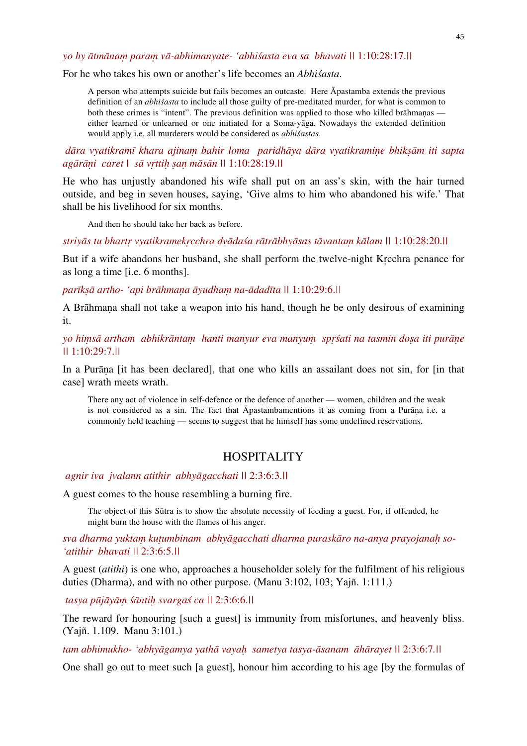*yo hy ātmānaṃ paraṃ vā-abhimanyate- 'abhiśasta eva sa bhavati* || 1:10:28:17.||

For he who takes his own or another's life becomes an *Abhiśasta*.

> A person who attempts suicide but fails becomes an outcaste. Here Āpastamba extends the previous definition of an *abhiśasta* to include all those guilty of pre-meditated murder, for what is common to both these crimes is "intent". The previous definition was applied to those who killed brāhmaṇas — either learned or unlearned or one initiated for a Soma-yāga. Nowadays the extended definition would apply i.e. all murderers would be considered as *abhiśastas*.

*dāra vyatikramī khara ajinaṃ bahir loma paridhāya dāra vyatikramiṇe bhikṣām iti sapta agārāṇi caret | sā vṛttiḥ ṣaṇ māsān* || 1:10:28:19.||

He who has unjustly abandoned his wife shall put on an ass's skin, with the hair turned outside, and beg in seven houses, saying, 'Give alms to him who abandoned his wife.' That shall be his livelihood for six months.

> And then he should take her back as before.

*striyās tu bhartṛ vyatikramekṛcchra dvādaśa rātrābhyāsas tāvantaṃ kālam* || 1:10:28:20.||

But if a wife abandons her husband, she shall perform the twelve-night Kṛcchra penance for as long a time [i.e. 6 months].

*parīkṣā artho- 'api brāhmaṇa āyudhaṃ na-ādadīta* || 1:10:29:6.||

A Brāhmaṇa shall not take a weapon into his hand, though he be only desirous of examining it.

*yo hiṃsā artham abhikrāntaṃ hanti manyur eva manyuṃ spṛśati na tasmin doṣa iti purāṇe* || 1:10:29:7.||

In a Purāṇa [it has been declared], that one who kills an assailant does not sin, for [in that case] wrath meets wrath.

> There any act of violence in self-defence or the defence of another — women, children and the weak is not considered as a sin. The fact that Āpastambamentions it as coming from a Purāṇa i.e. a commonly held teaching — seems to suggest that he himself has some undefined reservations.

## HOSPITALITY

*agnir iva jvalann atithir abhyāgacchati* || 2:3:6:3.||

A guest comes to the house resembling a burning fire.

> The object of this Sūtra is to show the absolute necessity of feeding a guest. For, if offended, he might burn the house with the flames of his anger.

*sva dharma yuktaṃ kuṭumbinam abhyāgacchati dharma puraskāro na-anya prayojanaḥ so- 'atithir bhavati* || 2:3:6:5.||

A guest (*atithi*) is one who, approaches a householder solely for the fulfilment of his religious duties (Dharma), and with no other purpose. (Manu 3:102, 103; Yajñ. 1:111.)

*tasya pūjāyāṃ śāntiḥ svargaś ca* || 2:3:6:6.||

The reward for honouring [such a guest] is immunity from misfortunes, and heavenly bliss. (Yajñ. 1.109. Manu 3:101.)

*tam abhimukho- 'abhyāgamya yathā vayaḥ sametya tasya-āsanam āhārayet* || 2:3:6:7.||

One shall go out to meet such [a guest], honour him according to his age [by the formulas of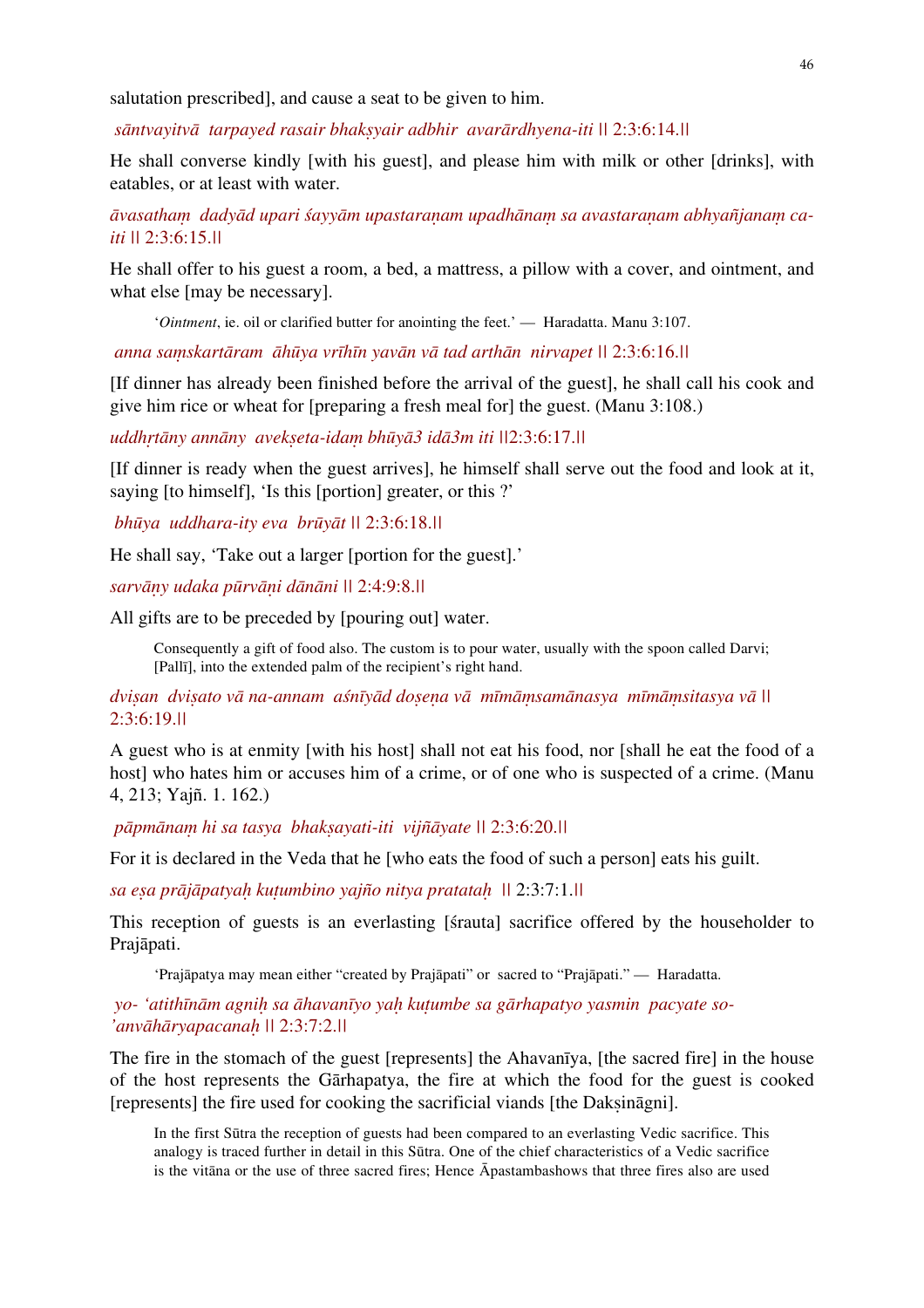salutation prescribed], and cause a seat to be given to him.

*sāntvayitvā tarpayed rasair bhakṣyair adbhir avarārdhyena-iti* || 2:3:6:14.||

He shall converse kindly [with his guest], and please him with milk or other [drinks], with eatables, or at least with water.

*āvasathaṃ dadyād upari śayyām upastaraṇam upadhānaṃ sa avastaraṇam abhyañjanaṃ ca-iti* || 2:3:6:15.||

He shall offer to his guest a room, a bed, a mattress, a pillow with a cover, and ointment, and what else [may be necessary].

> '*Ointment*, ie. oil or clarified butter for anointing the feet.' — Haradatta. Manu 3:107.

*anna saṃskartāram āhūya vrīhīn yavān vā tad arthān nirvapet* || 2:3:6:16.||

[If dinner has already been finished before the arrival of the guest], he shall call his cook and give him rice or wheat for [preparing a fresh meal for] the guest. (Manu 3:108.)

*uddhṛtāny annāny avekṣeta-idaṃ bhūyā3 idā3m iti* ||2:3:6:17.||

[If dinner is ready when the guest arrives], he himself shall serve out the food and look at it, saying [to himself], 'Is this [portion] greater, or this ?'

*bhūya uddhara-ity eva brūyāt* || 2:3:6:18.||

He shall say, 'Take out a larger [portion for the guest].'

*sarvāṇy udaka pūrvāṇi dānāni* || 2:4:9:8.||

All gifts are to be preceded by [pouring out] water.

> Consequently a gift of food also. The custom is to pour water, usually with the spoon called Darvi; [Pallī], into the extended palm of the recipient's right hand.

*dviṣan dviṣato vā na-annam aśnīyād doṣeṇa vā mīmāṃsamānasya mīmāṃsitasya vā* || 2:3:6:19.||

A guest who is at enmity [with his host] shall not eat his food, nor [shall he eat the food of a host] who hates him or accuses him of a crime, or of one who is suspected of a crime. (Manu 4, 213; Yajñ. 1. 162.)

*pāpmānaṃ hi sa tasya bhakṣayati-iti vijñāyate* || 2:3:6:20.||

For it is declared in the Veda that he [who eats the food of such a person] eats his guilt.

*sa eṣa prājāpatyaḥ kuṭumbino yajño nitya pratataḥ* || 2:3:7:1.||

This reception of guests is an everlasting [śrauta] sacrifice offered by the householder to Prajāpati.

> 'Prajāpatya may mean either "created by Prajāpati" or sacred to "Prajāpati." — Haradatta.

*yo- 'atithīnām agniḥ sa āhavanīyo yaḥ kuṭumbe sa gārhapatyo yasmin pacyate so-'anvāhāryapacanaḥ* || 2:3:7:2.||

The fire in the stomach of the guest [represents] the Ahavanīya, [the sacred fire] in the house of the host represents the Gārhapatya, the fire at which the food for the guest is cooked [represents] the fire used for cooking the sacrificial viands [the Dakṣināgni].

> In the first Sūtra the reception of guests had been compared to an everlasting Vedic sacrifice. This analogy is traced further in detail in this Sūtra. One of the chief characteristics of a Vedic sacrifice is the vitāna or the use of three sacred fires; Hence Āpastambashows that three fires also are used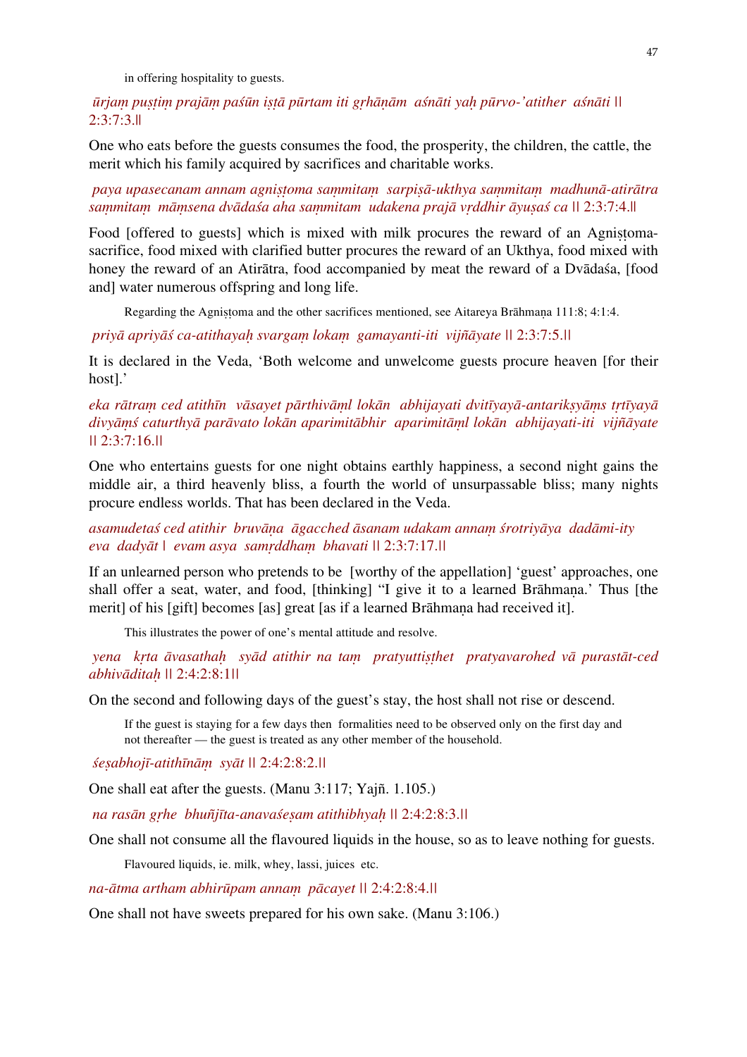in offering hospitality to guests.

*ūrjaṃ puṣṭiṃ prajāṃ paśūn iṣṭā pūrtam iti gṛhāṇām aśnāti yaḥ pūrvo-'atither aśnāti* || 2:3:7:3.||

One who eats before the guests consumes the food, the prosperity, the children, the cattle, the merit which his family acquired by sacrifices and charitable works.

*paya upasecanam annam agniṣṭoma saṃmitaṃ sarpiṣā-ukthya saṃmitaṃ madhunā-atirātra saṃmitaṃ māṃsena dvādaśa aha saṃmitam udakena prajā vṛddhir āyuṣaś ca* || 2:3:7:4.||

Food [offered to guests] which is mixed with milk procures the reward of an Agniṣṭoma-sacrifice, food mixed with clarified butter procures the reward of an Ukthya, food mixed with honey the reward of an Atirātra, food accompanied by meat the reward of a Dvādaśa, [food and] water numerous offspring and long life.

Regarding the Agniṣṭoma and the other sacrifices mentioned, see Aitareya Brāhmaṇa 111:8; 4:1:4.

*priyā apriyāś ca-atithayaḥ svargaṃ lokaṃ gamayanti-iti vijñāyate* || 2:3:7:5.||

It is declared in the Veda, 'Both welcome and unwelcome guests procure heaven [for their host].'

*eka rātraṃ ced atithīn vāsayet pārthivāṃl lokān abhijayati dvitīyayā-antarikṣyāṃs tṛtīyayā divyāṃś caturthyā parāvato lokān aparimitābhir aparimitāṃl lokān abhijayati-iti vijñāyate* || 2:3:7:16.||

One who entertains guests for one night obtains earthly happiness, a second night gains the middle air, a third heavenly bliss, a fourth the world of unsurpassable bliss; many nights procure endless worlds. That has been declared in the Veda.

*asamudetaś ced atithir bruvāṇa āgacched āsanam udakam annaṃ śrotriyāya dadāmi-ity eva dadyāt | evam asya samṛddhaṃ bhavati* || 2:3:7:17.||

If an unlearned person who pretends to be [worthy of the appellation] 'guest' approaches, one shall offer a seat, water, and food, [thinking] "I give it to a learned Brāhmaṇa.' Thus [the merit] of his [gift] becomes [as] great [as if a learned Brāhmaṇa had received it].

This illustrates the power of one's mental attitude and resolve.

*yena kṛta āvasathaḥ syād atithir na taṃ pratyuttiṣṭhet pratyavarohed vā purastāt-ced abhivāditaḥ* || 2:4:2:8:1||

On the second and following days of the guest's stay, the host shall not rise or descend.

If the guest is staying for a few days then formalities need to be observed only on the first day and not thereafter — the guest is treated as any other member of the household.

*śeṣabhojī-atithīnāṃ syāt* || 2:4:2:8:2.||

One shall eat after the guests. (Manu 3:117; Yajñ. 1.105.)

*na rasān gṛhe bhuñjīta-anavaśeṣam atithibhyaḥ* || 2:4:2:8:3.||

One shall not consume all the flavoured liquids in the house, so as to leave nothing for guests.

Flavoured liquids, ie. milk, whey, lassi, juices etc.

*na-ātma artham abhirūpam annaṃ pācayet* || 2:4:2:8:4.||

One shall not have sweets prepared for his own sake. (Manu 3:106.)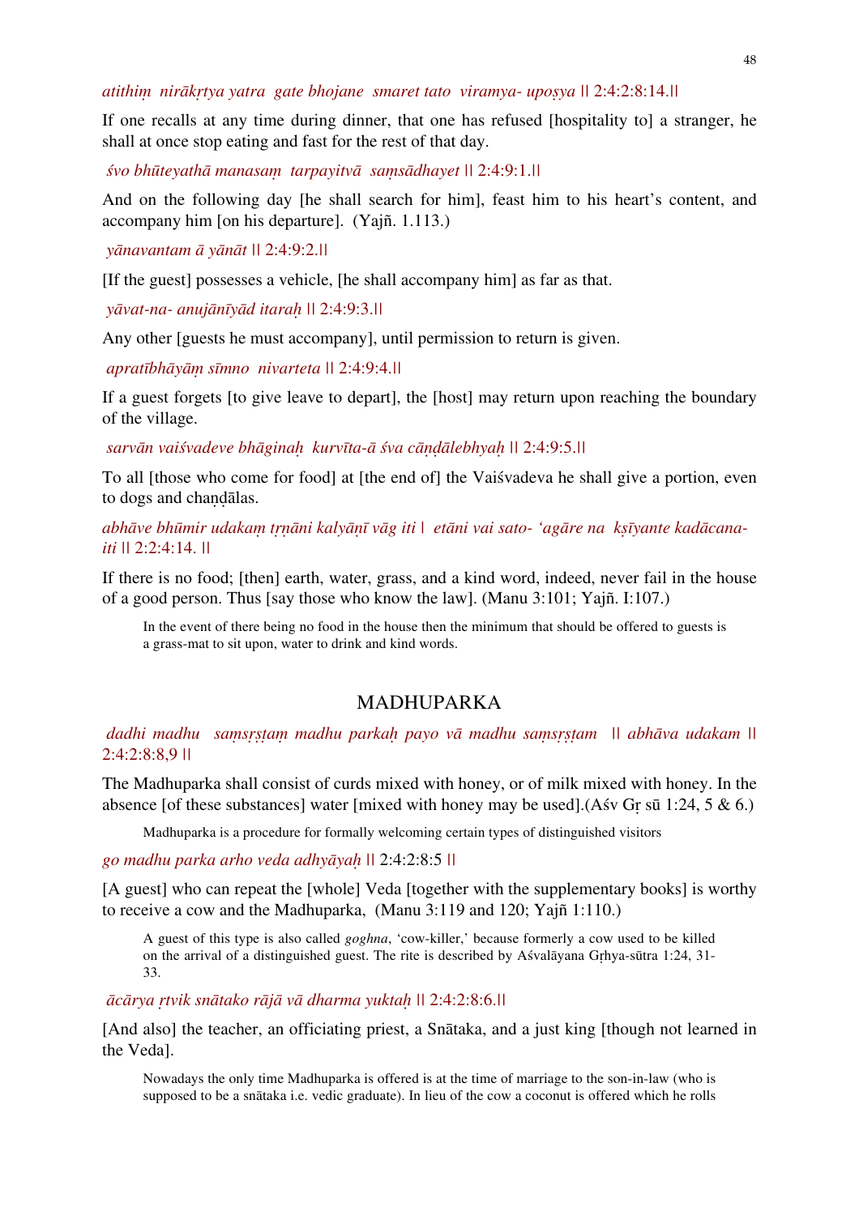*atithiṃ nirākṛtya yatra gate bhojane smaret tato viramya- upoṣya* || 2:4:2:8:14.||

If one recalls at any time during dinner, that one has refused [hospitality to] a stranger, he shall at once stop eating and fast for the rest of that day.

*śvo bhūteyathā manasaṃ tarpayitvā saṃsādhayet* || 2:4:9:1.||

And on the following day [he shall search for him], feast him to his heart's content, and accompany him [on his departure]. (Yajñ. 1.113.)

*yānavantam ā yānāt* || 2:4:9:2.||

[If the guest] possesses a vehicle, [he shall accompany him] as far as that.

*yāvat-na- anujānīyād itaraḥ* || 2:4:9:3.||

Any other [guests he must accompany], until permission to return is given.

*apratībhāyāṃ sīmno nivarteta* || 2:4:9:4.||

If a guest forgets [to give leave to depart], the [host] may return upon reaching the boundary of the village.

*sarvān vaiśvadeve bhāginaḥ kurvīta-ā śva cāṇḍālebhyaḥ* || 2:4:9:5.||

To all [those who come for food] at [the end of] the Vaiśvadeva he shall give a portion, even to dogs and chaṇḍālas.

*abhāve bhūmir udakaṃ tṛṇāni kalyāṇī vāg iti | etāni vai sato- 'agāre na kṣīyante kadācana-iti* || 2:2:4:14. ||

If there is no food; [then] earth, water, grass, and a kind word, indeed, never fail in the house of a good person. Thus [say those who know the law]. (Manu 3:101; Yajñ. I:107.)

> In the event of there being no food in the house then the minimum that should be offered to guests is a grass-mat to sit upon, water to drink and kind words.

## MADHUPARKA

*dadhi madhu saṃsṛṣṭaṃ madhu parkaḥ payo vā madhu saṃsṛṣṭam* || *abhāva udakam* || 2:4:2:8:8,9 ||

The Madhuparka shall consist of curds mixed with honey, or of milk mixed with honey. In the absence [of these substances] water [mixed with honey may be used].(Aśv Gṛ sū 1:24, 5 & 6.)

> Madhuparka is a procedure for formally welcoming certain types of distinguished visitors

*go madhu parka arho veda adhyāyaḥ* || 2:4:2:8:5 ||

[A guest] who can repeat the [whole] Veda [together with the supplementary books] is worthy to receive a cow and the Madhuparka, (Manu 3:119 and 120; Yajñ 1:110.)

> A guest of this type is also called *goghna*, 'cow-killer,' because formerly a cow used to be killed on the arrival of a distinguished guest. The rite is described by Aśvalāyana Gṛhya-sūtra 1:24, 31-33.

*ācārya ṛtvik snātako rājā vā dharma yuktaḥ* || 2:4:2:8:6.||

[And also] the teacher, an officiating priest, a Snātaka, and a just king [though not learned in the Veda].

> Nowadays the only time Madhuparka is offered is at the time of marriage to the son-in-law (who is supposed to be a snātaka i.e. vedic graduate). In lieu of the cow a coconut is offered which he rolls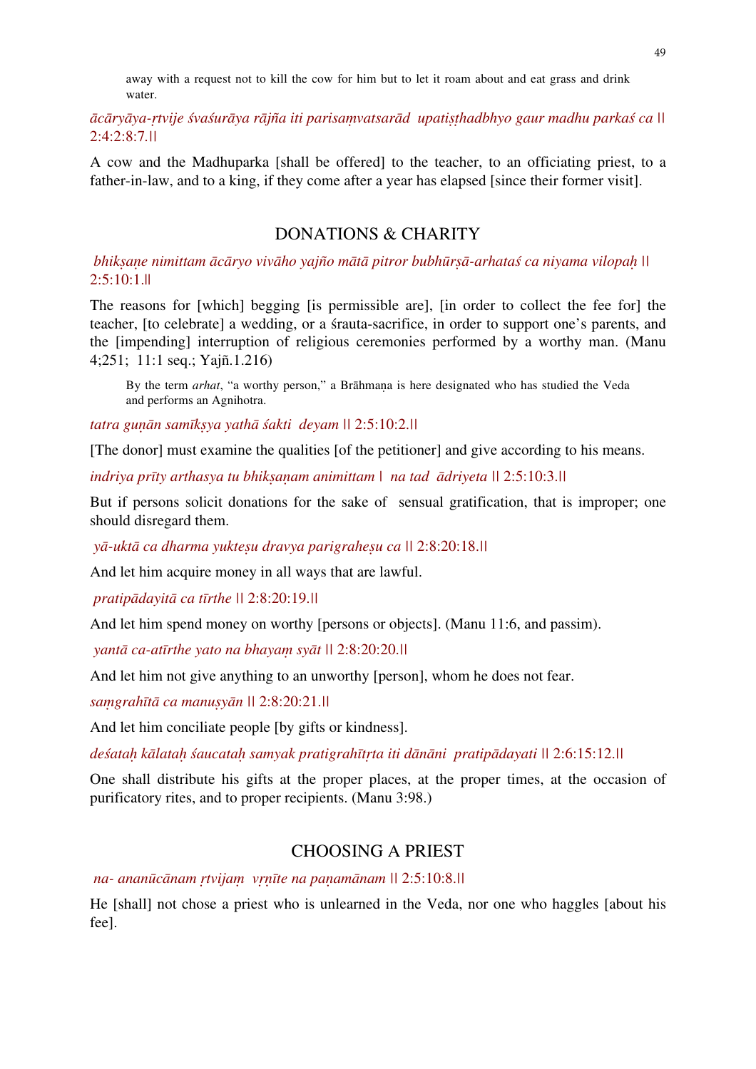away with a request not to kill the cow for him but to let it roam about and eat grass and drink water.

*ācāryāya-ṛtvije śvaśurāya rājña iti parisaṃvatsarād upatiṣṭhadbhyo gaur madhu parkaś ca* || 2:4:2:8:7.||

A cow and the Madhuparka [shall be offered] to the teacher, to an officiating priest, to a father-in-law, and to a king, if they come after a year has elapsed [since their former visit].

## DONATIONS & CHARITY

*bhikṣaṇe nimittam ācāryo vivāho yajño mātā pitror bubhūrṣā-arhataś ca niyama vilopaḥ* || 2:5:10:1.||

The reasons for [which] begging [is permissible are], [in order to collect the fee for] the teacher, [to celebrate] a wedding, or a śrauta-sacrifice, in order to support one's parents, and the [impending] interruption of religious ceremonies performed by a worthy man. (Manu 4;251; 11:1 seq.; Yajñ.1.216)

By the term *arhat*, "a worthy person," a Brāhmaṇa is here designated who has studied the Veda and performs an Agnihotra.

*tatra guṇān samīkṣya yathā śakti deyam* || 2:5:10:2.||

[The donor] must examine the qualities [of the petitioner] and give according to his means.

*indriya prīty arthasya tu bhikṣaṇam animittam | na tad ādriyeta* || 2:5:10:3.||

But if persons solicit donations for the sake of sensual gratification, that is improper; one should disregard them.

*yā-uktā ca dharma yukteṣu dravya parigraheṣu ca* || 2:8:20:18.||

And let him acquire money in all ways that are lawful.

*pratipādayitā ca tīrthe* || 2:8:20:19.||

And let him spend money on worthy [persons or objects]. (Manu 11:6, and passim).

*yantā ca-atīrthe yato na bhayaṃ syāt* || 2:8:20:20.||

And let him not give anything to an unworthy [person], whom he does not fear.

*saṃgrahītā ca manuṣyān* || 2:8:20:21.||

And let him conciliate people [by gifts or kindness].

*deśataḥ kālataḥ śaucataḥ samyak pratigrahītṛta iti dānāni pratipādayati* || 2:6:15:12.||

One shall distribute his gifts at the proper places, at the proper times, at the occasion of purificatory rites, and to proper recipients. (Manu 3:98.)

## CHOOSING A PRIEST

*na- ananūcānam ṛtvijaṃ vṛṇīte na paṇamānam* || 2:5:10:8.||

He [shall] not chose a priest who is unlearned in the Veda, nor one who haggles [about his fee].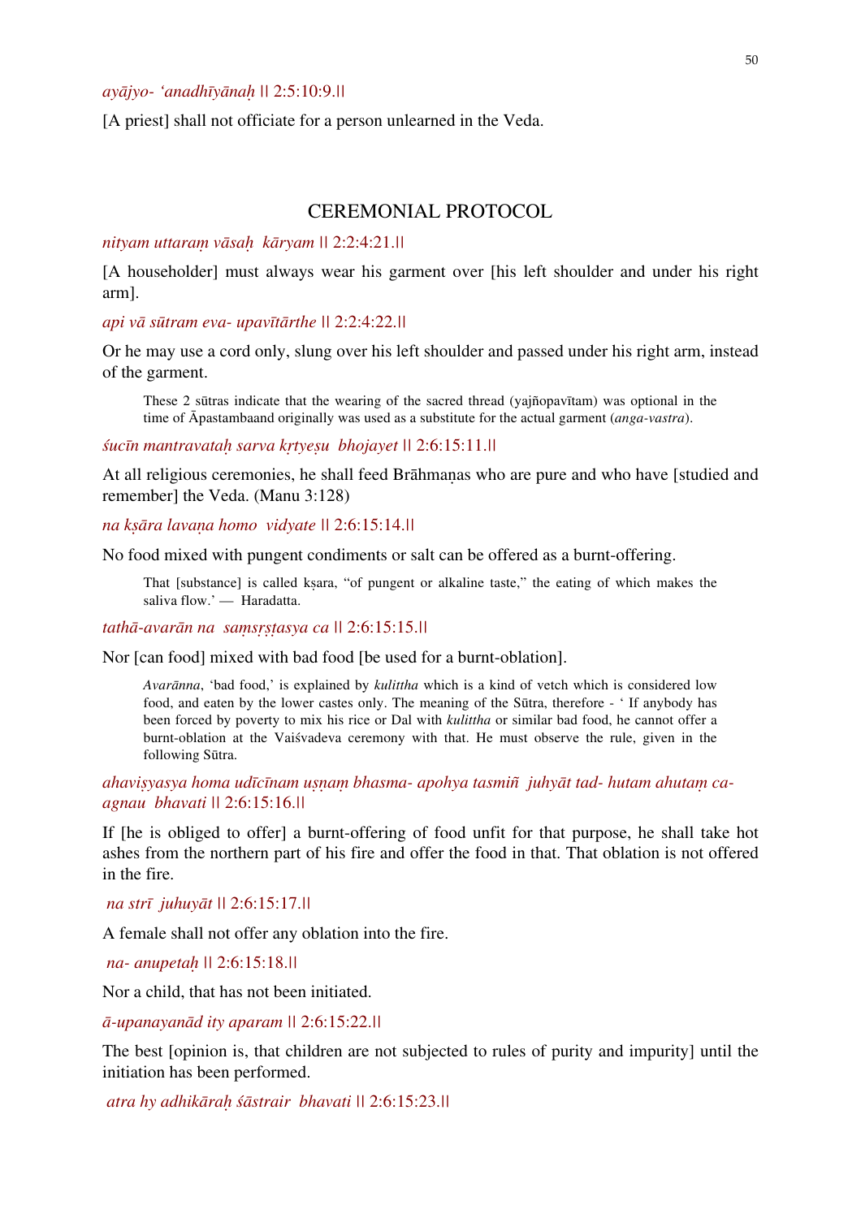*ayājyo- 'anadhīyānaḥ* || 2:5:10:9.||

[A priest] shall not officiate for a person unlearned in the Veda.

## CEREMONIAL PROTOCOL

*nityam uttaraṃ vāsaḥ kāryam* || 2:2:4:21.||

[A householder] must always wear his garment over [his left shoulder and under his right arm].

*api vā sūtram eva- upavītārthe* || 2:2:4:22.||

Or he may use a cord only, slung over his left shoulder and passed under his right arm, instead of the garment.

> These 2 sūtras indicate that the wearing of the sacred thread (yajñopavītam) was optional in the time of Āpastambaand originally was used as a substitute for the actual garment (*anga-vastra*).

*śucīn mantravataḥ sarva kṛtyeṣu bhojayet* || 2:6:15:11.||

At all religious ceremonies, he shall feed Brāhmaṇas who are pure and who have [studied and remember] the Veda. (Manu 3:128)

*na kṣāra lavaṇa homo vidyate* || 2:6:15:14.||

No food mixed with pungent condiments or salt can be offered as a burnt-offering.

> That [substance] is called kṣara, "of pungent or alkaline taste," the eating of which makes the saliva flow.' — Haradatta.

*tathā-avarān na saṃsṛṣṭasya ca* || 2:6:15:15.||

Nor [can food] mixed with bad food [be used for a burnt-oblation].

> *Avarānna*, 'bad food,' is explained by *kulittha* which is a kind of vetch which is considered low food, and eaten by the lower castes only. The meaning of the Sūtra, therefore - ' If anybody has been forced by poverty to mix his rice or Dal with *kulittha* or similar bad food, he cannot offer a burnt-oblation at the Vaiśvadeva ceremony with that. He must observe the rule, given in the following Sūtra.

*ahaviṣyasya homa udīcīnam uṣṇaṃ bhasma- apohya tasmiñ juhyāt tad- hutam ahutaṃ ca-agnau bhavati* || 2:6:15:16.||

If [he is obliged to offer] a burnt-offering of food unfit for that purpose, he shall take hot ashes from the northern part of his fire and offer the food in that. That oblation is not offered in the fire.

*na strī juhuyāt* || 2:6:15:17.||

A female shall not offer any oblation into the fire.

*na- anupetaḥ* || 2:6:15:18.||

Nor a child, that has not been initiated.

*ā-upanayanād ity aparam* || 2:6:15:22.||

The best [opinion is, that children are not subjected to rules of purity and impurity] until the initiation has been performed.

*atra hy adhikāraḥ śāstrair bhavati* || 2:6:15:23.||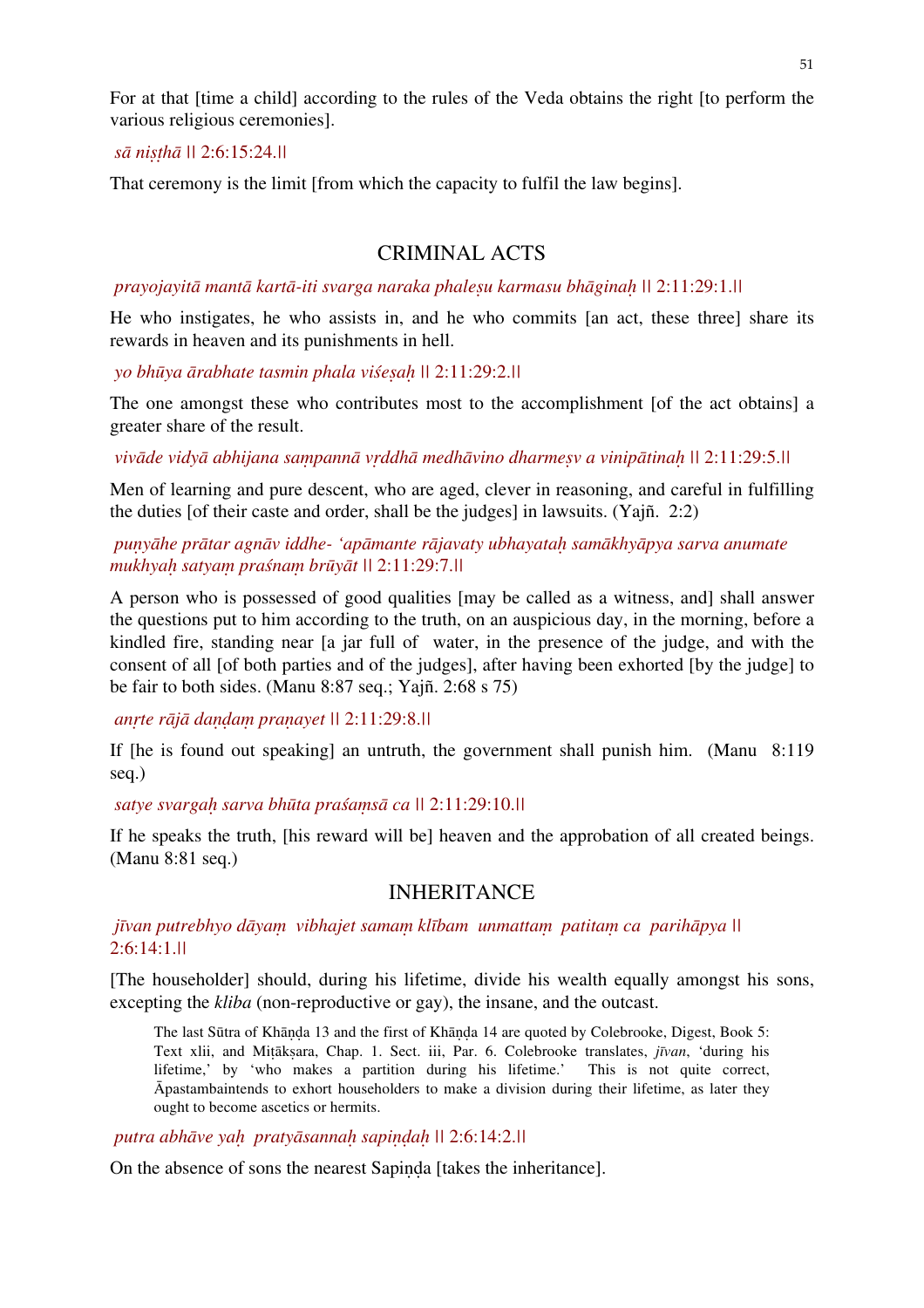For at that [time a child] according to the rules of the Veda obtains the right [to perform the various religious ceremonies].

*sā niṣṭhā* || 2:6:15:24.||

That ceremony is the limit [from which the capacity to fulfil the law begins].

## CRIMINAL ACTS

*prayojayitā mantā kartā-iti svarga naraka phaleṣu karmasu bhāginaḥ* || 2:11:29:1.||

He who instigates, he who assists in, and he who commits [an act, these three] share its rewards in heaven and its punishments in hell.

*yo bhūya ārabhate tasmin phala viśeṣaḥ* || 2:11:29:2.||

The one amongst these who contributes most to the accomplishment [of the act obtains] a greater share of the result.

*vivāde vidyā abhijana saṃpannā vṛddhā medhāvino dharmeṣv a vinipātinaḥ* || 2:11:29:5.||

Men of learning and pure descent, who are aged, clever in reasoning, and careful in fulfilling the duties [of their caste and order, shall be the judges] in lawsuits. (Yajñ. 2:2)

*puṇyāhe prātar agnāv iddhe- 'apāmante rājavaty ubhayataḥ samākhyāpya sarva anumate mukhyaḥ satyaṃ praśnaṃ brūyāt* || 2:11:29:7.||

A person who is possessed of good qualities [may be called as a witness, and] shall answer the questions put to him according to the truth, on an auspicious day, in the morning, before a kindled fire, standing near [a jar full of water, in the presence of the judge, and with the consent of all [of both parties and of the judges], after having been exhorted [by the judge] to be fair to both sides. (Manu 8:87 seq.; Yajñ. 2:68 s 75)

*anṛte rājā daṇḍaṃ praṇayet* || 2:11:29:8.||

If [he is found out speaking] an untruth, the government shall punish him. (Manu 8:119 seq.)

*satye svargaḥ sarva bhūta praśaṃsā ca* || 2:11:29:10.||

If he speaks the truth, [his reward will be] heaven and the approbation of all created beings. (Manu 8:81 seq.)

## INHERITANCE

*jīvan putrebhyo dāyaṃ vibhajet samaṃ klībam unmattaṃ patitaṃ ca parihāpya* || 2:6:14:1.||

[The householder] should, during his lifetime, divide his wealth equally amongst his sons, excepting the *kliba* (non-reproductive or gay), the insane, and the outcast.

> The last Sūtra of Khāṇḍa 13 and the first of Khāṇḍa 14 are quoted by Colebrooke, Digest, Book 5: Text xlii, and Miṭākṣara, Chap. 1. Sect. iii, Par. 6. Colebrooke translates, *jīvan*, 'during his lifetime,' by 'who makes a partition during his lifetime.' This is not quite correct, Āpastambaintends to exhort householders to make a division during their lifetime, as later they ought to become ascetics or hermits.

*putra abhāve yaḥ pratyāsannaḥ sapiṇḍaḥ* || 2:6:14:2.||

On the absence of sons the nearest Sapiṇḍa [takes the inheritance].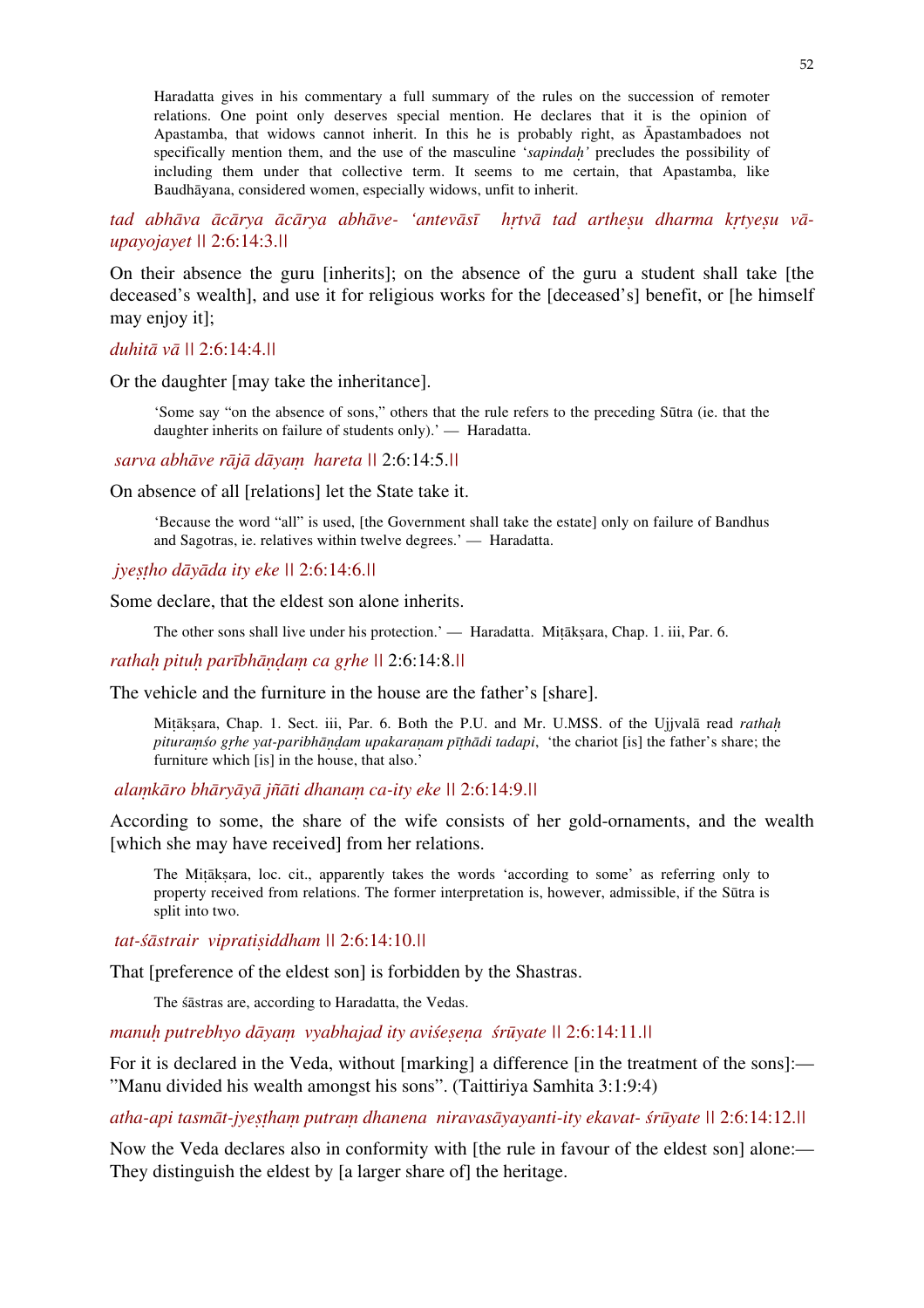Haradatta gives in his commentary a full summary of the rules on the succession of remoter relations. One point only deserves special mention. He declares that it is the opinion of Apastamba, that widows cannot inherit. In this he is probably right, as Āpastambadoes not specifically mention them, and the use of the masculine '*sapindaḥ'* precludes the possibility of including them under that collective term. It seems to me certain, that Apastamba, like Baudhāyana, considered women, especially widows, unfit to inherit.

*tad abhāva ācārya ācārya abhāve- 'antevāsī hṛtvā tad artheṣu dharma kṛtyeṣu vā-upayojayet* || 2:6:14:3.||

On their absence the guru [inherits]; on the absence of the guru a student shall take [the deceased's wealth], and use it for religious works for the [deceased's] benefit, or [he himself may enjoy it];

*duhitā vā* || 2:6:14:4.||

Or the daughter [may take the inheritance].

'Some say "on the absence of sons," others that the rule refers to the preceding Sūtra (ie. that the daughter inherits on failure of students only).' — Haradatta.

*sarva abhāve rājā dāyaṃ hareta* || 2:6:14:5.||

On absence of all [relations] let the State take it.

'Because the word "all" is used, [the Government shall take the estate] only on failure of Bandhus and Sagotras, ie. relatives within twelve degrees.' — Haradatta.

*jyeṣṭho dāyāda ity eke* || 2:6:14:6.||

Some declare, that the eldest son alone inherits.

The other sons shall live under his protection.' — Haradatta. Miṭākṣara, Chap. 1. iii, Par. 6.

*rathaḥ pituḥ parībhāṇḍaṃ ca gṛhe* || 2:6:14:8.||

The vehicle and the furniture in the house are the father's [share].

Miṭākṣara, Chap. 1. Sect. iii, Par. 6. Both the P.U. and Mr. U.MSS. of the Ujjvalā read *rathaḥ pituraṃśo gṛhe yat-paribhāṇḍam upakaraṇam pīṭhādi tadapi*, 'the chariot [is] the father's share; the furniture which [is] in the house, that also.'

*alaṃkāro bhāryāyā jñāti dhanaṃ ca-ity eke* || 2:6:14:9.||

According to some, the share of the wife consists of her gold-ornaments, and the wealth [which she may have received] from her relations.

The Miṭākṣara, loc. cit., apparently takes the words 'according to some' as referring only to property received from relations. The former interpretation is, however, admissible, if the Sūtra is split into two.

*tat-śāstrair vipratiṣiddham* || 2:6:14:10.||

That [preference of the eldest son] is forbidden by the Shastras.

The śāstras are, according to Haradatta, the Vedas.

*manuḥ putrebhyo dāyaṃ vyabhajad ity aviśeṣeṇa śrūyate* || 2:6:14:11.||

For it is declared in the Veda, without [marking] a difference [in the treatment of the sons]:—"Manu divided his wealth amongst his sons". (Taittiriya Samhita 3:1:9:4)

*atha-api tasmāt-jyeṣṭhaṃ putraṃ dhanena niravasāyayanti-ity ekavat- śrūyate* || 2:6:14:12.||

Now the Veda declares also in conformity with [the rule in favour of the eldest son] alone:— They distinguish the eldest by [a larger share of] the heritage.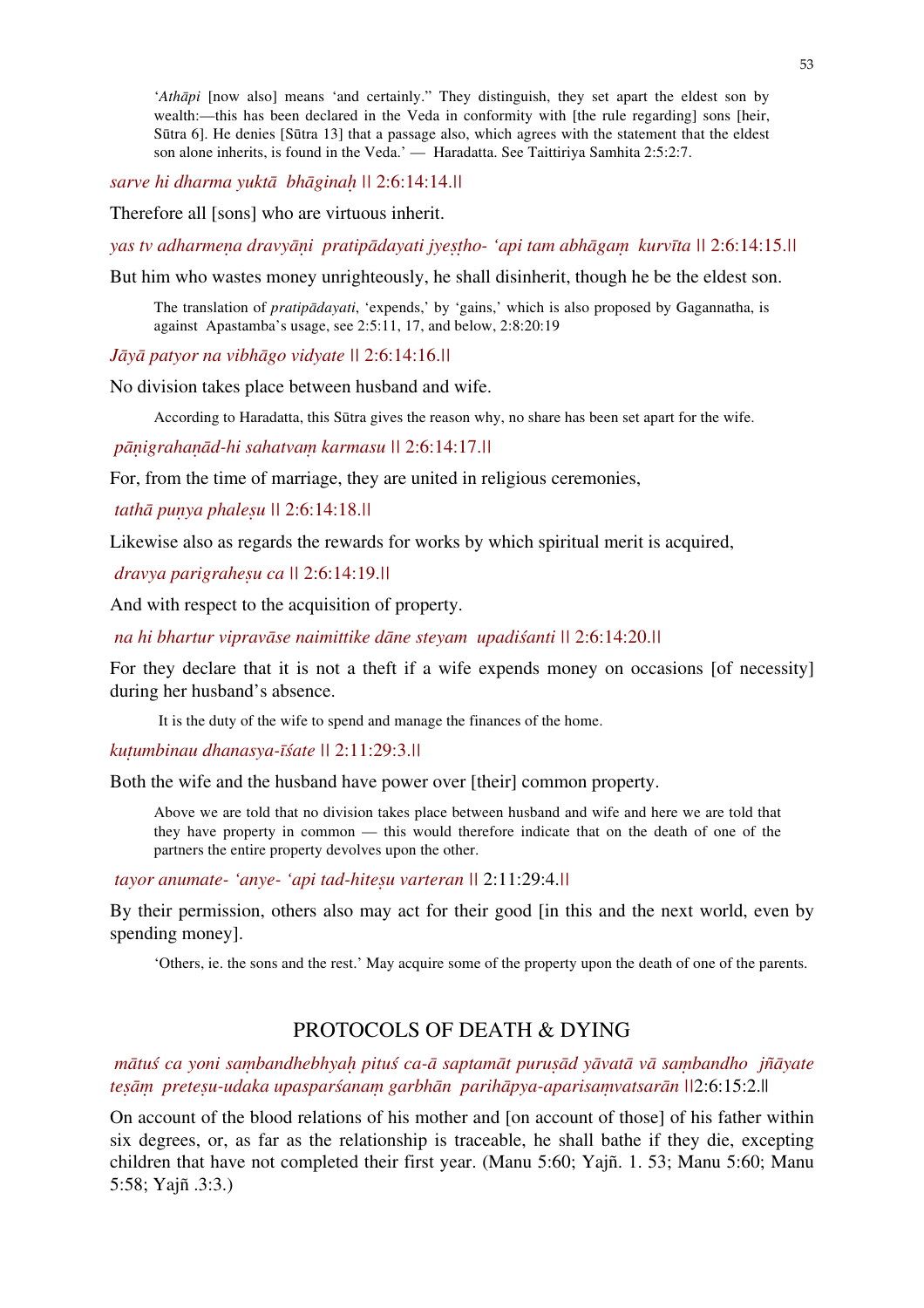> '*Athāpi* [now also] means 'and certainly." They distinguish, they set apart the eldest son by wealth:—this has been declared in the Veda in conformity with [the rule regarding] sons [heir, Sūtra 6]. He denies [Sūtra 13] that a passage also, which agrees with the statement that the eldest son alone inherits, is found in the Veda.' — Haradatta. See Taittiriya Samhita 2:5:2:7.

*sarve hi dharma yuktā bhāginaḥ* || 2:6:14:14.||

Therefore all [sons] who are virtuous inherit.

*yas tv adharmeṇa dravyāṇi pratipādayati jyeṣṭho- 'api tam abhāgaṃ kurvīta* || 2:6:14:15.||

But him who wastes money unrighteously, he shall disinherit, though he be the eldest son.

> The translation of *pratipādayati*, 'expends,' by 'gains,' which is also proposed by Gagannatha, is against Apastamba's usage, see 2:5:11, 17, and below, 2:8:20:19

*Jāyā patyor na vibhāgo vidyate* || 2:6:14:16.||

No division takes place between husband and wife.

> According to Haradatta, this Sūtra gives the reason why, no share has been set apart for the wife.

*pāṇigrahaṇād-hi sahatvaṃ karmasu* || 2:6:14:17.||

For, from the time of marriage, they are united in religious ceremonies,

*tathā puṇya phaleṣu* || 2:6:14:18.||

Likewise also as regards the rewards for works by which spiritual merit is acquired,

*dravya parigraheṣu ca* || 2:6:14:19.||

And with respect to the acquisition of property.

*na hi bhartur vipravāse naimittike dāne steyam upadiśanti* || 2:6:14:20.||

For they declare that it is not a theft if a wife expends money on occasions [of necessity] during her husband's absence.

> It is the duty of the wife to spend and manage the finances of the home.

*kuṭumbinau dhanasya-īśate* || 2:11:29:3.||

Both the wife and the husband have power over [their] common property.

> Above we are told that no division takes place between husband and wife and here we are told that they have property in common — this would therefore indicate that on the death of one of the partners the entire property devolves upon the other.

*tayor anumate- 'anye- 'api tad-hiteṣu varteran* || 2:11:29:4.||

By their permission, others also may act for their good [in this and the next world, even by spending money].

> 'Others, ie. the sons and the rest.' May acquire some of the property upon the death of one of the parents.

## PROTOCOLS OF DEATH & DYING

*mātuś ca yoni saṃbandhebhyaḥ pituś ca-ā saptamāt puruṣād yāvatā vā saṃbandho jñāyate teṣāṃ preteṣu-udaka upasparśanaṃ garbhān parihāpya-aparisaṃvatsarān* ||2:6:15:2.||

On account of the blood relations of his mother and [on account of those] of his father within six degrees, or, as far as the relationship is traceable, he shall bathe if they die, excepting children that have not completed their first year. (Manu 5:60; Yajñ. 1. 53; Manu 5:60; Manu 5:58; Yajñ .3:3.)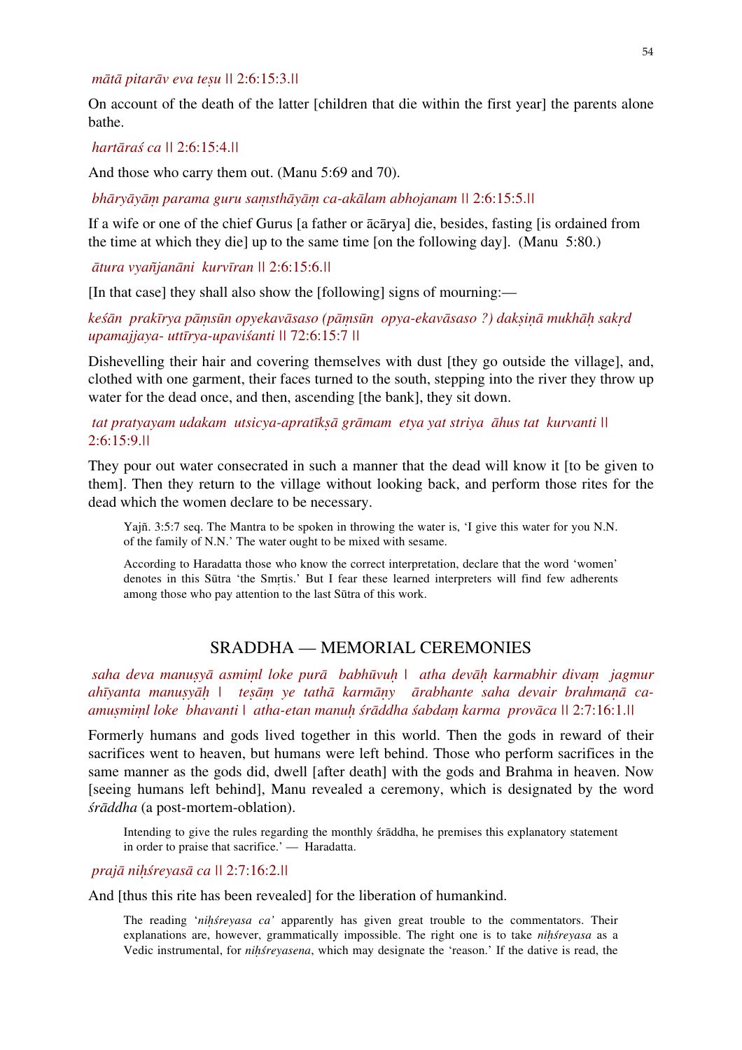*mātā pitarāv eva teṣu* || 2:6:15:3.||

On account of the death of the latter [children that die within the first year] the parents alone bathe.

*hartāraś ca* || 2:6:15:4.||

And those who carry them out. (Manu 5:69 and 70).

*bhāryāyāṃ parama guru saṃsthāyāṃ ca-akālam abhojanam* || 2:6:15:5.||

If a wife or one of the chief Gurus [a father or ācārya] die, besides, fasting [is ordained from the time at which they die] up to the same time [on the following day]. (Manu 5:80.)

*ātura vyañjanāni kurvīran* || 2:6:15:6.||

[In that case] they shall also show the [following] signs of mourning:—

*keśān prakīrya pāṃsūn opyekavāsaso (pāṃsūn opya-ekavāsaso ?) dakṣiṇā mukhāḥ sakṛd upamajjaya- uttīrya-upaviśanti* || 72:6:15:7 ||

Dishevelling their hair and covering themselves with dust [they go outside the village], and, clothed with one garment, their faces turned to the south, stepping into the river they throw up water for the dead once, and then, ascending [the bank], they sit down.

*tat pratyayam udakam utsicya-apratīkṣā grāmam etya yat striya āhus tat kurvanti* || 2:6:15:9.||

They pour out water consecrated in such a manner that the dead will know it [to be given to them]. Then they return to the village without looking back, and perform those rites for the dead which the women declare to be necessary.

> Yajñ. 3:5:7 seq. The Mantra to be spoken in throwing the water is, 'I give this water for you N.N. of the family of N.N.' The water ought to be mixed with sesame.
>
> According to Haradatta those who know the correct interpretation, declare that the word 'women' denotes in this Sūtra 'the Smṛtis.' But I fear these learned interpreters will find few adherents among those who pay attention to the last Sūtra of this work.

## SRADDHA — MEMORIAL CEREMONIES

*saha deva manuṣyā asmiṃl loke purā babhūvuḥ | atha devāḥ karmabhir divaṃ jagmur ahīyanta manuṣyāḥ | teṣāṃ ye tathā karmāṇy ārabhante saha devair brahmaṇā ca-amuṣmiṃl loke bhavanti | atha-etan manuḥ śrāddha śabdaṃ karma provāca* || 2:7:16:1.||

Formerly humans and gods lived together in this world. Then the gods in reward of their sacrifices went to heaven, but humans were left behind. Those who perform sacrifices in the same manner as the gods did, dwell [after death] with the gods and Brahma in heaven. Now [seeing humans left behind], Manu revealed a ceremony, which is designated by the word *śrāddha* (a post-mortem-oblation).

> Intending to give the rules regarding the monthly śrāddha, he premises this explanatory statement in order to praise that sacrifice.' — Haradatta.

*prajā niḥśreyasā ca* || 2:7:16:2.||

And [thus this rite has been revealed] for the liberation of humankind.

> The reading '*niḥśreyasa ca'* apparently has given great trouble to the commentators. Their explanations are, however, grammatically impossible. The right one is to take *niḥśreyasa* as a Vedic instrumental, for *niḥśreyasena*, which may designate the 'reason.' If the dative is read, the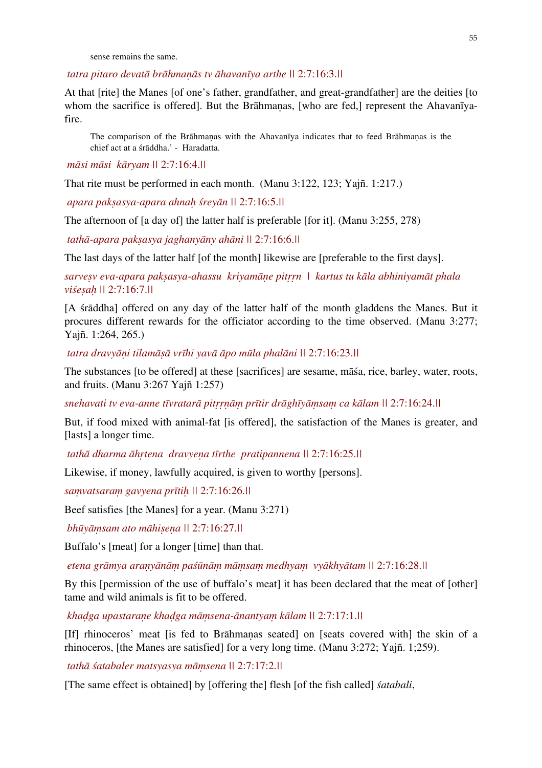sense remains the same.

*tatra pitaro devatā brāhmaṇās tv āhavanīya arthe* || 2:7:16:3.||

At that [rite] the Manes [of one's father, grandfather, and great-grandfather] are the deities [to whom the sacrifice is offered]. But the Brāhmaṇas, [who are fed,] represent the Ahavanīya-fire.

> The comparison of the Brāhmaṇas with the Ahavanīya indicates that to feed Brāhmaṇas is the chief act at a śrāddha.' - Haradatta.

*māsi māsi kāryam* || 2:7:16:4.||

That rite must be performed in each month. (Manu 3:122, 123; Yajñ. 1:217.)

*apara pakṣasya-apara ahnaḥ śreyān* || 2:7:16:5.||

The afternoon of [a day of] the latter half is preferable [for it]. (Manu 3:255, 278)

*tathā-apara pakṣasya jaghanyāny ahāni* || 2:7:16:6.||

The last days of the latter half [of the month] likewise are [preferable to the first days].

*sarveṣv eva-apara pakṣasya-ahassu kriyamāṇe pitṝrn | kartus tu kāla abhiniyamāt phala viśeṣaḥ* || 2:7:16:7.||

[A śrāddha] offered on any day of the latter half of the month gladdens the Manes. But it procures different rewards for the officiator according to the time observed. (Manu 3:277; Yajñ. 1:264, 265.)

*tatra dravyāṇi tilamāṣā vrīhi yavā āpo mūla phalāni* || 2:7:16:23.||

The substances [to be offered] at these [sacrifices] are sesame, māśa, rice, barley, water, roots, and fruits. (Manu 3:267 Yajñ 1:257)

*snehavati tv eva-anne tīvratarā pitṝṇāṃ prītir drāghīyāṃsaṃ ca kālam* || 2:7:16:24.||

But, if food mixed with animal-fat [is offered], the satisfaction of the Manes is greater, and [lasts] a longer time.

*tathā dharma āhṛtena dravyeṇa tīrthe pratipannena* || 2:7:16:25.||

Likewise, if money, lawfully acquired, is given to worthy [persons].

*saṃvatsaraṃ gavyena prītiḥ* || 2:7:16:26.||

Beef satisfies [the Manes] for a year. (Manu 3:271)

*bhūyāṃsam ato māhiṣeṇa* || 2:7:16:27.||

Buffalo's [meat] for a longer [time] than that.

*etena grāmya araṇyānāṃ paśūnāṃ māṃsaṃ medhyaṃ vyākhyātam* || 2:7:16:28.||

By this [permission of the use of buffalo's meat] it has been declared that the meat of [other] tame and wild animals is fit to be offered.

*khaḍga upastaraṇe khaḍga māṃsena-ānantyaṃ kālam* || 2:7:17:1.||

[If] rhinoceros' meat [is fed to Brāhmaṇas seated] on [seats covered with] the skin of a rhinoceros, [the Manes are satisfied] for a very long time. (Manu 3:272; Yajñ. 1;259).

*tathā śatabaler matsyasya māṃsena* || 2:7:17:2.||

[The same effect is obtained] by [offering the] flesh [of the fish called] *śatabali*,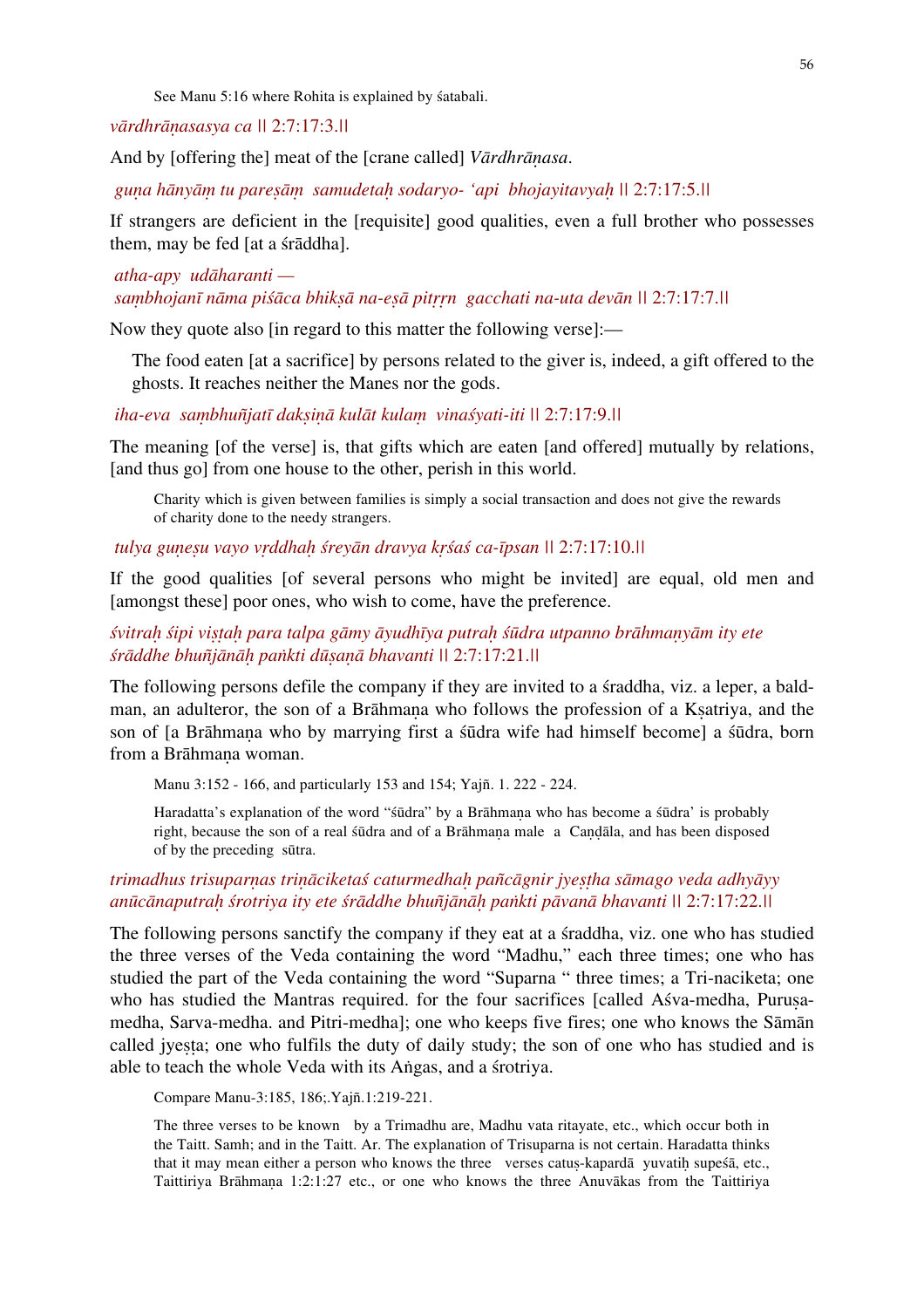See Manu 5:16 where Rohita is explained by śatabali.

*vārdhrāṇasasya ca* || 2:7:17:3.||

And by [offering the] meat of the [crane called] *Vārdhrāṇasa*.

*guṇa hānyāṃ tu pareṣāṃ samudetaḥ sodaryo- 'api bhojayitavyaḥ* || 2:7:17:5.||

If strangers are deficient in the [requisite] good qualities, even a full brother who possesses them, may be fed [at a śrāddha].

*atha-apy udāharanti —*
*saṃbhojanī nāma piśāca bhikṣā na-eṣā pitṝn gacchati na-uta devān* || 2:7:17:7.||

Now they quote also [in regard to this matter the following verse]:—

> The food eaten [at a sacrifice] by persons related to the giver is, indeed, a gift offered to the ghosts. It reaches neither the Manes nor the gods.

*iha-eva saṃbhuñjatī dakṣiṇā kulāt kulaṃ vinaśyati-iti* || 2:7:17:9.||

The meaning [of the verse] is, that gifts which are eaten [and offered] mutually by relations, [and thus go] from one house to the other, perish in this world.

Charity which is given between families is simply a social transaction and does not give the rewards of charity done to the needy strangers.

*tulya guṇeṣu vayo vṛddhaḥ śreyān dravya kṛśaś ca-īpsan* || 2:7:17:10.||

If the good qualities [of several persons who might be invited] are equal, old men and [amongst these] poor ones, who wish to come, have the preference.

*śvitraḥ śipi viṣṭaḥ para talpa gāmy āyudhīya putraḥ śūdra utpanno brāhmaṇyām ity ete śrāddhe bhuñjānāḥ paṅkti dūṣaṇā bhavanti* || 2:7:17:21.||

The following persons defile the company if they are invited to a śraddha, viz. a leper, a bald-man, an adulteror, the son of a Brāhmaṇa who follows the profession of a Kṣatriya, and the son of [a Brāhmaṇa who by marrying first a śūdra wife had himself become] a śūdra, born from a Brāhmaṇa woman.

Manu 3:152 - 166, and particularly 153 and 154; Yajñ. 1. 222 - 224.

Haradatta's explanation of the word "śūdra" by a Brāhmaṇa who has become a śūdra' is probably right, because the son of a real śūdra and of a Brāhmaṇa male a Caṇḍāla, and has been disposed of by the preceding sūtra.

*trimadhus trisuparṇas triṇāciketaś caturmedhaḥ pañcāgnir jyeṣtha sāmago veda adhyāyy anūcānaputraḥ śrotriya ity ete śrāddhe bhuñjānāḥ paṅkti pāvanā bhavanti* || 2:7:17:22.||

The following persons sanctify the company if they eat at a śraddha, viz. one who has studied the three verses of the Veda containing the word "Madhu," each three times; one who has studied the part of the Veda containing the word "Suparna " three times; a Tri-naciketa; one who has studied the Mantras required. for the four sacrifices [called Aśva-medha, Puruṣa-medha, Sarva-medha. and Pitri-medha]; one who keeps five fires; one who knows the Sāmān called jyeṣta; one who fulfils the duty of daily study; the son of one who has studied and is able to teach the whole Veda with its Aṅgas, and a śrotriya.

Compare Manu-3:185, 186;.Yajñ.1:219-221.

The three verses to be known by a Trimadhu are, Madhu vata ritayate, etc., which occur both in the Taitt. Samh; and in the Taitt. Ar. The explanation of Trisuparna is not certain. Haradatta thinks that it may mean either a person who knows the three verses catuṣ-kapardā yuvatiḥ supeśā, etc., Taittiriya Brāhmaṇa 1:2:1:27 etc., or one who knows the three Anuvākas from the Taittiriya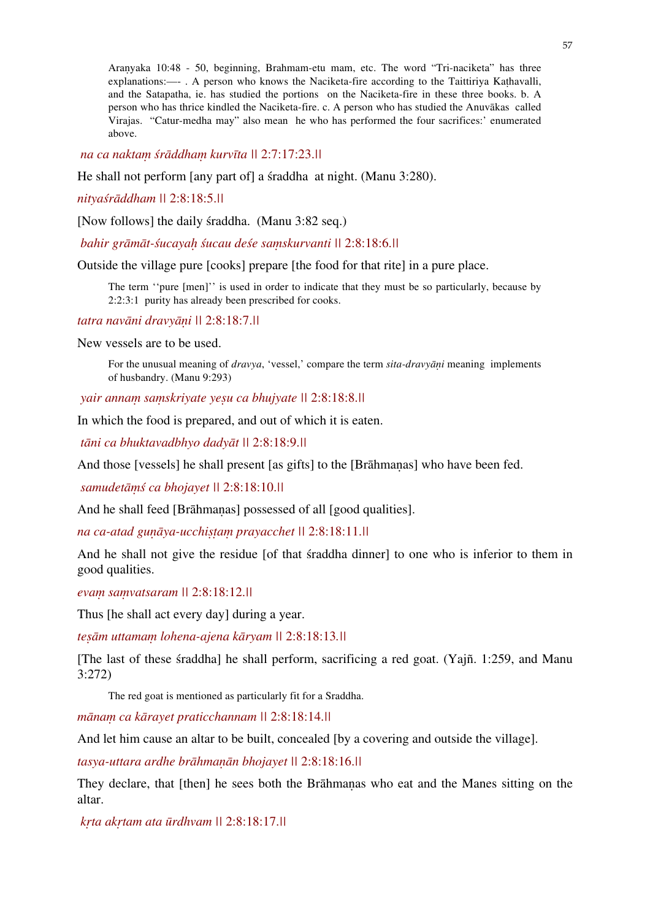Araṇyaka 10:48 - 50, beginning, Brahmam-etu mam, etc. The word "Tri-naciketa" has three explanations:—- . A person who knows the Naciketa-fire according to the Taittiriya Kaṭhavalli, and the Satapatha, ie. has studied the portions on the Naciketa-fire in these three books. b. A person who has thrice kindled the Naciketa-fire. c. A person who has studied the Anuvākas called Virajas. "Catur-medha may" also mean he who has performed the four sacrifices:' enumerated above.

*na ca naktaṃ śrāddhaṃ kurvīta* || 2:7:17:23.||

He shall not perform [any part of] a śraddha at night. (Manu 3:280).

*nityaśrāddham* || 2:8:18:5.||

[Now follows] the daily śraddha. (Manu 3:82 seq.)

*bahir grāmāt-śucayaḥ śucau deśe saṃskurvanti* || 2:8:18:6.||

Outside the village pure [cooks] prepare [the food for that rite] in a pure place.

The term ''pure [men]'' is used in order to indicate that they must be so particularly, because by 2:2:3:1 purity has already been prescribed for cooks.

*tatra navāni dravyāṇi* || 2:8:18:7.||

New vessels are to be used.

For the unusual meaning of *dravya*, 'vessel,' compare the term *sita-dravyāṇi* meaning implements of husbandry. (Manu 9:293)

*yair annaṃ saṃskriyate yeṣu ca bhujyate* || 2:8:18:8.||

In which the food is prepared, and out of which it is eaten.

*tāni ca bhuktavadbhyo dadyāt* || 2:8:18:9.||

And those [vessels] he shall present [as gifts] to the [Brāhmaṇas] who have been fed.

*samudetāṃś ca bhojayet* || 2:8:18:10.||

And he shall feed [Brāhmaṇas] possessed of all [good qualities].

*na ca-atad guṇāya-ucchiṣṭaṃ prayacchet* || 2:8:18:11.||

And he shall not give the residue [of that śraddha dinner] to one who is inferior to them in good qualities.

*evaṃ saṃvatsaram* || 2:8:18:12.||

Thus [he shall act every day] during a year.

*teṣām uttamaṃ lohena-ajena kāryam* || 2:8:18:13.||

[The last of these śraddha] he shall perform, sacrificing a red goat. (Yajñ. 1:259, and Manu 3:272)

The red goat is mentioned as particularly fit for a Sraddha.

*mānaṃ ca kārayet praticchannam* || 2:8:18:14.||

And let him cause an altar to be built, concealed [by a covering and outside the village].

*tasya-uttara ardhe brāhmaṇān bhojayet* || 2:8:18:16.||

They declare, that [then] he sees both the Brāhmaṇas who eat and the Manes sitting on the altar.

*kṛta akṛtam ata ūrdhvam* || 2:8:18:17.||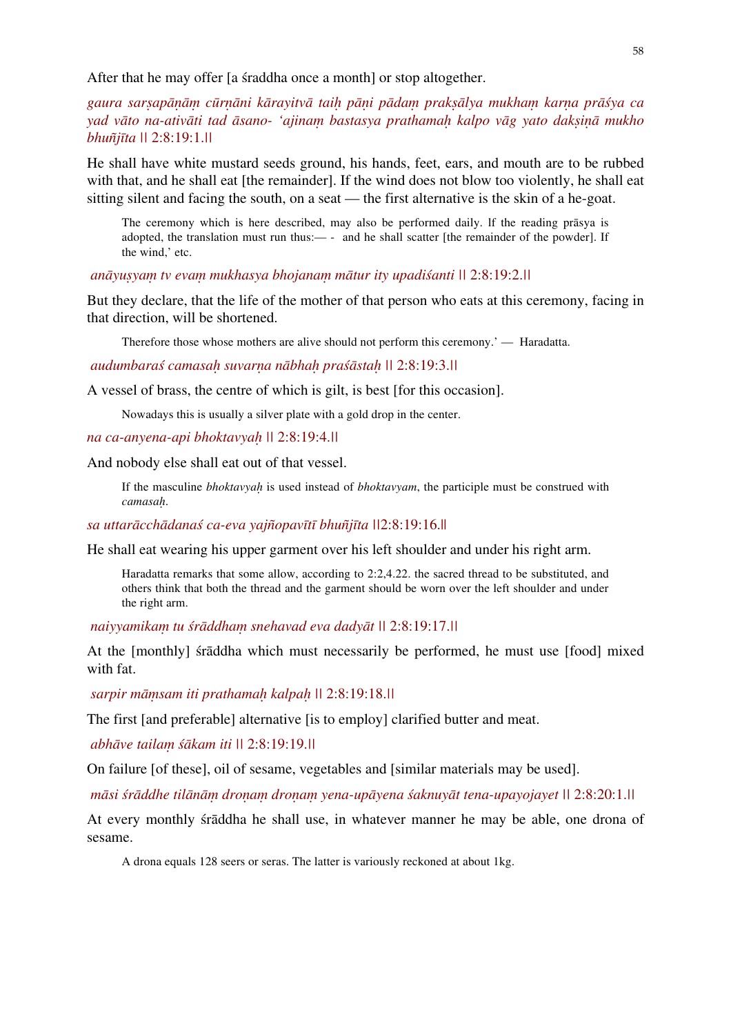After that he may offer [a śraddha once a month] or stop altogether.

*gaura sarṣapāṇāṃ cūrṇāni kārayitvā taiḥ pāṇi pādaṃ prakṣālya mukhaṃ karṇa prāśya ca yad vāto na-ativāti tad āsano- 'ajinaṃ bastasya prathamaḥ kalpo vāg yato dakṣiṇā mukho bhuñjīta* || 2:8:19:1.||

He shall have white mustard seeds ground, his hands, feet, ears, and mouth are to be rubbed with that, and he shall eat [the remainder]. If the wind does not blow too violently, he shall eat sitting silent and facing the south, on a seat — the first alternative is the skin of a he-goat.

> The ceremony which is here described, may also be performed daily. If the reading prāsya is adopted, the translation must run thus:— - and he shall scatter [the remainder of the powder]. If the wind,' etc.

*anāyuṣyaṃ tv evaṃ mukhasya bhojanaṃ mātur ity upadiśanti* || 2:8:19:2.||

But they declare, that the life of the mother of that person who eats at this ceremony, facing in that direction, will be shortened.

> Therefore those whose mothers are alive should not perform this ceremony.' — Haradatta.

*audumbaraś camasaḥ suvarṇa nābhaḥ praśāstaḥ* || 2:8:19:3.||

A vessel of brass, the centre of which is gilt, is best [for this occasion].

> Nowadays this is usually a silver plate with a gold drop in the center.

*na ca-anyena-api bhoktavyaḥ* || 2:8:19:4.||

And nobody else shall eat out of that vessel.

> If the masculine *bhoktavyaḥ* is used instead of *bhoktavyam*, the participle must be construed with *camasaḥ*.

*sa uttarācchādanaś ca-eva yajñopavītī bhuñjīta* ||2:8:19:16.||

He shall eat wearing his upper garment over his left shoulder and under his right arm.

> Haradatta remarks that some allow, according to 2:2,4.22. the sacred thread to be substituted, and others think that both the thread and the garment should be worn over the left shoulder and under the right arm.

*naiyyamikaṃ tu śrāddhaṃ snehavad eva dadyāt* || 2:8:19:17.||

At the [monthly] śrāddha which must necessarily be performed, he must use [food] mixed with fat.

*sarpir māṃsam iti prathamaḥ kalpaḥ* || 2:8:19:18.||

The first [and preferable] alternative [is to employ] clarified butter and meat.

*abhāve tailaṃ śākam iti* || 2:8:19:19.||

On failure [of these], oil of sesame, vegetables and [similar materials may be used].

*māsi śrāddhe tilānāṃ droṇaṃ droṇaṃ yena-upāyena śaknuyāt tena-upayojayet* || 2:8:20:1.||

At every monthly śrāddha he shall use, in whatever manner he may be able, one drona of sesame.

> A drona equals 128 seers or seras. The latter is variously reckoned at about 1kg.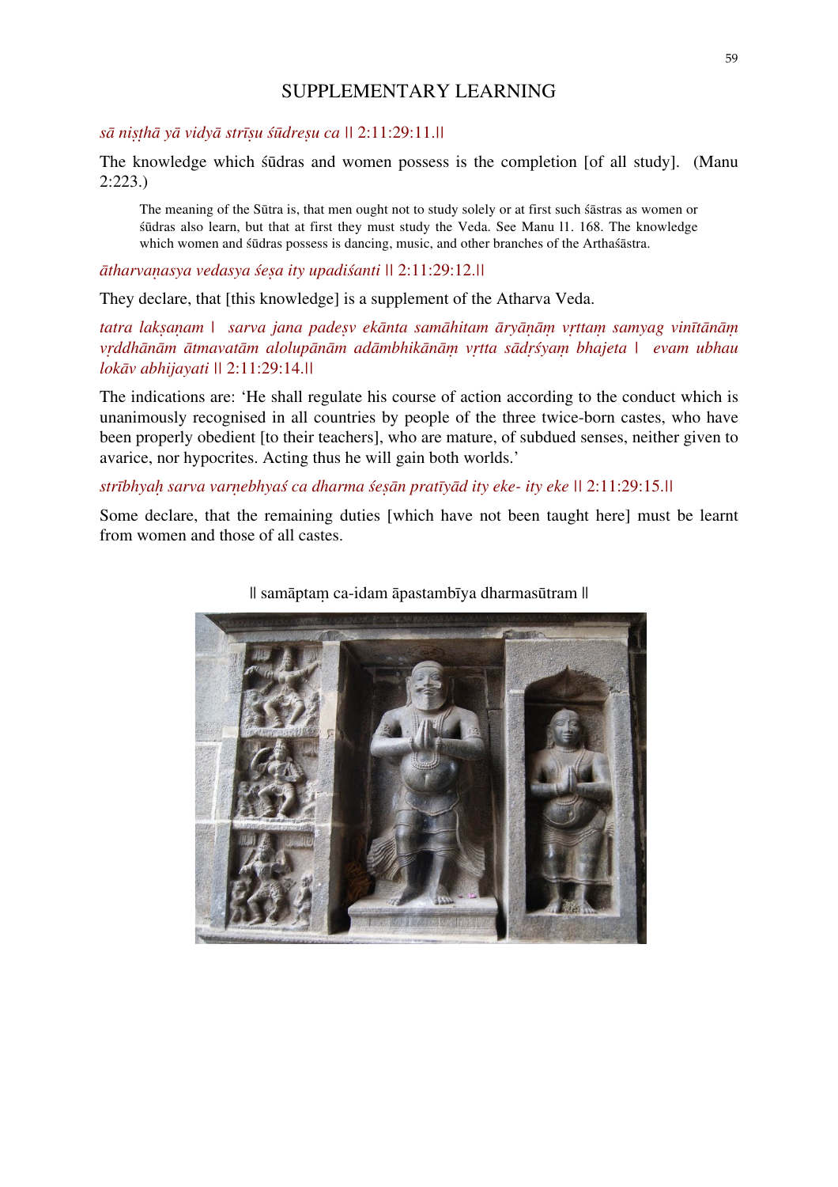## SUPPLEMENTARY LEARNING

*sā niṣṭhā yā vidyā strīṣu śūdreṣu ca* || 2:11:29:11.||

The knowledge which śūdras and women possess is the completion [of all study]. (Manu 2:223.)

> The meaning of the Sūtra is, that men ought not to study solely or at first such śāstras as women or śūdras also learn, but that at first they must study the Veda. See Manu 11. 168. The knowledge which women and śūdras possess is dancing, music, and other branches of the Arthaśāstra.

*ātharvaṇasya vedasya śeṣa ity upadiśanti* || 2:11:29:12.||

They declare, that [this knowledge] is a supplement of the Atharva Veda.

*tatra lakṣaṇam | sarva jana padeṣv ekānta samāhitam āryāṇāṃ vṛttaṃ samyag vinītānāṃ vṛddhānāṃ ātmavatāṃ alolupānāṃ adāmbhikānāṃ vṛtta sādṛśyaṃ bhajeta | evam ubhau lokāv abhijayati* || 2:11:29:14.||

The indications are: 'He shall regulate his course of action according to the conduct which is unanimously recognised in all countries by people of the three twice-born castes, who have been properly obedient [to their teachers], who are mature, of subdued senses, neither given to avarice, nor hypocrites. Acting thus he will gain both worlds.'

*strībhyaḥ sarva varṇebhyaś ca dharma śeṣān pratīyād ity eke- ity eke* || 2:11:29:15.||

Some declare, that the remaining duties [which have not been taught here] must be learnt from women and those of all castes.

|| samāptaṃ ca-idam āpastambīya dharmasūtram ||